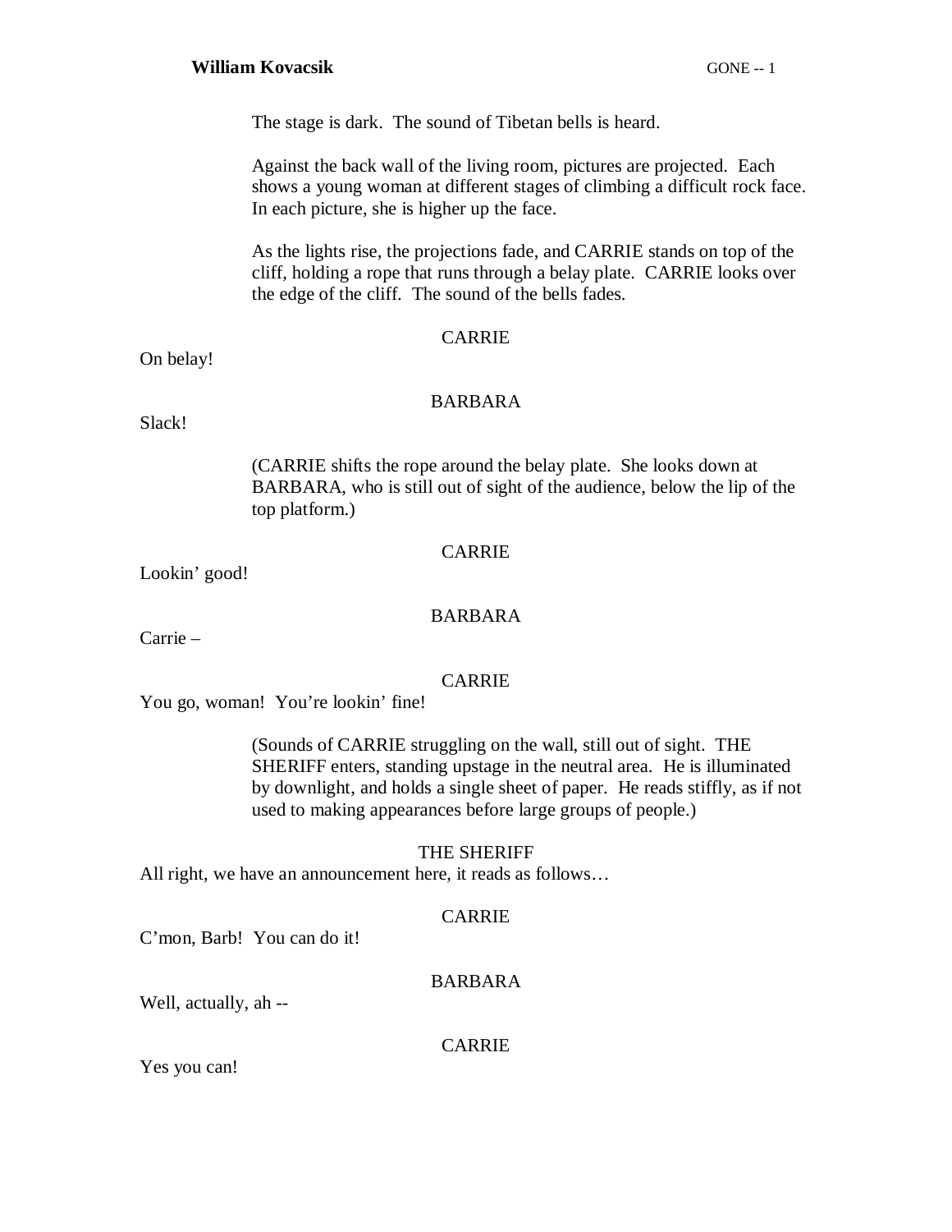The stage is dark. The sound of Tibetan bells is heard.

Against the back wall of the living room, pictures are projected. Each shows a young woman at different stages of climbing a difficult rock face. In each picture, she is higher up the face.

As the lights rise, the projections fade, and CARRIE stands on top of the cliff, holding a rope that runs through a belay plate. CARRIE looks over the edge of the cliff. The sound of the bells fades.

CARRIE

On belay!

BARBARA

Slack!

(CARRIE shifts the rope around the belay plate. She looks down at BARBARA, who is still out of sight of the audience, below the lip of the top platform.)

CARRIE

Lookin' good!

BARBARA

Carrie –

CARRIE

You go, woman! You're lookin' fine!

(Sounds of CARRIE struggling on the wall, still out of sight. THE SHERIFF enters, standing upstage in the neutral area. He is illuminated by downlight, and holds a single sheet of paper. He reads stiffly, as if not used to making appearances before large groups of people.)

THE SHERIFF

All right, we have an announcement here, it reads as follows…

CARRIE

C'mon, Barb! You can do it!

BARBARA

Well, actually, ah --

CARRIE

Yes you can!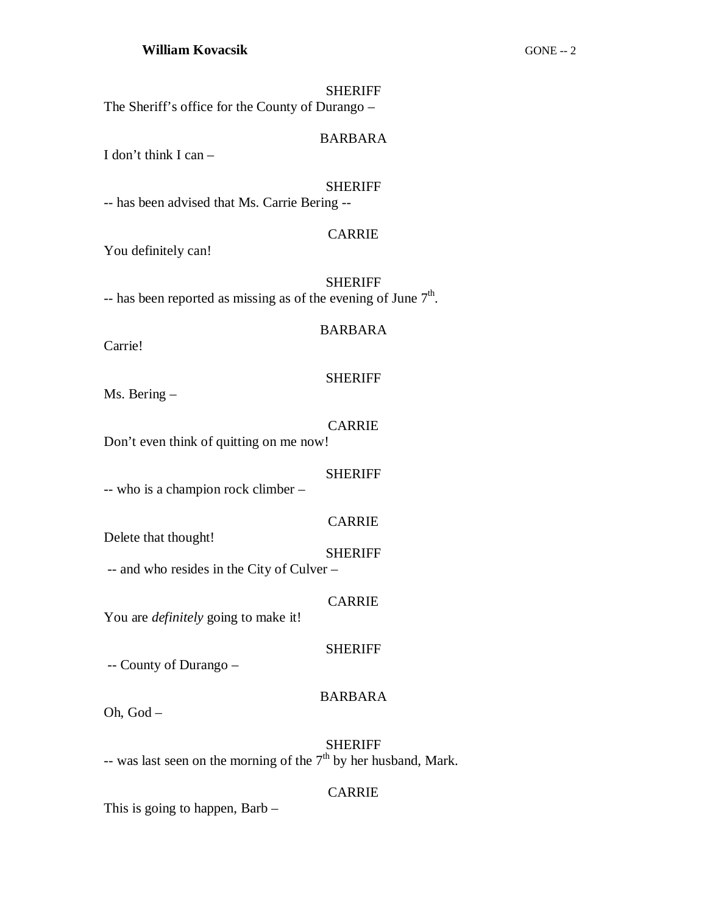SHERIFF

The Sheriff's office for the County of Durango –

BARBARA

I don't think I can –

SHERIFF

-- has been advised that Ms. Carrie Bering --

CARRIE

You definitely can!

SHERIFF

-- has been reported as missing as of the evening of June 7th.

BARBARA

Carrie!

SHERIFF

Ms. Bering –

CARRIE

Don't even think of quitting on me now!

SHERIFF

-- who is a champion rock climber –

CARRIE

Delete that thought!

SHERIFF

-- and who resides in the City of Culver –

CARRIE

You are *definitely* going to make it!

SHERIFF

-- County of Durango –

BARBARA

Oh, God –

SHERIFF

-- was last seen on the morning of the 7th by her husband, Mark.

CARRIE

This is going to happen, Barb –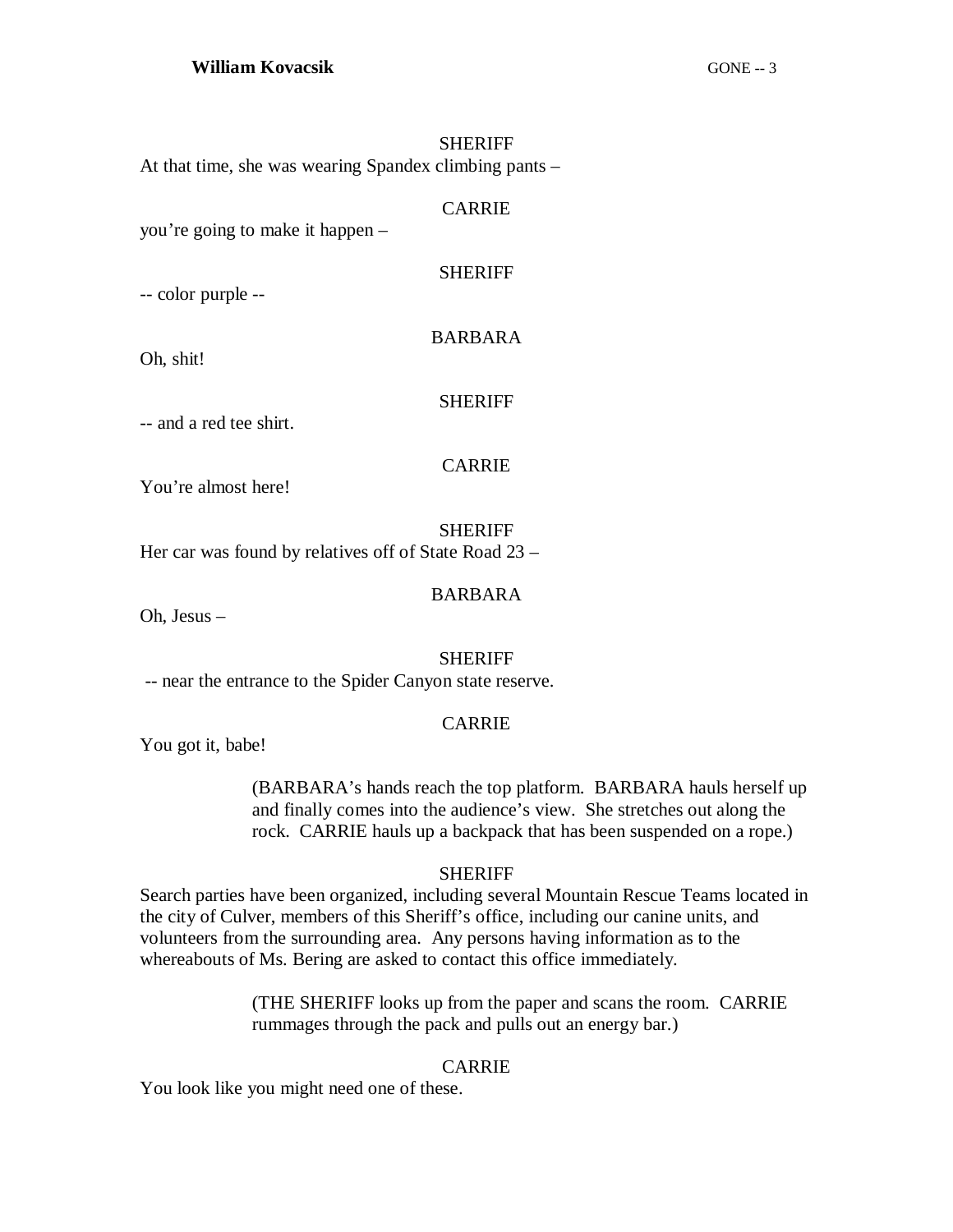SHERIFF

At that time, she was wearing Spandex climbing pants –

CARRIE

you're going to make it happen –

SHERIFF

-- color purple --

BARBARA

Oh, shit!

SHERIFF

-- and a red tee shirt.

CARRIE

You're almost here!

SHERIFF

Her car was found by relatives off of State Road 23 –

BARBARA

Oh, Jesus –

SHERIFF

-- near the entrance to the Spider Canyon state reserve.

CARRIE

You got it, babe!

(BARBARA's hands reach the top platform. BARBARA hauls herself up and finally comes into the audience's view. She stretches out along the rock. CARRIE hauls up a backpack that has been suspended on a rope.)

SHERIFF

Search parties have been organized, including several Mountain Rescue Teams located in the city of Culver, members of this Sheriff's office, including our canine units, and volunteers from the surrounding area. Any persons having information as to the whereabouts of Ms. Bering are asked to contact this office immediately.

(THE SHERIFF looks up from the paper and scans the room. CARRIE rummages through the pack and pulls out an energy bar.)

CARRIE

You look like you might need one of these.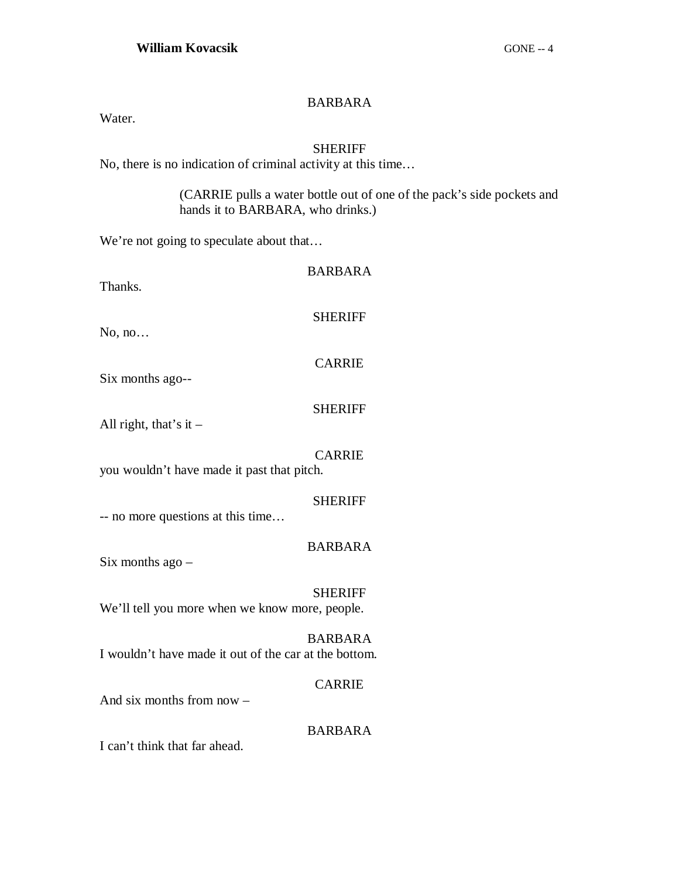BARBARA

Water.

SHERIFF

No, there is no indication of criminal activity at this time…

(CARRIE pulls a water bottle out of one of the pack's side pockets and hands it to BARBARA, who drinks.)

We're not going to speculate about that…

BARBARA

Thanks.

SHERIFF

No, no…

CARRIE

Six months ago--

SHERIFF

All right, that's it –

CARRIE

you wouldn't have made it past that pitch.

SHERIFF

-- no more questions at this time…

BARBARA

Six months ago –

SHERIFF

We'll tell you more when we know more, people.

BARBARA

I wouldn't have made it out of the car at the bottom.

CARRIE

And six months from now –

BARBARA

I can't think that far ahead.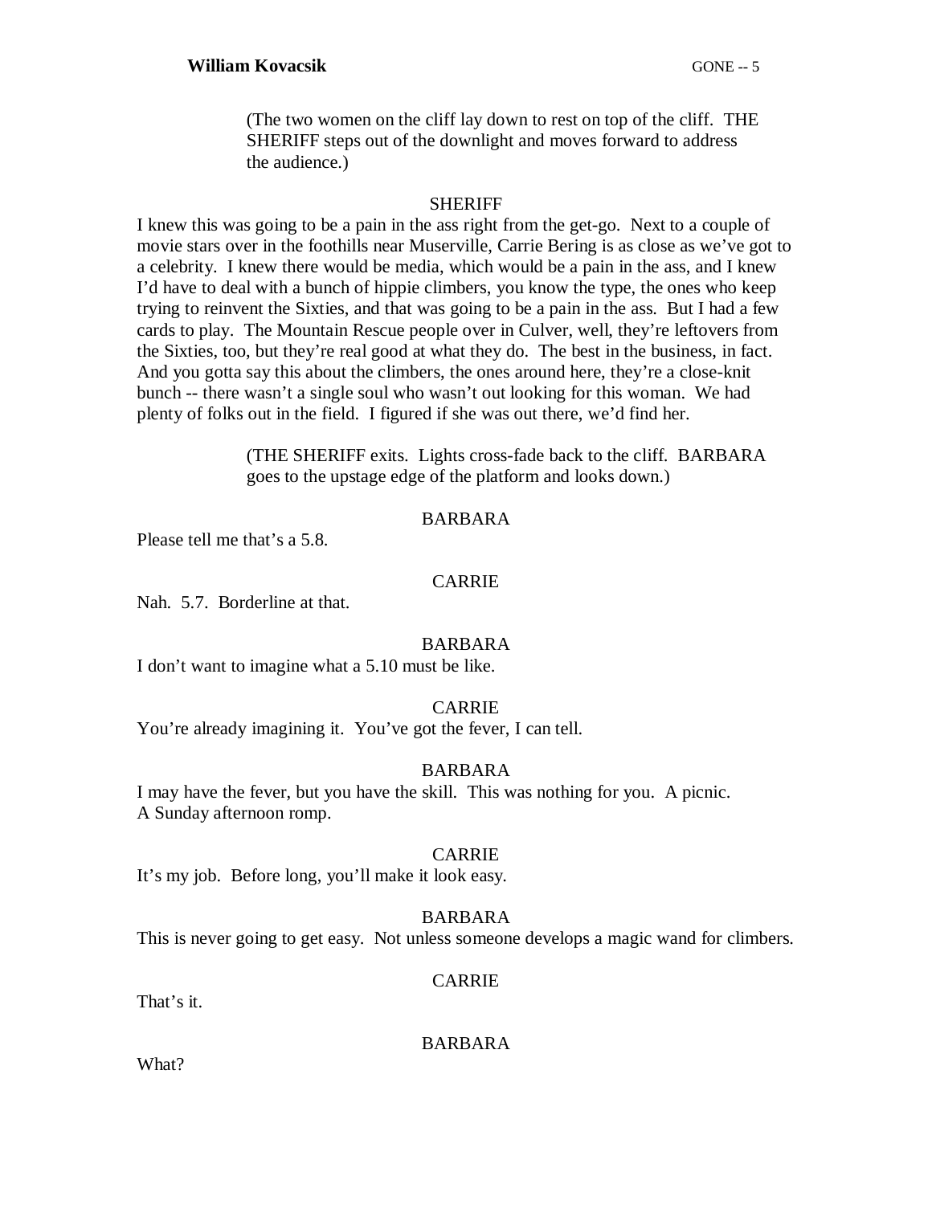(The two women on the cliff lay down to rest on top of the cliff. THE SHERIFF steps out of the downlight and moves forward to address the audience.)

SHERIFF

I knew this was going to be a pain in the ass right from the get-go. Next to a couple of movie stars over in the foothills near Muserville, Carrie Bering is as close as we've got to a celebrity. I knew there would be media, which would be a pain in the ass, and I knew I'd have to deal with a bunch of hippie climbers, you know the type, the ones who keep trying to reinvent the Sixties, and that was going to be a pain in the ass. But I had a few cards to play. The Mountain Rescue people over in Culver, well, they're leftovers from the Sixties, too, but they're real good at what they do. The best in the business, in fact. And you gotta say this about the climbers, the ones around here, they're a close-knit bunch -- there wasn't a single soul who wasn't out looking for this woman. We had plenty of folks out in the field. I figured if she was out there, we'd find her.

(THE SHERIFF exits. Lights cross-fade back to the cliff. BARBARA goes to the upstage edge of the platform and looks down.)

BARBARA

Please tell me that's a 5.8.

CARRIE

Nah. 5.7. Borderline at that.

BARBARA

I don't want to imagine what a 5.10 must be like.

CARRIE

You're already imagining it. You've got the fever, I can tell.

BARBARA

I may have the fever, but you have the skill. This was nothing for you. A picnic. A Sunday afternoon romp.

CARRIE

It's my job. Before long, you'll make it look easy.

BARBARA

This is never going to get easy. Not unless someone develops a magic wand for climbers.

CARRIE

That's it.

BARBARA

What?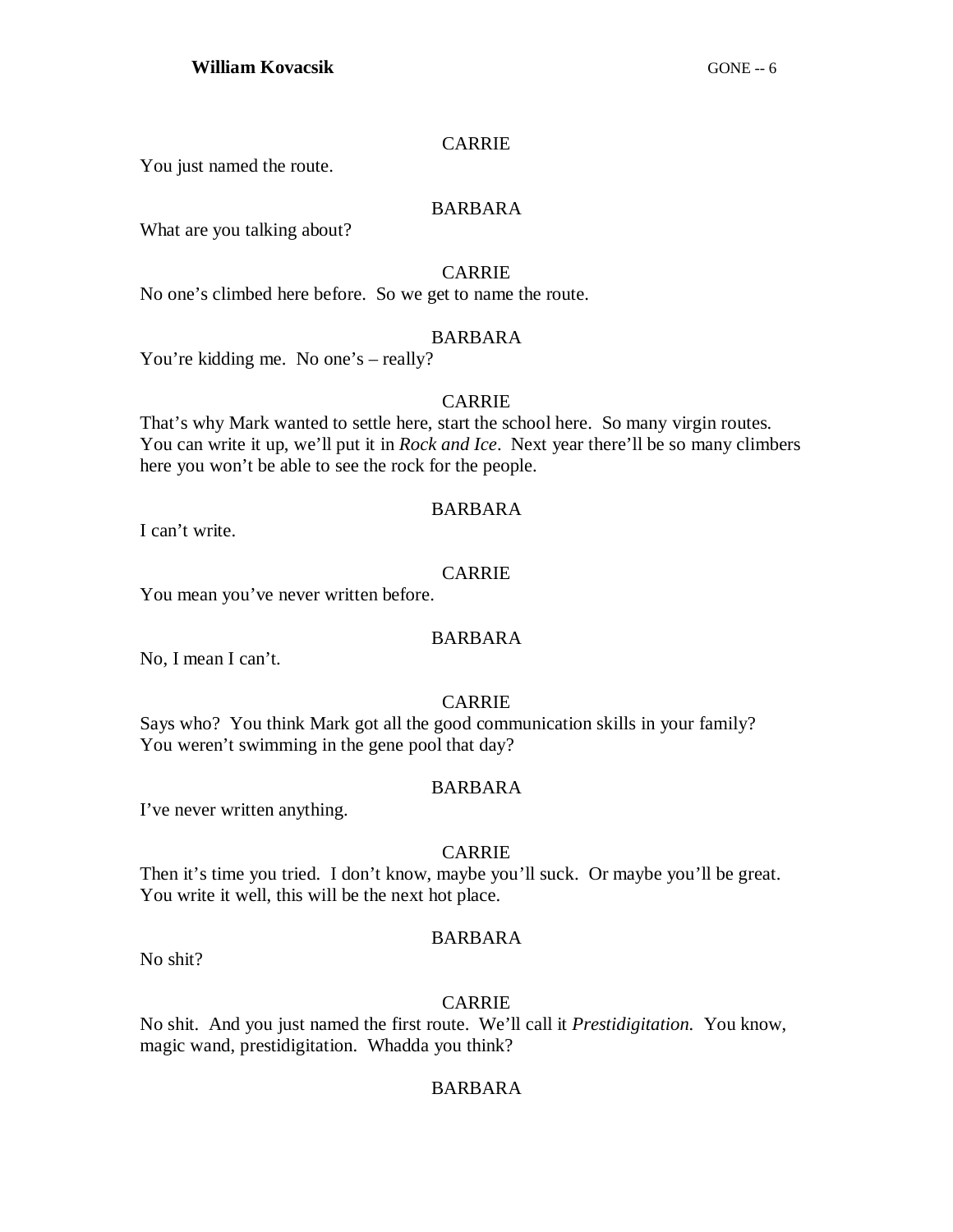CARRIE

You just named the route.

BARBARA

What are you talking about?

CARRIE

No one's climbed here before. So we get to name the route.

BARBARA

You're kidding me. No one's – really?

CARRIE

That's why Mark wanted to settle here, start the school here. So many virgin routes. You can write it up, we'll put it in *Rock and Ice*. Next year there'll be so many climbers here you won't be able to see the rock for the people.

BARBARA

I can't write.

CARRIE

You mean you've never written before.

BARBARA

No, I mean I can't.

CARRIE

Says who? You think Mark got all the good communication skills in your family? You weren't swimming in the gene pool that day?

BARBARA

I've never written anything.

CARRIE

Then it's time you tried. I don't know, maybe you'll suck. Or maybe you'll be great. You write it well, this will be the next hot place.

BARBARA

No shit?

CARRIE

No shit. And you just named the first route. We'll call it *Prestidigitation.* You know, magic wand, prestidigitation. Whadda you think?

BARBARA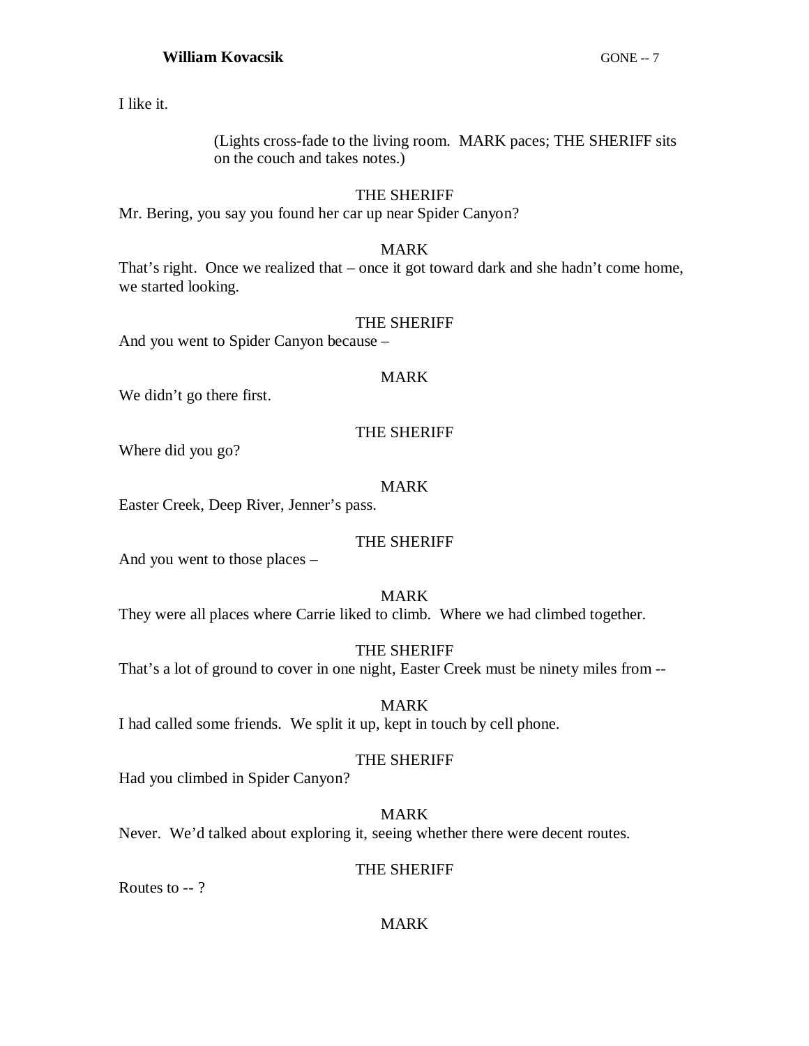I like it.

(Lights cross-fade to the living room. MARK paces; THE SHERIFF sits on the couch and takes notes.)

THE SHERIFF

Mr. Bering, you say you found her car up near Spider Canyon?

MARK

That's right. Once we realized that – once it got toward dark and she hadn't come home, we started looking.

THE SHERIFF

And you went to Spider Canyon because –

MARK

We didn't go there first.

THE SHERIFF

Where did you go?

MARK

Easter Creek, Deep River, Jenner's pass.

THE SHERIFF

And you went to those places –

MARK

They were all places where Carrie liked to climb. Where we had climbed together.

THE SHERIFF

That's a lot of ground to cover in one night, Easter Creek must be ninety miles from --

MARK

I had called some friends. We split it up, kept in touch by cell phone.

THE SHERIFF

Had you climbed in Spider Canyon?

MARK

Never. We'd talked about exploring it, seeing whether there were decent routes.

THE SHERIFF

Routes to -- ?

MARK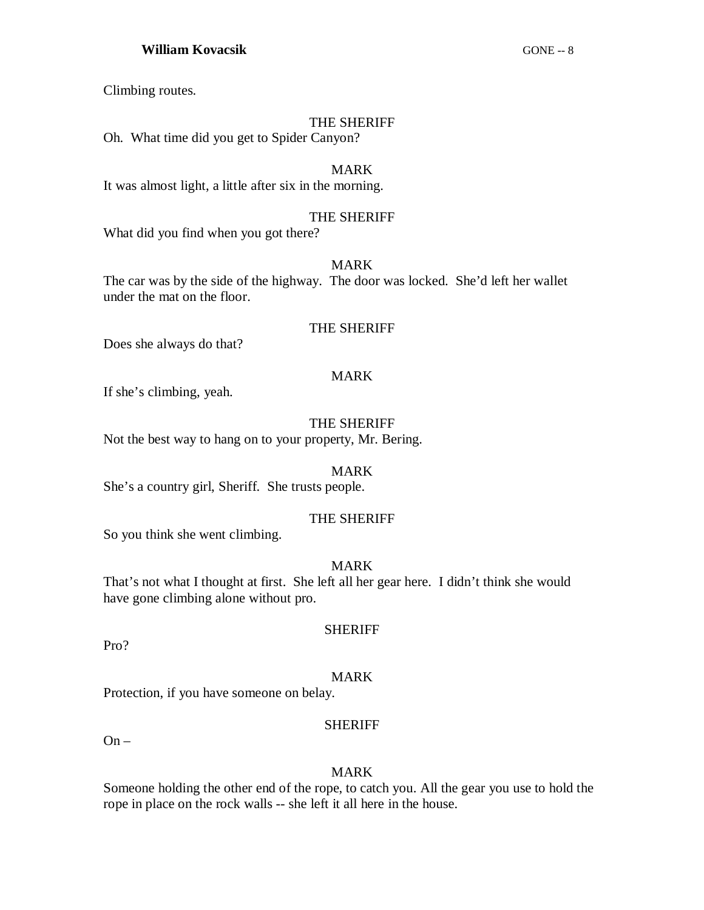Climbing routes.

THE SHERIFF

Oh. What time did you get to Spider Canyon?

MARK

It was almost light, a little after six in the morning.

THE SHERIFF

What did you find when you got there?

MARK

The car was by the side of the highway. The door was locked. She'd left her wallet under the mat on the floor.

THE SHERIFF

Does she always do that?

MARK

If she's climbing, yeah.

THE SHERIFF

Not the best way to hang on to your property, Mr. Bering.

MARK

She's a country girl, Sheriff. She trusts people.

THE SHERIFF

So you think she went climbing.

MARK

That's not what I thought at first. She left all her gear here. I didn't think she would have gone climbing alone without pro.

SHERIFF

Pro?

MARK

Protection, if you have someone on belay.

SHERIFF

On –

MARK

Someone holding the other end of the rope, to catch you. All the gear you use to hold the rope in place on the rock walls -- she left it all here in the house.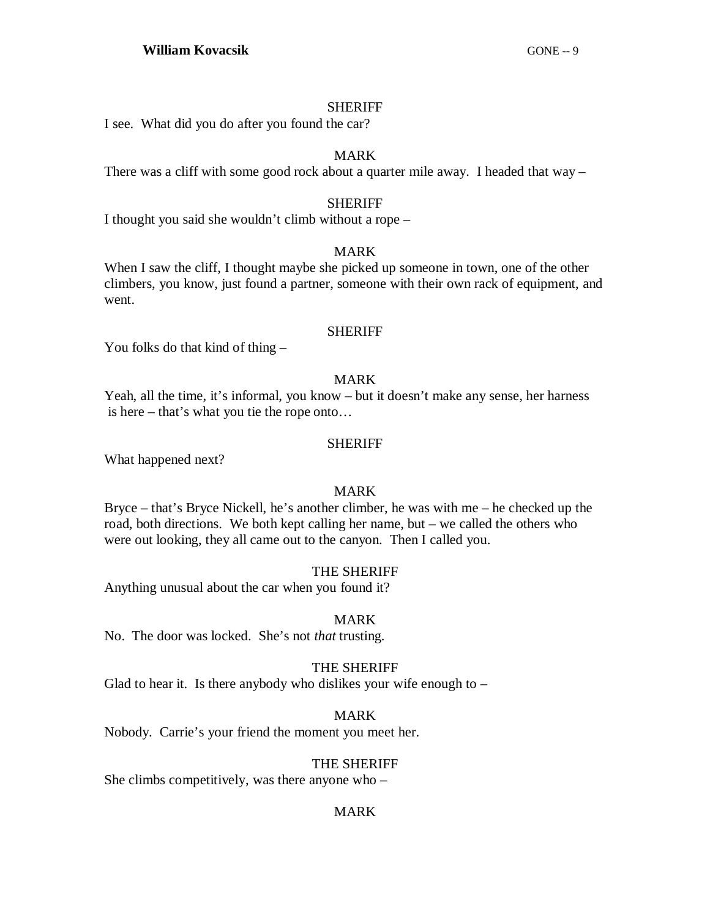SHERIFF

I see. What did you do after you found the car?

MARK

There was a cliff with some good rock about a quarter mile away. I headed that way –

SHERIFF

I thought you said she wouldn't climb without a rope –

MARK

When I saw the cliff, I thought maybe she picked up someone in town, one of the other climbers, you know, just found a partner, someone with their own rack of equipment, and went.

SHERIFF

You folks do that kind of thing –

MARK

Yeah, all the time, it's informal, you know – but it doesn't make any sense, her harness is here – that's what you tie the rope onto…

SHERIFF

What happened next?

MARK

Bryce – that's Bryce Nickell, he's another climber, he was with me – he checked up the road, both directions. We both kept calling her name, but – we called the others who were out looking, they all came out to the canyon. Then I called you.

THE SHERIFF

Anything unusual about the car when you found it?

MARK

No. The door was locked. She's not *that* trusting.

THE SHERIFF

Glad to hear it. Is there anybody who dislikes your wife enough to –

MARK

Nobody. Carrie's your friend the moment you meet her.

THE SHERIFF

She climbs competitively, was there anyone who –

MARK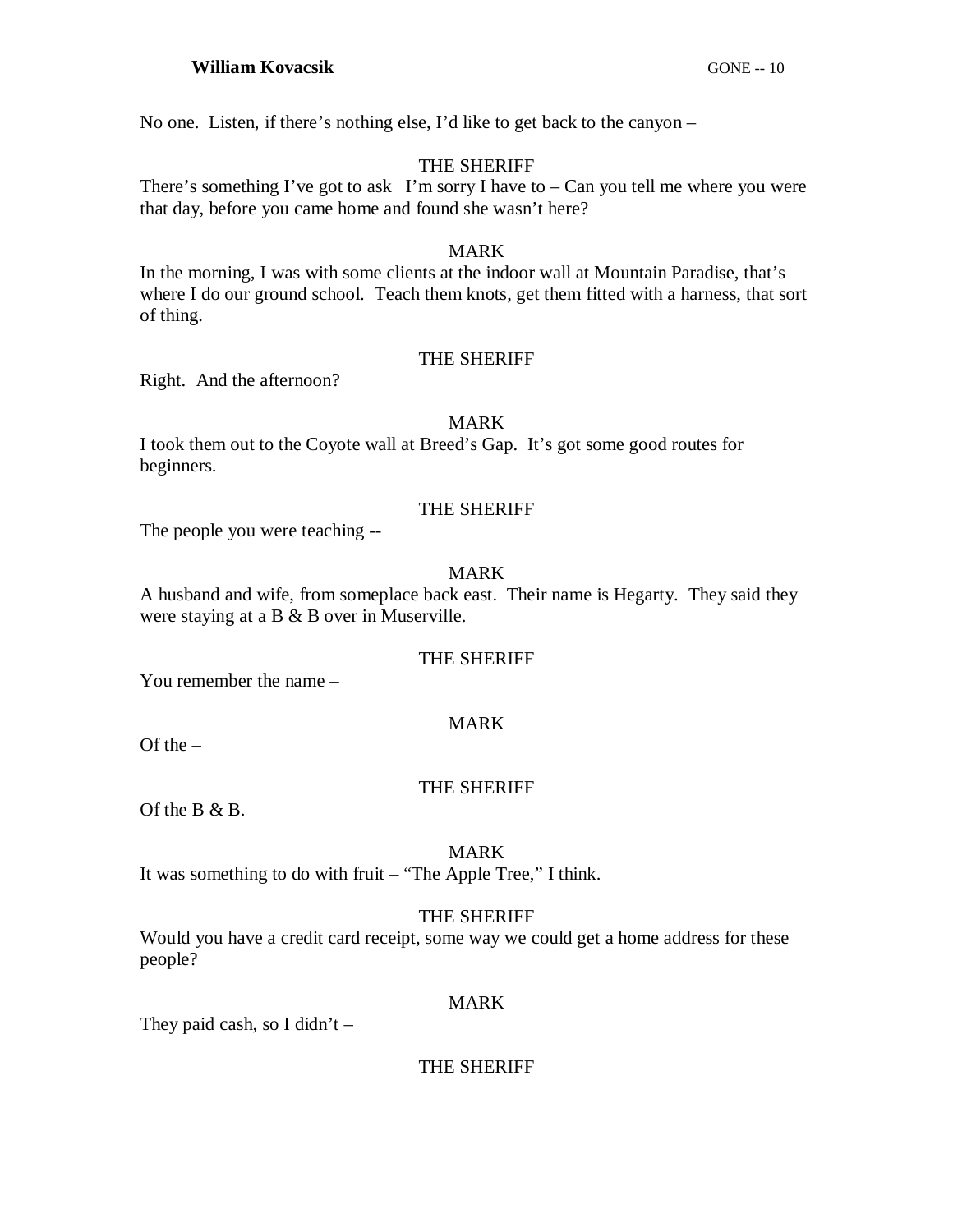No one.  Listen, if there's nothing else, I'd like to get back to the canyon –

THE SHERIFF

There's something I've got to ask   I'm sorry I have to – Can you tell me where you were that day, before you came home and found she wasn't here?

MARK

In the morning, I was with some clients at the indoor wall at Mountain Paradise, that's where I do our ground school.  Teach them knots, get them fitted with a harness, that sort of thing.

THE SHERIFF

Right.  And the afternoon?

MARK

I took them out to the Coyote wall at Breed's Gap.  It's got some good routes for beginners.

THE SHERIFF

The people you were teaching --

MARK

A husband and wife, from someplace back east.  Their name is Hegarty.  They said they were staying at a B & B over in Muserville.

THE SHERIFF

You remember the name –

MARK

Of the –

THE SHERIFF

Of the B & B.

MARK

It was something to do with fruit – "The Apple Tree," I think.

THE SHERIFF

Would you have a credit card receipt, some way we could get a home address for these people?

MARK

They paid cash, so I didn't –

THE SHERIFF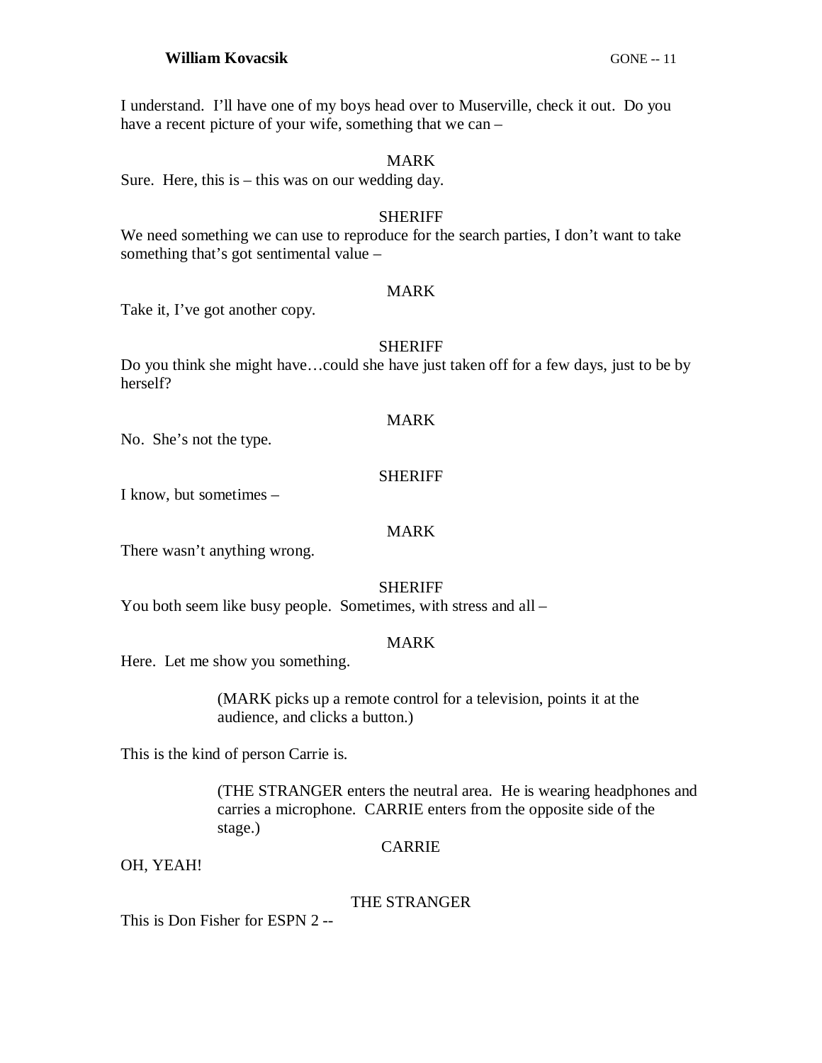I understand. I'll have one of my boys head over to Muserville, check it out. Do you have a recent picture of your wife, something that we can –

MARK

Sure. Here, this is – this was on our wedding day.

SHERIFF

We need something we can use to reproduce for the search parties, I don't want to take something that's got sentimental value –

MARK

Take it, I've got another copy.

SHERIFF

Do you think she might have…could she have just taken off for a few days, just to be by herself?

MARK

No. She's not the type.

SHERIFF

I know, but sometimes –

MARK

There wasn't anything wrong.

SHERIFF

You both seem like busy people. Sometimes, with stress and all –

MARK

Here. Let me show you something.

> (MARK picks up a remote control for a television, points it at the audience, and clicks a button.)

This is the kind of person Carrie is.

> (THE STRANGER enters the neutral area. He is wearing headphones and carries a microphone. CARRIE enters from the opposite side of the stage.)

CARRIE

OH, YEAH!

THE STRANGER

This is Don Fisher for ESPN 2 --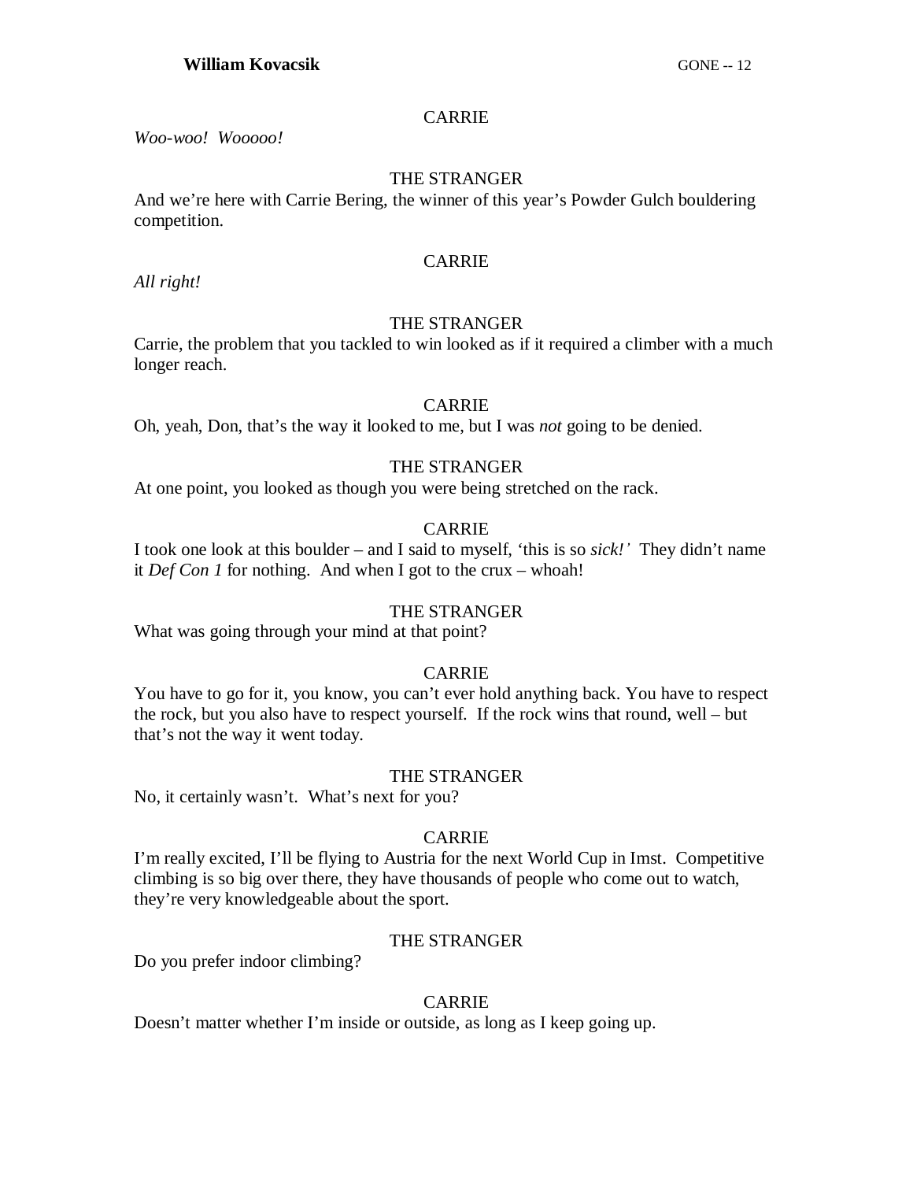CARRIE

*Woo-woo! Wooooo!*

THE STRANGER

And we're here with Carrie Bering, the winner of this year's Powder Gulch bouldering competition.

CARRIE

*All right!*

THE STRANGER

Carrie, the problem that you tackled to win looked as if it required a climber with a much longer reach.

CARRIE

Oh, yeah, Don, that's the way it looked to me, but I was *not* going to be denied.

THE STRANGER

At one point, you looked as though you were being stretched on the rack.

CARRIE

I took one look at this boulder – and I said to myself, 'this is so *sick!'* They didn't name it *Def Con 1* for nothing. And when I got to the crux – whoah!

THE STRANGER

What was going through your mind at that point?

CARRIE

You have to go for it, you know, you can't ever hold anything back. You have to respect the rock, but you also have to respect yourself. If the rock wins that round, well – but that's not the way it went today.

THE STRANGER

No, it certainly wasn't. What's next for you?

CARRIE

I'm really excited, I'll be flying to Austria for the next World Cup in Imst. Competitive climbing is so big over there, they have thousands of people who come out to watch, they're very knowledgeable about the sport.

THE STRANGER

Do you prefer indoor climbing?

CARRIE

Doesn't matter whether I'm inside or outside, as long as I keep going up.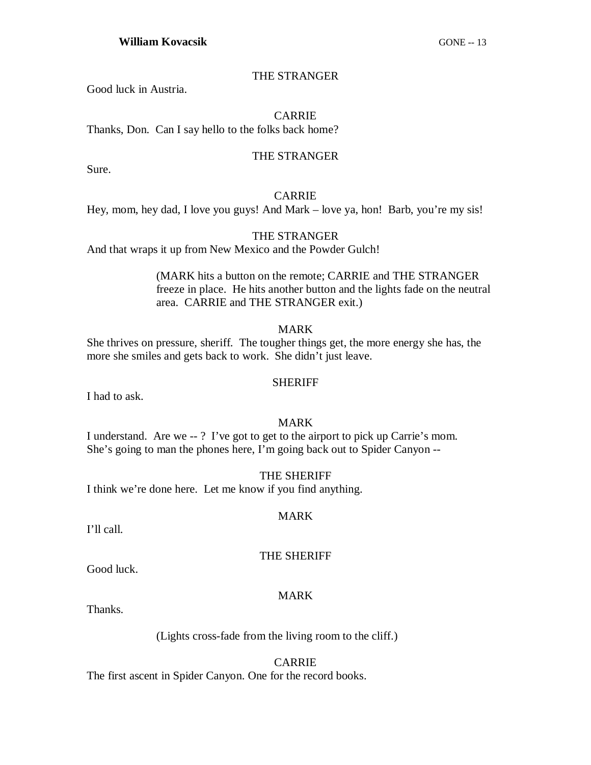THE STRANGER

Good luck in Austria.

CARRIE

Thanks, Don. Can I say hello to the folks back home?

THE STRANGER

Sure.

CARRIE

Hey, mom, hey dad, I love you guys! And Mark – love ya, hon! Barb, you're my sis!

THE STRANGER

And that wraps it up from New Mexico and the Powder Gulch!

(MARK hits a button on the remote; CARRIE and THE STRANGER freeze in place. He hits another button and the lights fade on the neutral area. CARRIE and THE STRANGER exit.)

MARK

She thrives on pressure, sheriff. The tougher things get, the more energy she has, the more she smiles and gets back to work. She didn't just leave.

SHERIFF

I had to ask.

MARK

I understand. Are we -- ? I've got to get to the airport to pick up Carrie's mom. She's going to man the phones here, I'm going back out to Spider Canyon --

THE SHERIFF

I think we're done here. Let me know if you find anything.

MARK

I'll call.

THE SHERIFF

Good luck.

MARK

Thanks.

(Lights cross-fade from the living room to the cliff.)

CARRIE

The first ascent in Spider Canyon. One for the record books.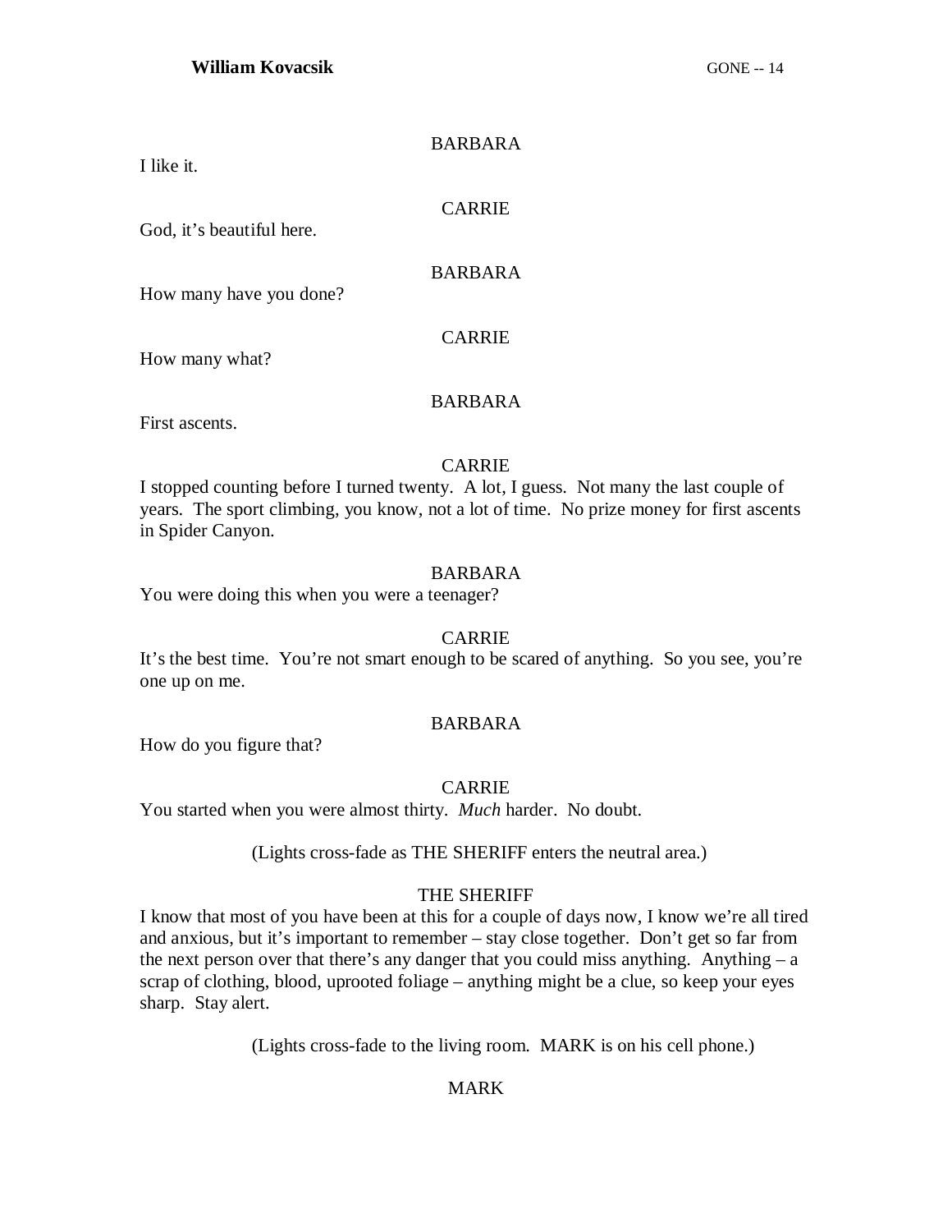BARBARA

I like it.

CARRIE

God, it's beautiful here.

BARBARA

How many have you done?

CARRIE

How many what?

BARBARA

First ascents.

CARRIE

I stopped counting before I turned twenty. A lot, I guess. Not many the last couple of years. The sport climbing, you know, not a lot of time. No prize money for first ascents in Spider Canyon.

BARBARA

You were doing this when you were a teenager?

CARRIE

It's the best time. You're not smart enough to be scared of anything. So you see, you're one up on me.

BARBARA

How do you figure that?

CARRIE

You started when you were almost thirty. *Much* harder. No doubt.

(Lights cross-fade as THE SHERIFF enters the neutral area.)

THE SHERIFF

I know that most of you have been at this for a couple of days now, I know we're all tired and anxious, but it's important to remember – stay close together. Don't get so far from the next person over that there's any danger that you could miss anything. Anything – a scrap of clothing, blood, uprooted foliage – anything might be a clue, so keep your eyes sharp. Stay alert.

(Lights cross-fade to the living room. MARK is on his cell phone.)

MARK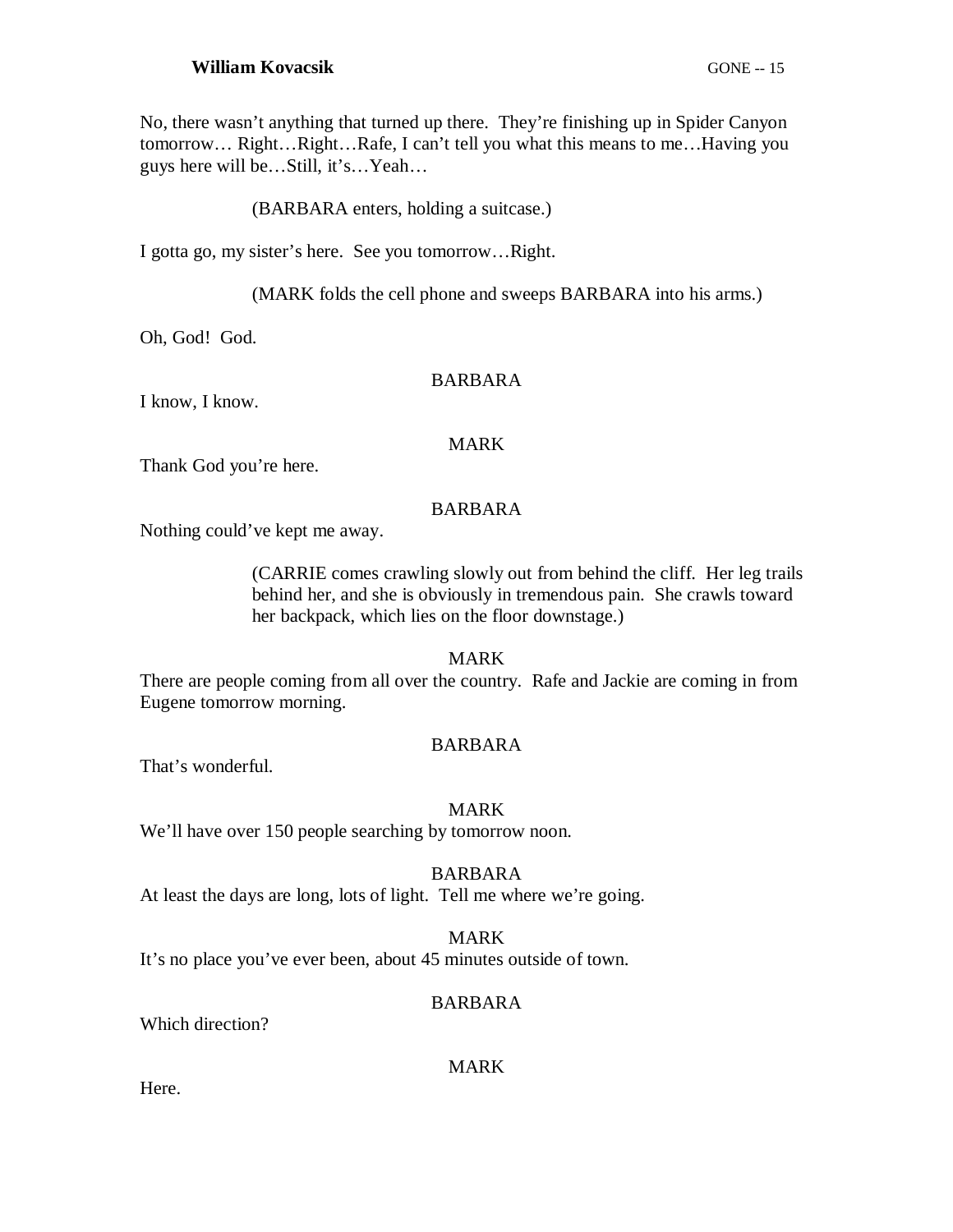No, there wasn't anything that turned up there. They're finishing up in Spider Canyon tomorrow… Right…Right…Rafe, I can't tell you what this means to me…Having you guys here will be…Still, it's…Yeah…

(BARBARA enters, holding a suitcase.)

I gotta go, my sister's here. See you tomorrow…Right.

(MARK folds the cell phone and sweeps BARBARA into his arms.)

Oh, God! God.

BARBARA

I know, I know.

MARK

Thank God you're here.

BARBARA

Nothing could've kept me away.

(CARRIE comes crawling slowly out from behind the cliff. Her leg trails behind her, and she is obviously in tremendous pain. She crawls toward her backpack, which lies on the floor downstage.)

MARK

There are people coming from all over the country. Rafe and Jackie are coming in from Eugene tomorrow morning.

BARBARA

That's wonderful.

MARK

We'll have over 150 people searching by tomorrow noon.

BARBARA

At least the days are long, lots of light. Tell me where we're going.

MARK

It's no place you've ever been, about 45 minutes outside of town.

BARBARA

Which direction?

MARK

Here.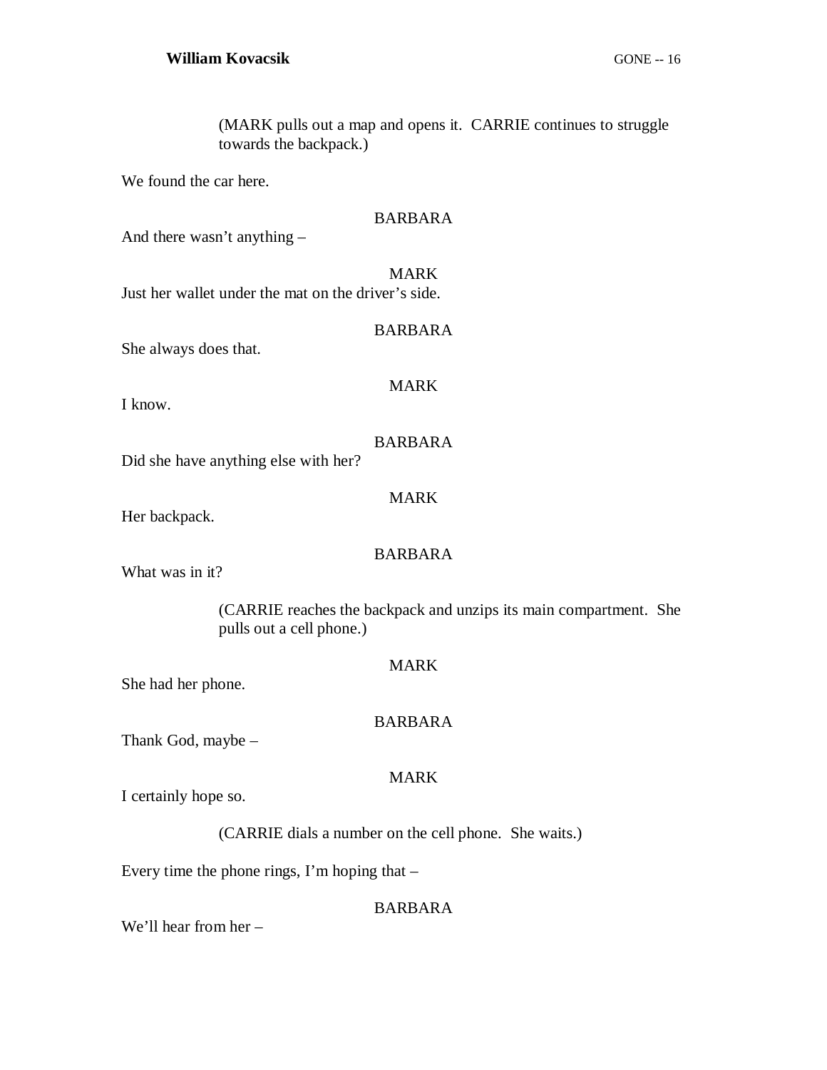(MARK pulls out a map and opens it. CARRIE continues to struggle towards the backpack.)

We found the car here.

BARBARA

And there wasn't anything –

MARK

Just her wallet under the mat on the driver's side.

BARBARA

She always does that.

MARK

I know.

BARBARA

Did she have anything else with her?

MARK

Her backpack.

BARBARA

What was in it?

(CARRIE reaches the backpack and unzips its main compartment. She pulls out a cell phone.)

MARK

She had her phone.

BARBARA

Thank God, maybe –

MARK

I certainly hope so.

(CARRIE dials a number on the cell phone. She waits.)

Every time the phone rings, I'm hoping that –

BARBARA

We'll hear from her –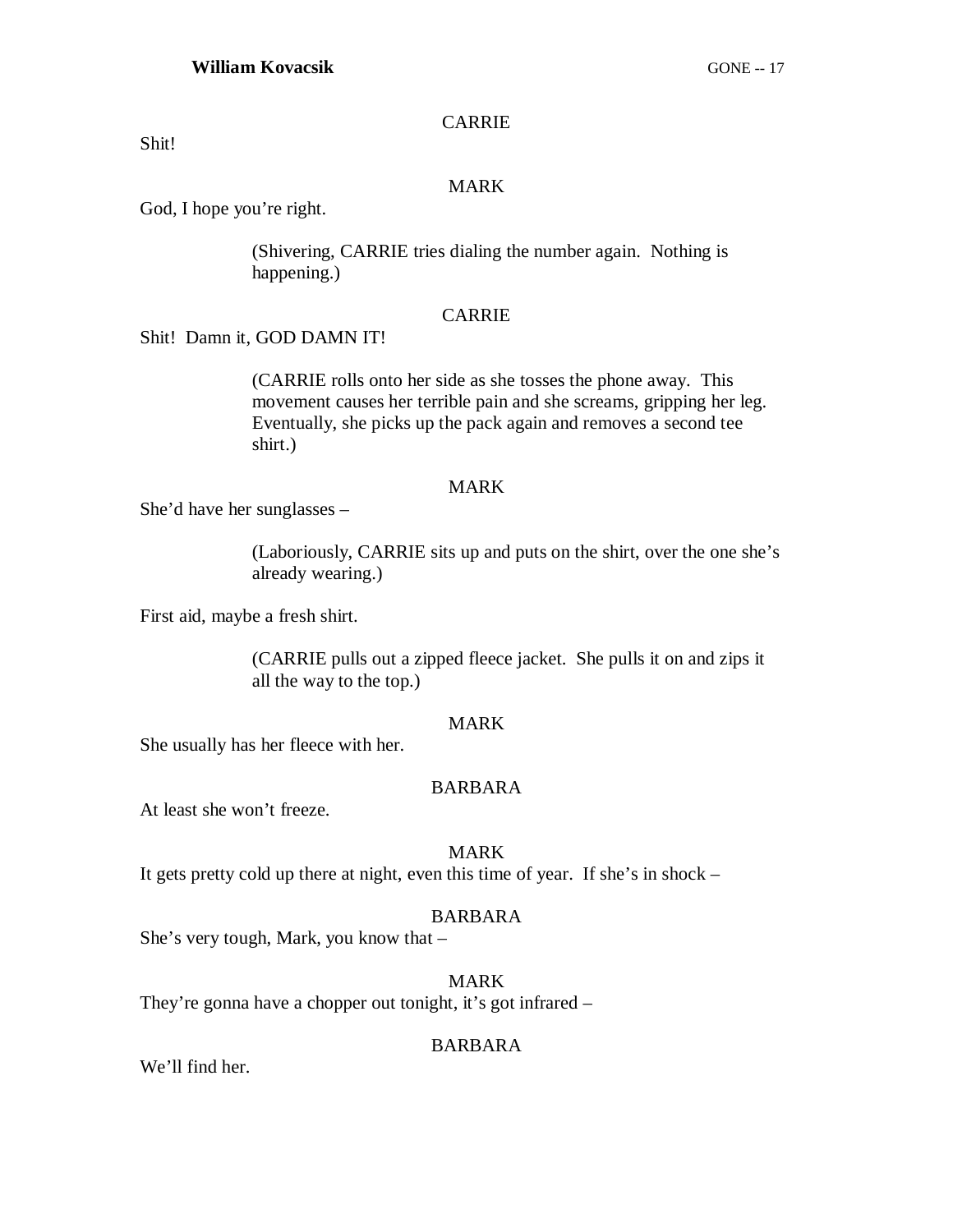CARRIE

Shit!

MARK

God, I hope you're right.

(Shivering, CARRIE tries dialing the number again. Nothing is happening.)

CARRIE

Shit! Damn it, GOD DAMN IT!

(CARRIE rolls onto her side as she tosses the phone away. This movement causes her terrible pain and she screams, gripping her leg. Eventually, she picks up the pack again and removes a second tee shirt.)

MARK

She'd have her sunglasses –

(Laboriously, CARRIE sits up and puts on the shirt, over the one she's already wearing.)

First aid, maybe a fresh shirt.

(CARRIE pulls out a zipped fleece jacket. She pulls it on and zips it all the way to the top.)

MARK

She usually has her fleece with her.

BARBARA

At least she won't freeze.

MARK

It gets pretty cold up there at night, even this time of year. If she's in shock –

BARBARA

She's very tough, Mark, you know that –

MARK

They're gonna have a chopper out tonight, it's got infrared –

BARBARA

We'll find her.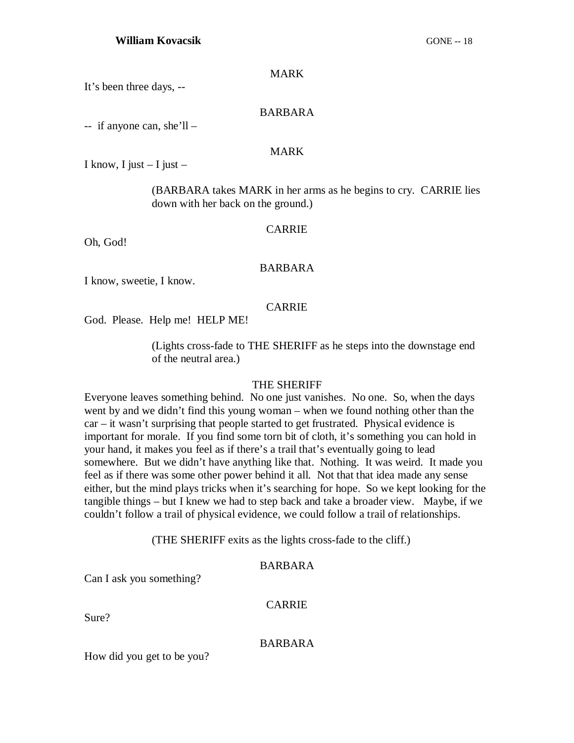MARK

It's been three days, --

BARBARA

-- if anyone can, she'll –

MARK

I know, I just – I just –

(BARBARA takes MARK in her arms as he begins to cry. CARRIE lies down with her back on the ground.)

CARRIE

Oh, God!

BARBARA

I know, sweetie, I know.

CARRIE

God. Please. Help me! HELP ME!

(Lights cross-fade to THE SHERIFF as he steps into the downstage end of the neutral area.)

THE SHERIFF

Everyone leaves something behind. No one just vanishes. No one. So, when the days went by and we didn't find this young woman – when we found nothing other than the car – it wasn't surprising that people started to get frustrated. Physical evidence is important for morale. If you find some torn bit of cloth, it's something you can hold in your hand, it makes you feel as if there's a trail that's eventually going to lead somewhere. But we didn't have anything like that. Nothing. It was weird. It made you feel as if there was some other power behind it all. Not that that idea made any sense either, but the mind plays tricks when it's searching for hope. So we kept looking for the tangible things – but I knew we had to step back and take a broader view. Maybe, if we couldn't follow a trail of physical evidence, we could follow a trail of relationships.

(THE SHERIFF exits as the lights cross-fade to the cliff.)

BARBARA

Can I ask you something?

CARRIE

Sure?

BARBARA

How did you get to be you?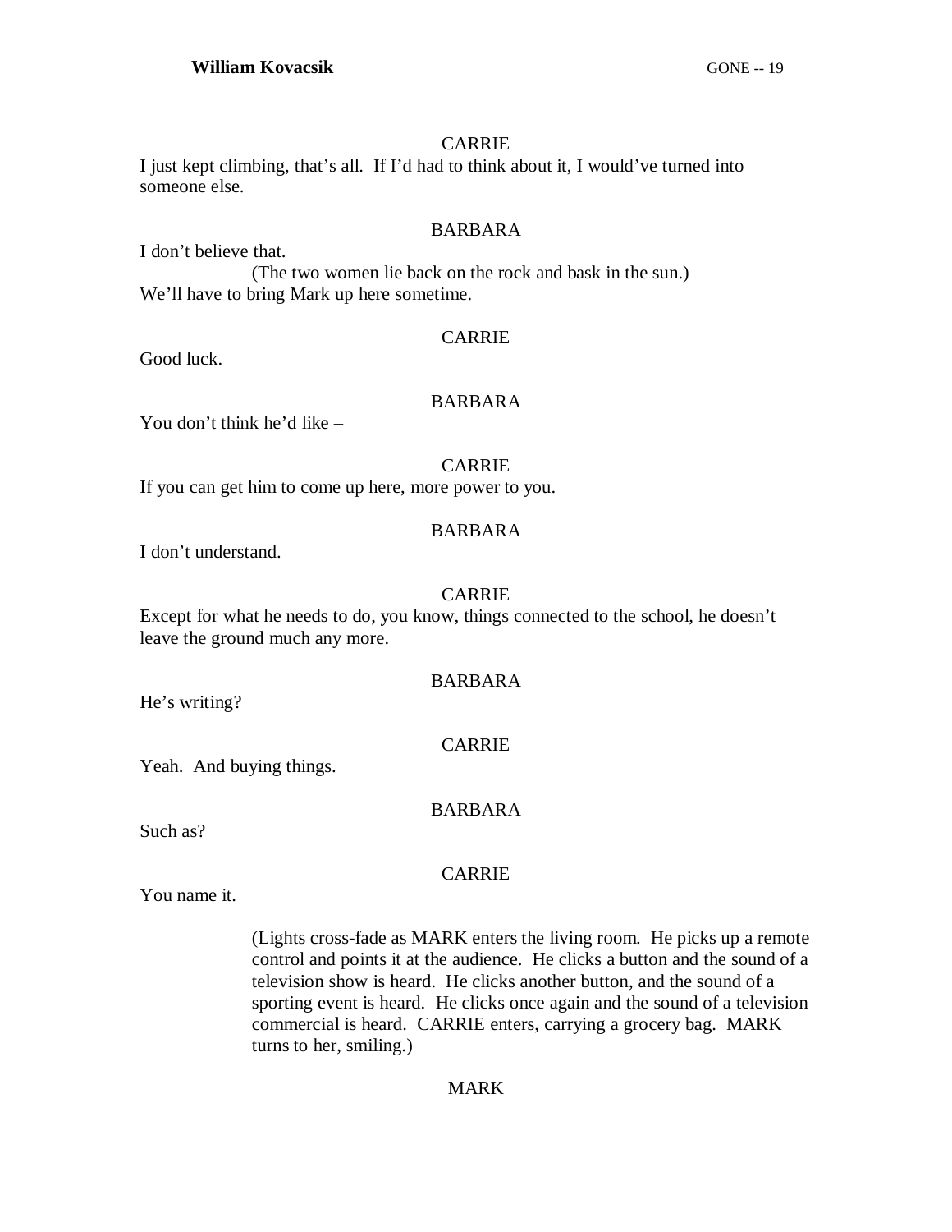CARRIE

I just kept climbing, that's all. If I'd had to think about it, I would've turned into someone else.

BARBARA

I don't believe that.

(The two women lie back on the rock and bask in the sun.)

We'll have to bring Mark up here sometime.

CARRIE

Good luck.

BARBARA

You don't think he'd like –

CARRIE

If you can get him to come up here, more power to you.

BARBARA

I don't understand.

CARRIE

Except for what he needs to do, you know, things connected to the school, he doesn't leave the ground much any more.

BARBARA

He's writing?

CARRIE

Yeah. And buying things.

BARBARA

Such as?

CARRIE

You name it.

(Lights cross-fade as MARK enters the living room. He picks up a remote control and points it at the audience. He clicks a button and the sound of a television show is heard. He clicks another button, and the sound of a sporting event is heard. He clicks once again and the sound of a television commercial is heard. CARRIE enters, carrying a grocery bag. MARK turns to her, smiling.)

MARK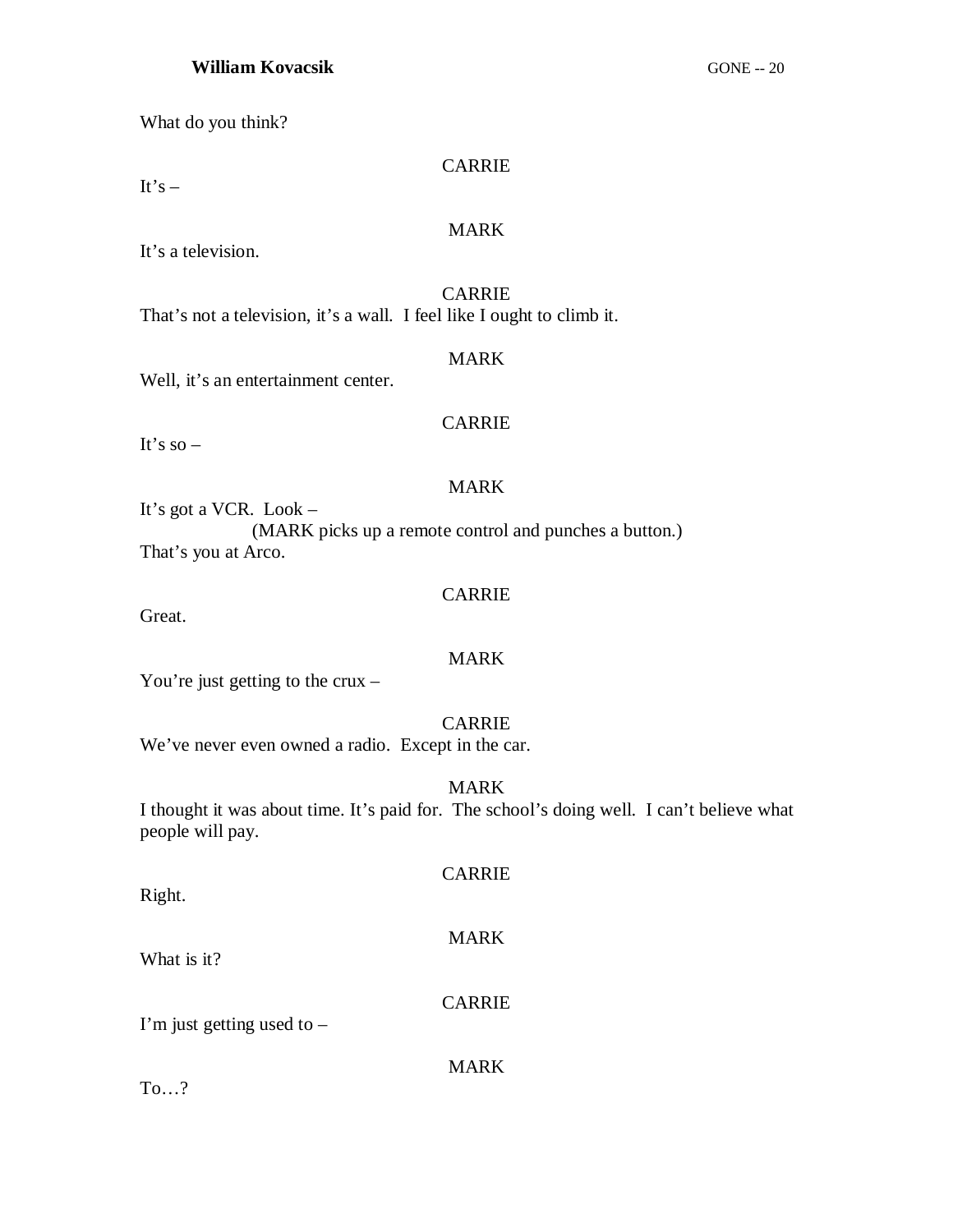What do you think?

CARRIE

It's –

MARK

It's a television.

CARRIE

That's not a television, it's a wall. I feel like I ought to climb it.

MARK

Well, it's an entertainment center.

CARRIE

It's so –

MARK

It's got a VCR. Look –

(MARK picks up a remote control and punches a button.)

That's you at Arco.

CARRIE

Great.

MARK

You're just getting to the crux –

CARRIE

We've never even owned a radio. Except in the car.

MARK

I thought it was about time. It's paid for. The school's doing well. I can't believe what people will pay.

CARRIE

Right.

MARK

What is it?

CARRIE

I'm just getting used to –

MARK

To…?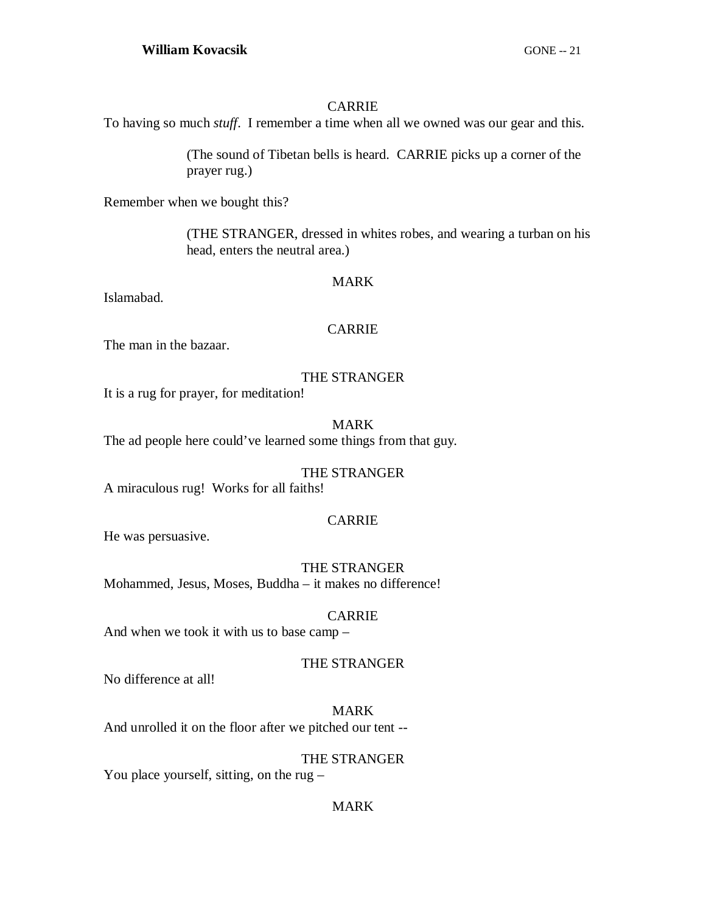CARRIE

To having so much *stuff*. I remember a time when all we owned was our gear and this.

(The sound of Tibetan bells is heard. CARRIE picks up a corner of the prayer rug.)

Remember when we bought this?

(THE STRANGER, dressed in whites robes, and wearing a turban on his head, enters the neutral area.)

MARK

Islamabad.

CARRIE

The man in the bazaar.

THE STRANGER

It is a rug for prayer, for meditation!

MARK

The ad people here could've learned some things from that guy.

THE STRANGER

A miraculous rug! Works for all faiths!

CARRIE

He was persuasive.

THE STRANGER

Mohammed, Jesus, Moses, Buddha – it makes no difference!

CARRIE

And when we took it with us to base camp –

THE STRANGER

No difference at all!

MARK

And unrolled it on the floor after we pitched our tent --

THE STRANGER

You place yourself, sitting, on the rug –

MARK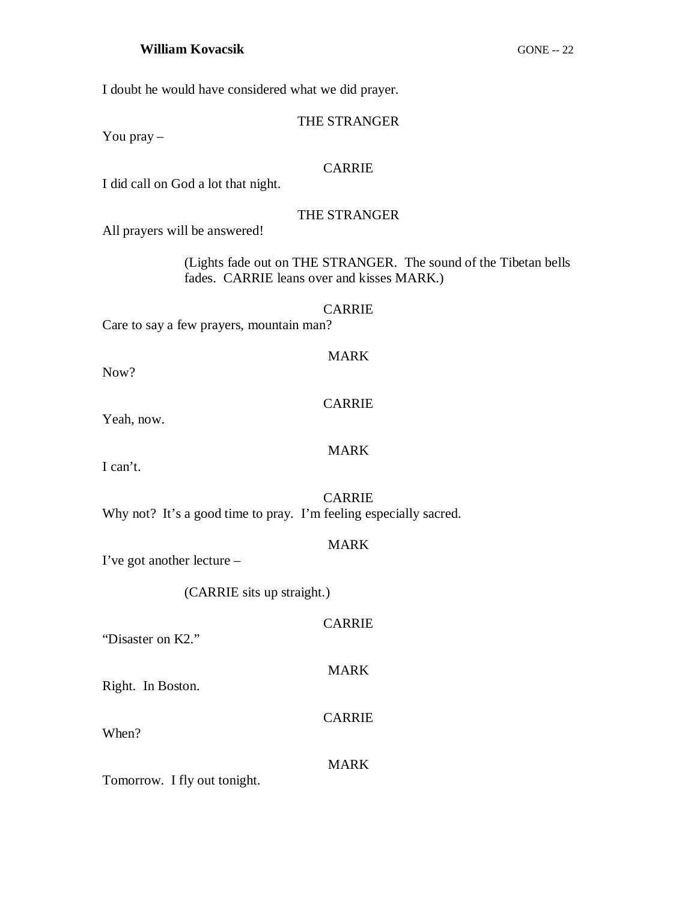I doubt he would have considered what we did prayer.

THE STRANGER

You pray –

CARRIE

I did call on God a lot that night.

THE STRANGER

All prayers will be answered!

(Lights fade out on THE STRANGER. The sound of the Tibetan bells fades. CARRIE leans over and kisses MARK.)

CARRIE

Care to say a few prayers, mountain man?

MARK

Now?

CARRIE

Yeah, now.

MARK

I can't.

CARRIE

Why not? It's a good time to pray. I'm feeling especially sacred.

MARK

I've got another lecture –

(CARRIE sits up straight.)

CARRIE

"Disaster on K2."

MARK

Right. In Boston.

CARRIE

When?

MARK

Tomorrow. I fly out tonight.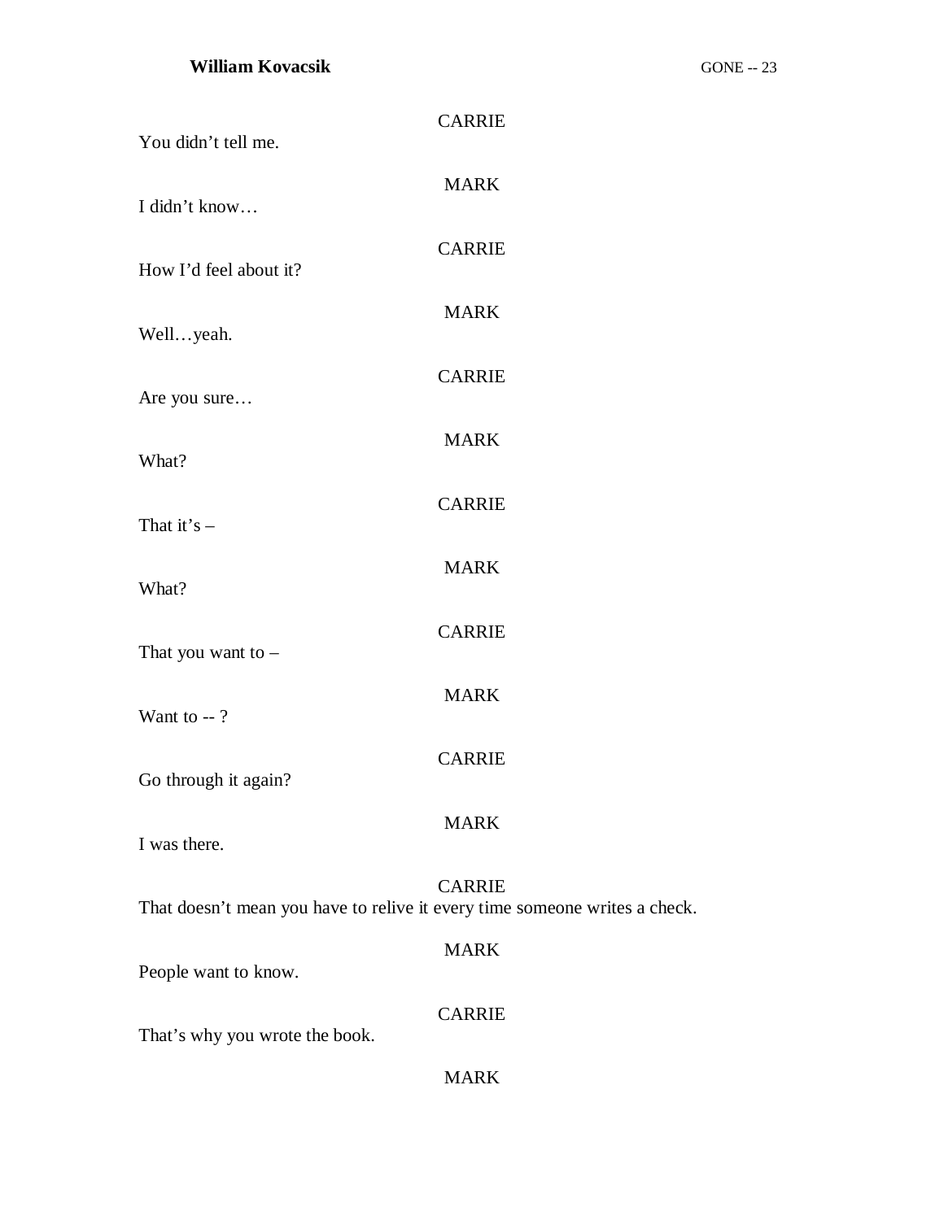CARRIE

You didn't tell me.

MARK

I didn't know…

CARRIE

How I'd feel about it?

MARK

Well…yeah.

CARRIE

Are you sure…

MARK

What?

CARRIE

That it's –

MARK

What?

CARRIE

That you want to –

MARK

Want to -- ?

CARRIE

Go through it again?

MARK

I was there.

CARRIE

That doesn't mean you have to relive it every time someone writes a check.

MARK

People want to know.

CARRIE

That's why you wrote the book.

MARK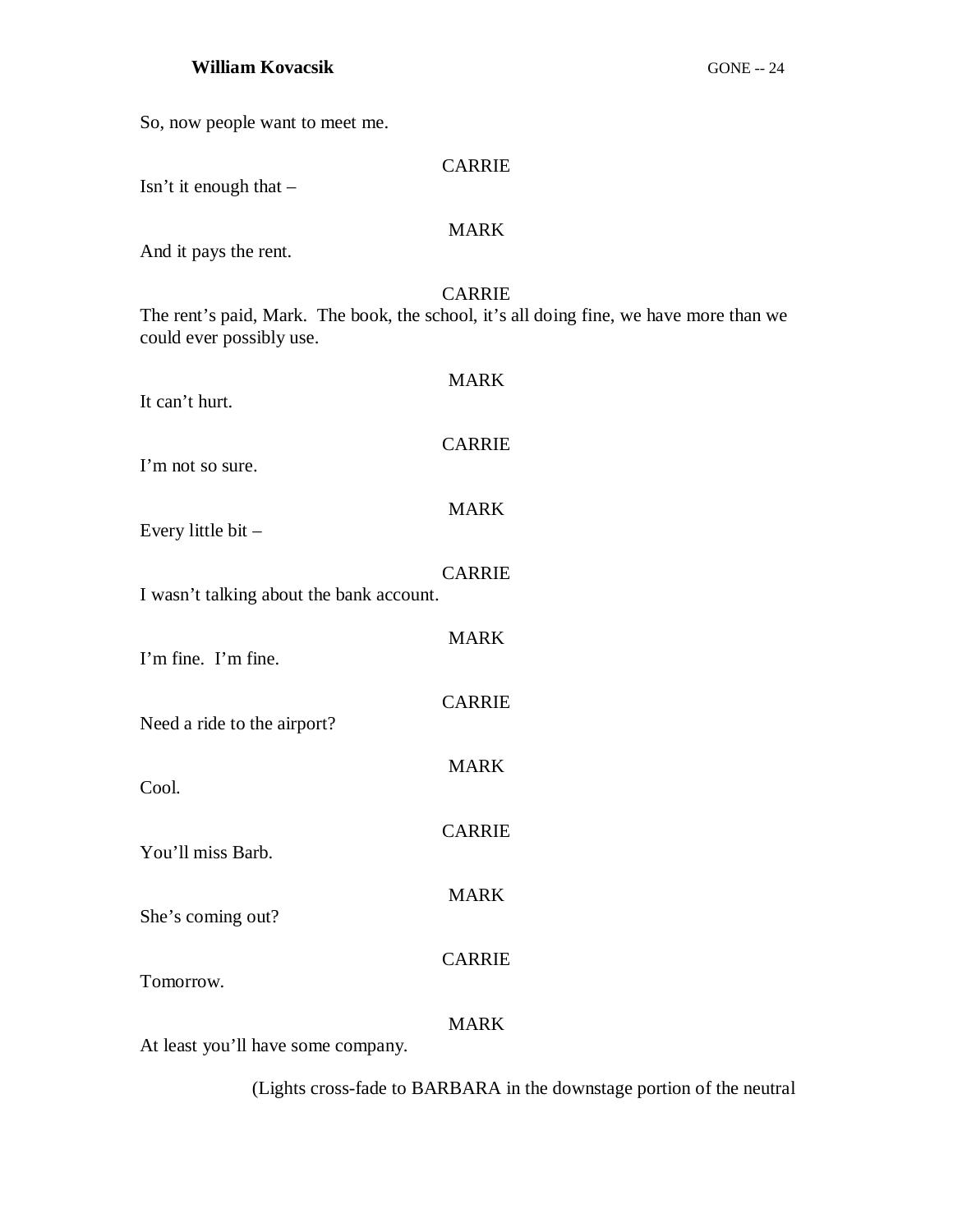So, now people want to meet me.

CARRIE

Isn't it enough that –

MARK

And it pays the rent.

CARRIE

The rent's paid, Mark. The book, the school, it's all doing fine, we have more than we could ever possibly use.

MARK

It can't hurt.

CARRIE

I'm not so sure.

MARK

Every little bit –

CARRIE

I wasn't talking about the bank account.

MARK

I'm fine. I'm fine.

CARRIE

Need a ride to the airport?

MARK

Cool.

CARRIE

You'll miss Barb.

MARK

She's coming out?

CARRIE

Tomorrow.

MARK

At least you'll have some company.

(Lights cross-fade to BARBARA in the downstage portion of the neutral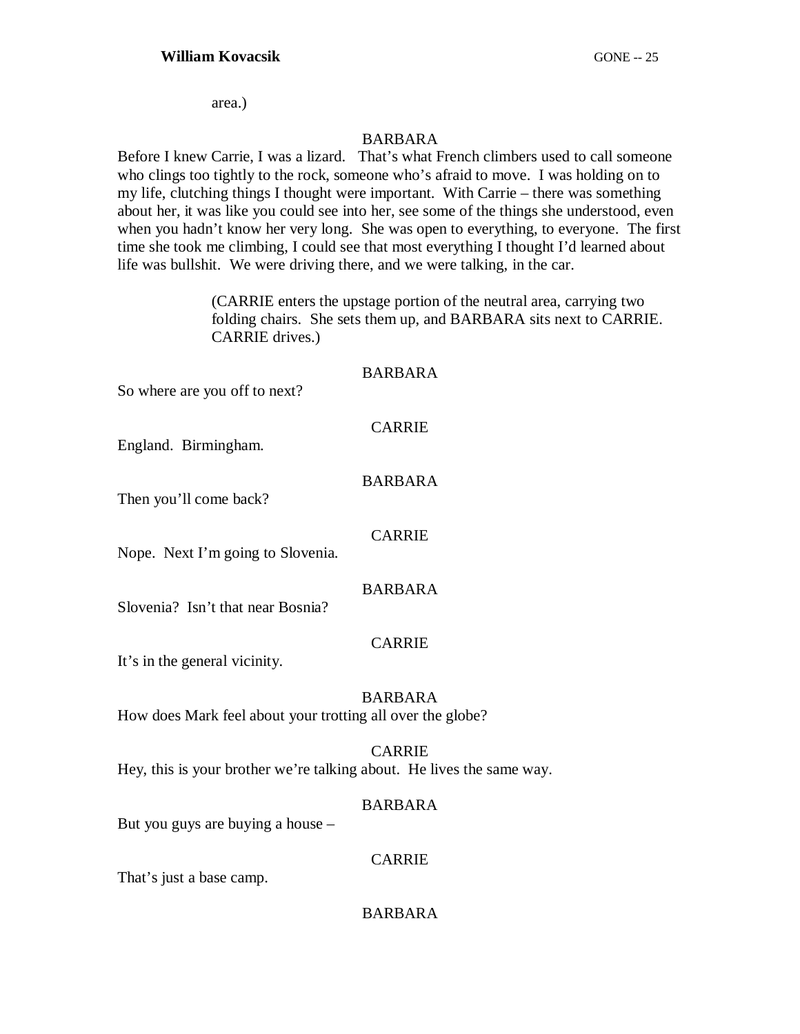area.)

BARBARA

Before I knew Carrie, I was a lizard. That's what French climbers used to call someone who clings too tightly to the rock, someone who's afraid to move. I was holding on to my life, clutching things I thought were important. With Carrie – there was something about her, it was like you could see into her, see some of the things she understood, even when you hadn't know her very long. She was open to everything, to everyone. The first time she took me climbing, I could see that most everything I thought I'd learned about life was bullshit. We were driving there, and we were talking, in the car.

(CARRIE enters the upstage portion of the neutral area, carrying two folding chairs. She sets them up, and BARBARA sits next to CARRIE. CARRIE drives.)

BARBARA

So where are you off to next?

CARRIE

England. Birmingham.

BARBARA

Then you'll come back?

CARRIE

Nope. Next I'm going to Slovenia.

BARBARA

Slovenia? Isn't that near Bosnia?

CARRIE

It's in the general vicinity.

BARBARA

How does Mark feel about your trotting all over the globe?

CARRIE

Hey, this is your brother we're talking about. He lives the same way.

BARBARA

But you guys are buying a house –

CARRIE

That's just a base camp.

BARBARA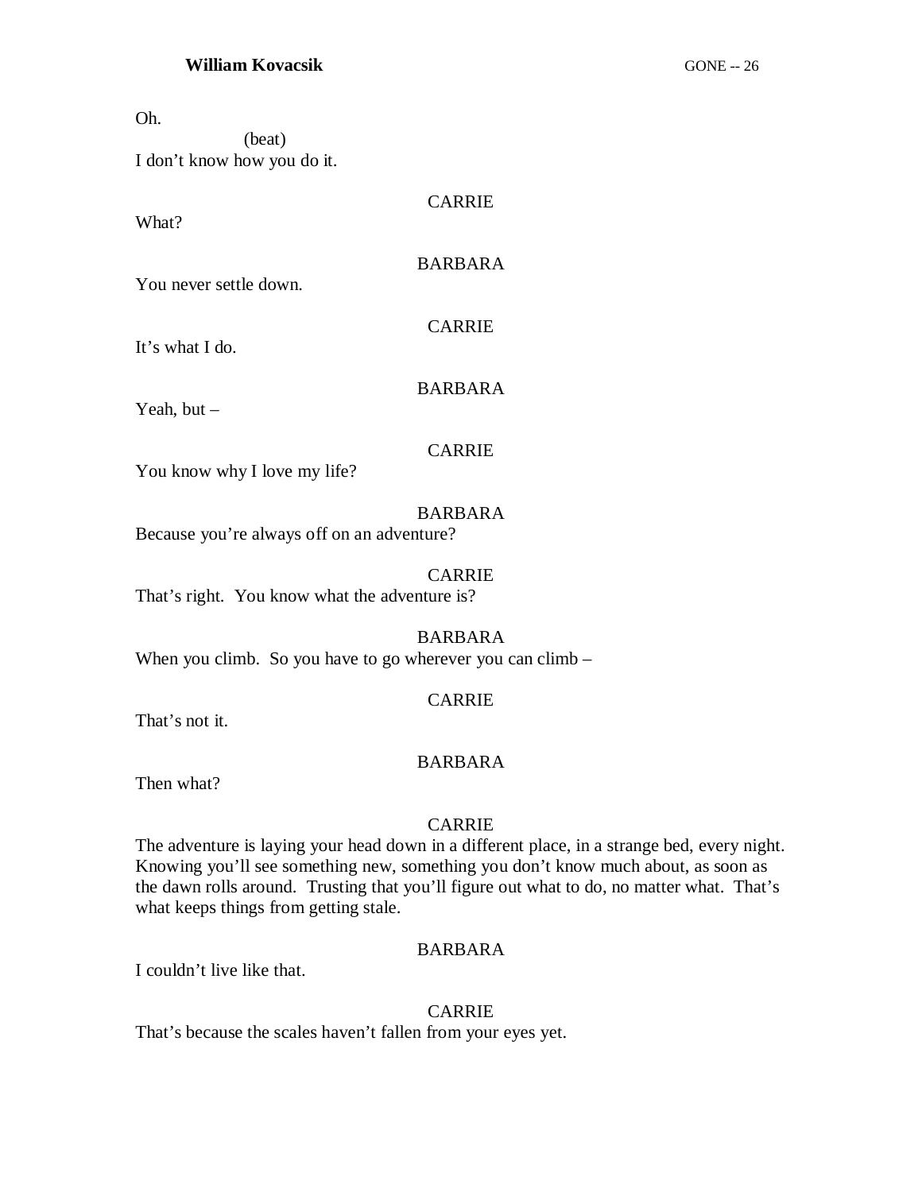Oh.

(beat)

I don't know how you do it.

CARRIE

What?

BARBARA

You never settle down.

CARRIE

It's what I do.

BARBARA

Yeah, but –

CARRIE

You know why I love my life?

BARBARA

Because you're always off on an adventure?

CARRIE

That's right. You know what the adventure is?

BARBARA

When you climb. So you have to go wherever you can climb –

CARRIE

That's not it.

BARBARA

Then what?

CARRIE

The adventure is laying your head down in a different place, in a strange bed, every night. Knowing you'll see something new, something you don't know much about, as soon as the dawn rolls around. Trusting that you'll figure out what to do, no matter what. That's what keeps things from getting stale.

BARBARA

I couldn't live like that.

CARRIE

That's because the scales haven't fallen from your eyes yet.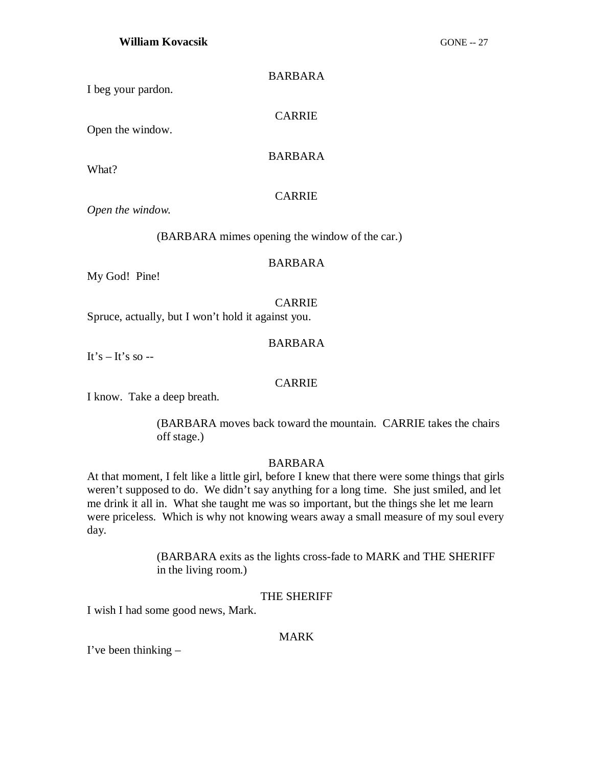BARBARA

I beg your pardon.

CARRIE

Open the window.

BARBARA

What?

CARRIE

*Open the window.*

(BARBARA mimes opening the window of the car.)

BARBARA

My God!  Pine!

CARRIE

Spruce, actually, but I won't hold it against you.

BARBARA

It's – It's so --

CARRIE

I know.  Take a deep breath.

(BARBARA moves back toward the mountain.  CARRIE takes the chairs off stage.)

BARBARA

At that moment, I felt like a little girl, before I knew that there were some things that girls weren't supposed to do.  We didn't say anything for a long time.  She just smiled, and let me drink it all in.  What she taught me was so important, but the things she let me learn were priceless.  Which is why not knowing wears away a small measure of my soul every day.

(BARBARA exits as the lights cross-fade to MARK and THE SHERIFF in the living room.)

THE SHERIFF

I wish I had some good news, Mark.

MARK

I've been thinking –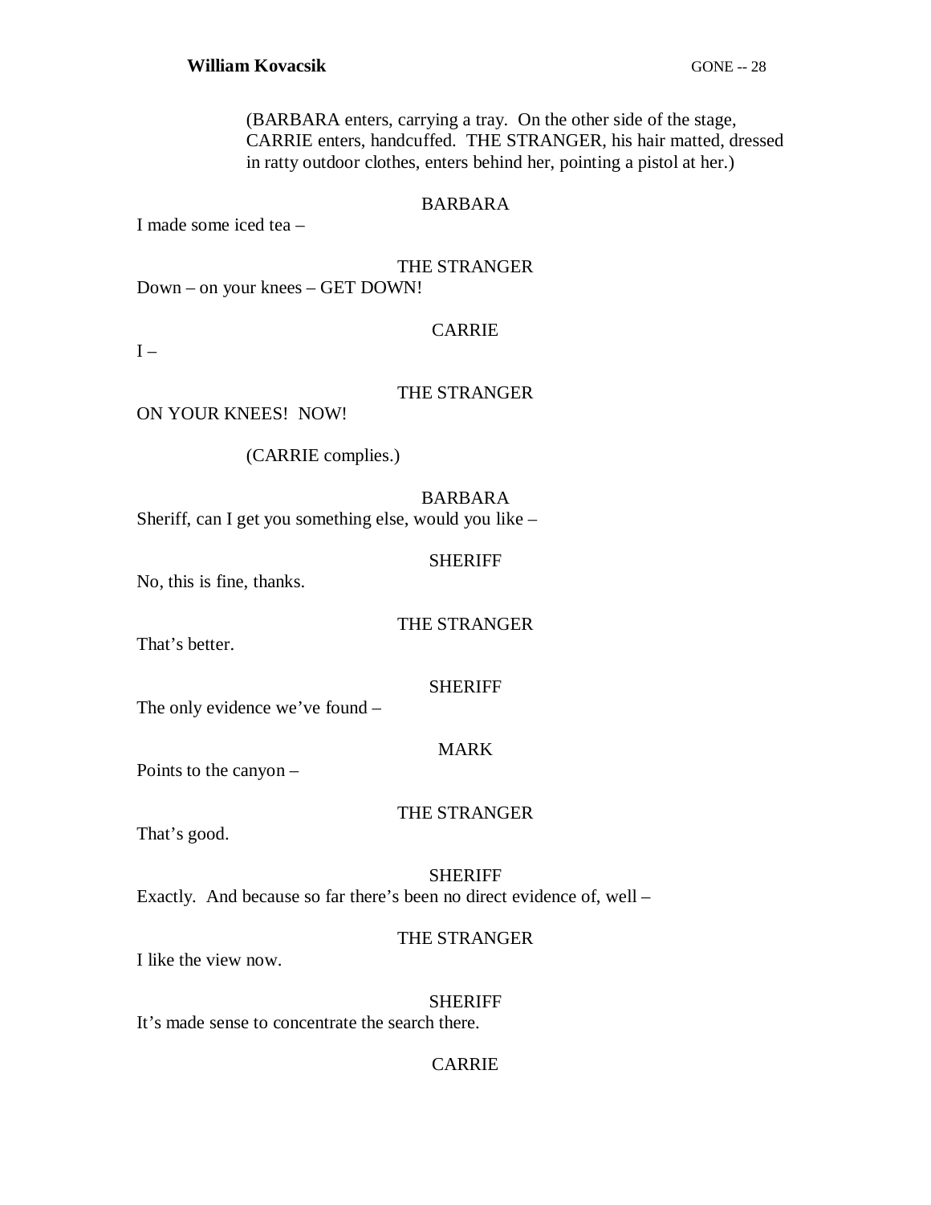(BARBARA enters, carrying a tray. On the other side of the stage, CARRIE enters, handcuffed. THE STRANGER, his hair matted, dressed in ratty outdoor clothes, enters behind her, pointing a pistol at her.)

BARBARA

I made some iced tea –

THE STRANGER

Down – on your knees – GET DOWN!

CARRIE

I –

THE STRANGER

ON YOUR KNEES! NOW!

(CARRIE complies.)

BARBARA

Sheriff, can I get you something else, would you like –

SHERIFF

No, this is fine, thanks.

THE STRANGER

That's better.

SHERIFF

The only evidence we've found –

MARK

Points to the canyon –

THE STRANGER

That's good.

SHERIFF

Exactly. And because so far there's been no direct evidence of, well –

THE STRANGER

I like the view now.

SHERIFF

It's made sense to concentrate the search there.

CARRIE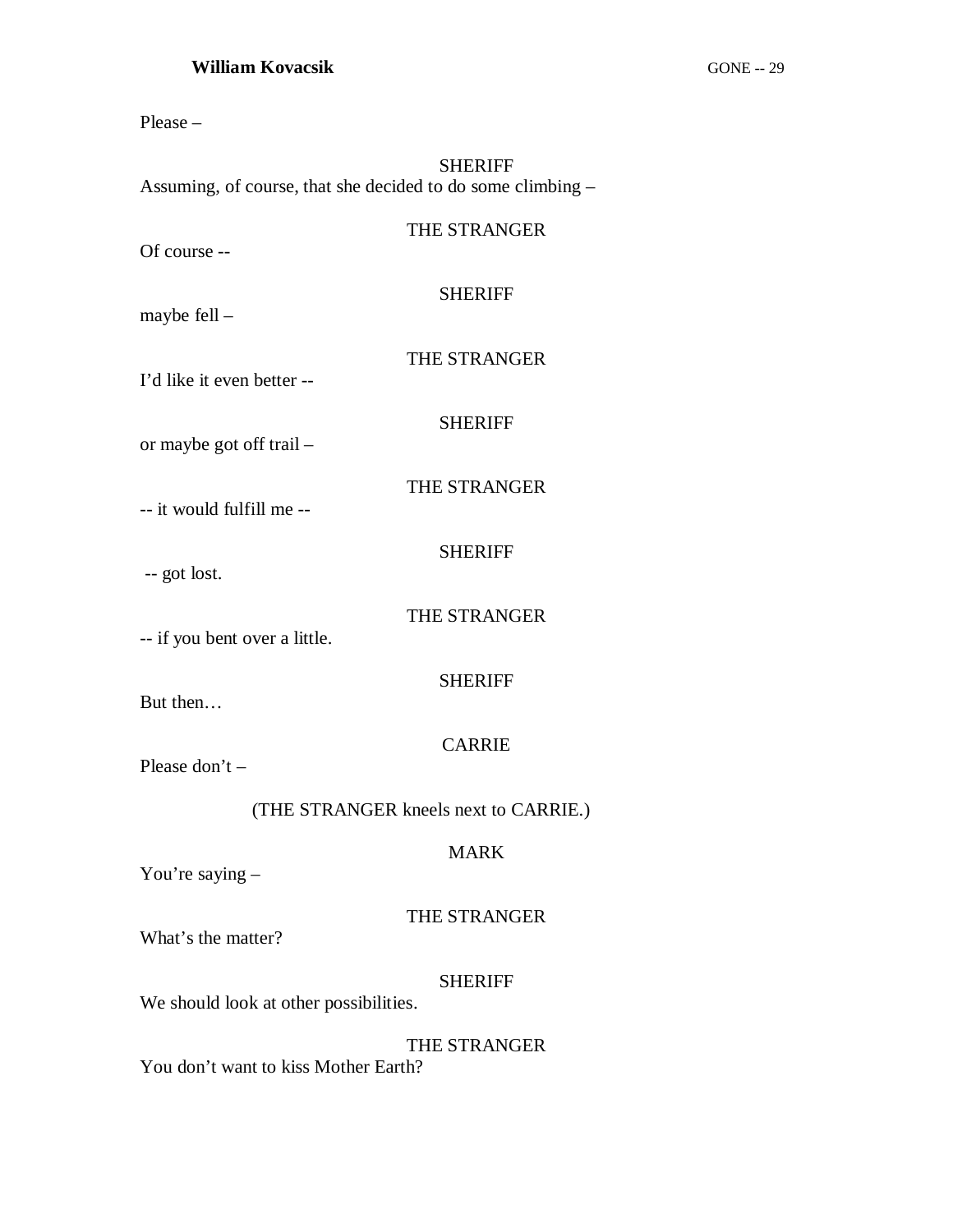Please –

SHERIFF
Assuming, of course, that she decided to do some climbing –

THE STRANGER
Of course --

SHERIFF
maybe fell –

THE STRANGER
I'd like it even better --

SHERIFF
or maybe got off trail –

THE STRANGER
-- it would fulfill me --

SHERIFF
-- got lost.

THE STRANGER
-- if you bent over a little.

SHERIFF
But then…

CARRIE
Please don't –

(THE STRANGER kneels next to CARRIE.)

MARK
You're saying –

THE STRANGER
What's the matter?

SHERIFF
We should look at other possibilities.

THE STRANGER
You don't want to kiss Mother Earth?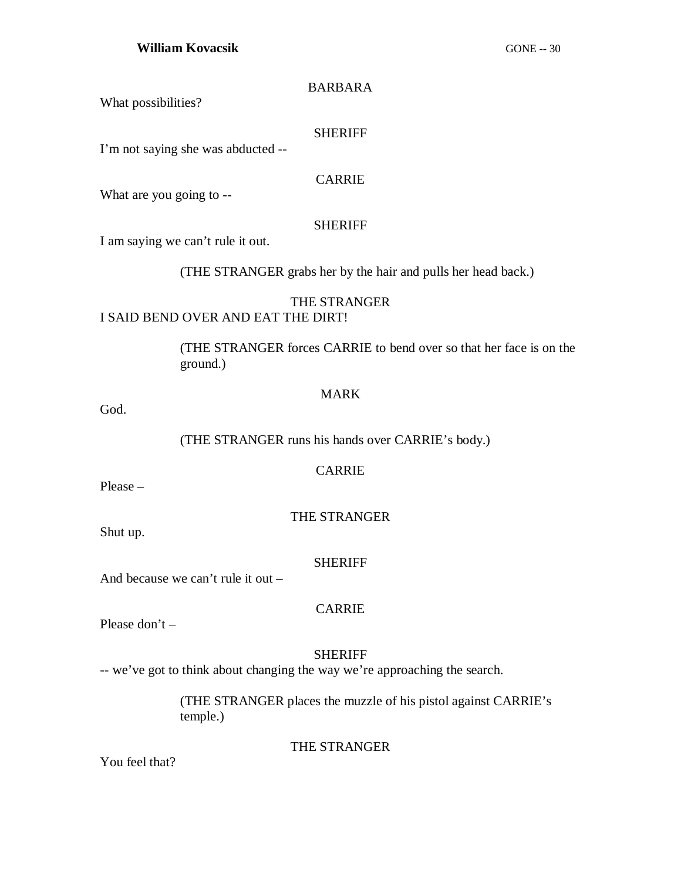BARBARA

What possibilities?

SHERIFF

I'm not saying she was abducted --

CARRIE

What are you going to --

SHERIFF

I am saying we can't rule it out.

(THE STRANGER grabs her by the hair and pulls her head back.)

THE STRANGER

I SAID BEND OVER AND EAT THE DIRT!

(THE STRANGER forces CARRIE to bend over so that her face is on the ground.)

MARK

God.

(THE STRANGER runs his hands over CARRIE's body.)

CARRIE

Please –

THE STRANGER

Shut up.

SHERIFF

And because we can't rule it out –

CARRIE

Please don't –

SHERIFF

-- we've got to think about changing the way we're approaching the search.

(THE STRANGER places the muzzle of his pistol against CARRIE's temple.)

THE STRANGER

You feel that?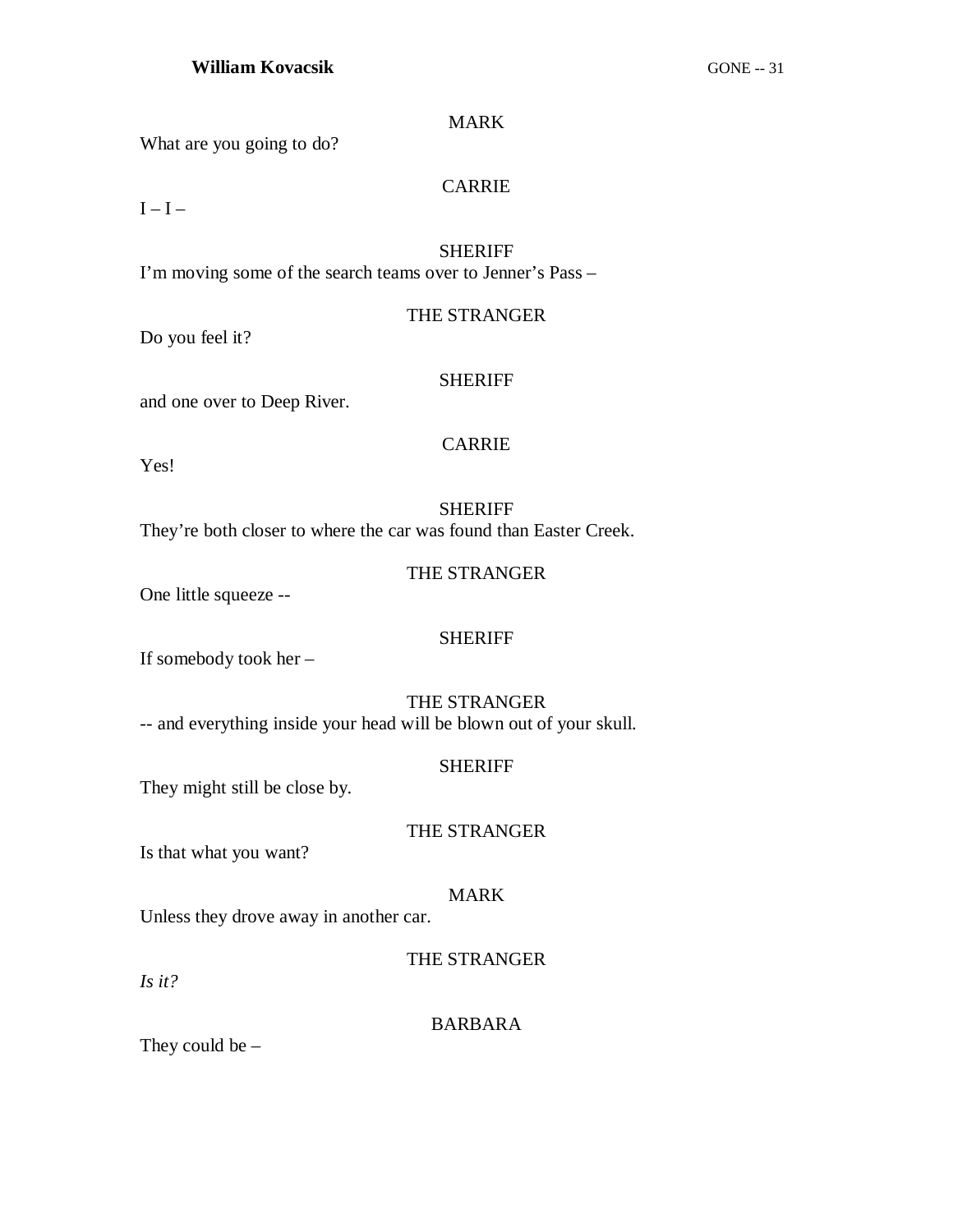MARK

What are you going to do?

CARRIE

I – I –

SHERIFF

I'm moving some of the search teams over to Jenner's Pass –

THE STRANGER

Do you feel it?

SHERIFF

and one over to Deep River.

CARRIE

Yes!

SHERIFF

They're both closer to where the car was found than Easter Creek.

THE STRANGER

One little squeeze --

SHERIFF

If somebody took her –

THE STRANGER

-- and everything inside your head will be blown out of your skull.

SHERIFF

They might still be close by.

THE STRANGER

Is that what you want?

MARK

Unless they drove away in another car.

THE STRANGER

*Is it?*

BARBARA

They could be –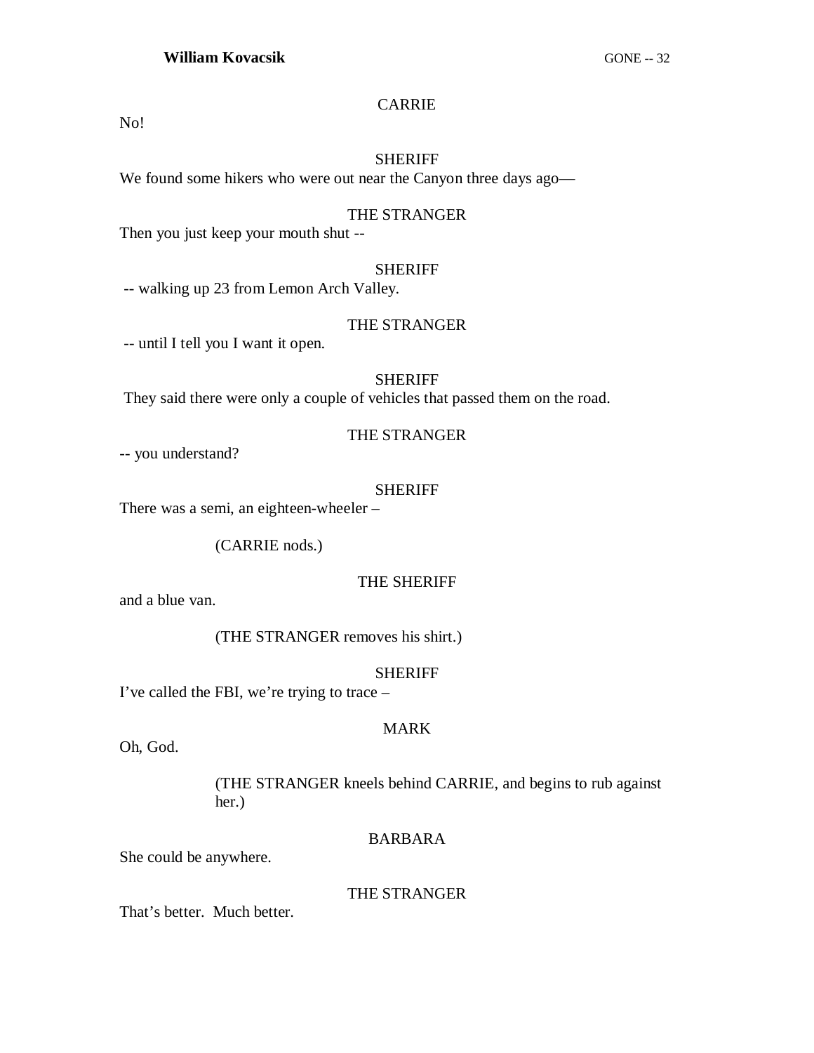CARRIE

No!

SHERIFF

We found some hikers who were out near the Canyon three days ago—

THE STRANGER

Then you just keep your mouth shut --

SHERIFF

-- walking up 23 from Lemon Arch Valley.

THE STRANGER

-- until I tell you I want it open.

SHERIFF

They said there were only a couple of vehicles that passed them on the road.

THE STRANGER

-- you understand?

SHERIFF

There was a semi, an eighteen-wheeler –

(CARRIE nods.)

THE SHERIFF

and a blue van.

(THE STRANGER removes his shirt.)

SHERIFF

I've called the FBI, we're trying to trace –

MARK

Oh, God.

(THE STRANGER kneels behind CARRIE, and begins to rub against her.)

BARBARA

She could be anywhere.

THE STRANGER

That's better. Much better.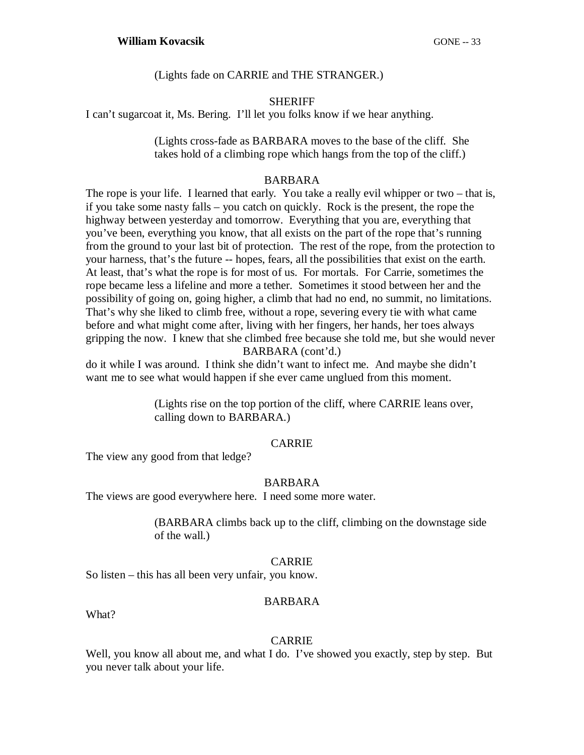(Lights fade on CARRIE and THE STRANGER.)

SHERIFF

I can't sugarcoat it, Ms. Bering. I'll let you folks know if we hear anything.

(Lights cross-fade as BARBARA moves to the base of the cliff. She takes hold of a climbing rope which hangs from the top of the cliff.)

BARBARA

The rope is your life. I learned that early. You take a really evil whipper or two – that is, if you take some nasty falls – you catch on quickly. Rock is the present, the rope the highway between yesterday and tomorrow. Everything that you are, everything that you've been, everything you know, that all exists on the part of the rope that's running from the ground to your last bit of protection. The rest of the rope, from the protection to your harness, that's the future -- hopes, fears, all the possibilities that exist on the earth. At least, that's what the rope is for most of us. For mortals. For Carrie, sometimes the rope became less a lifeline and more a tether. Sometimes it stood between her and the possibility of going on, going higher, a climb that had no end, no summit, no limitations. That's why she liked to climb free, without a rope, severing every tie with what came before and what might come after, living with her fingers, her hands, her toes always gripping the now. I knew that she climbed free because she told me, but she would never

BARBARA (cont'd.)

do it while I was around. I think she didn't want to infect me. And maybe she didn't want me to see what would happen if she ever came unglued from this moment.

(Lights rise on the top portion of the cliff, where CARRIE leans over, calling down to BARBARA.)

CARRIE

The view any good from that ledge?

BARBARA

The views are good everywhere here. I need some more water.

(BARBARA climbs back up to the cliff, climbing on the downstage side of the wall.)

CARRIE

So listen – this has all been very unfair, you know.

BARBARA

What?

CARRIE

Well, you know all about me, and what I do. I've showed you exactly, step by step. But you never talk about your life.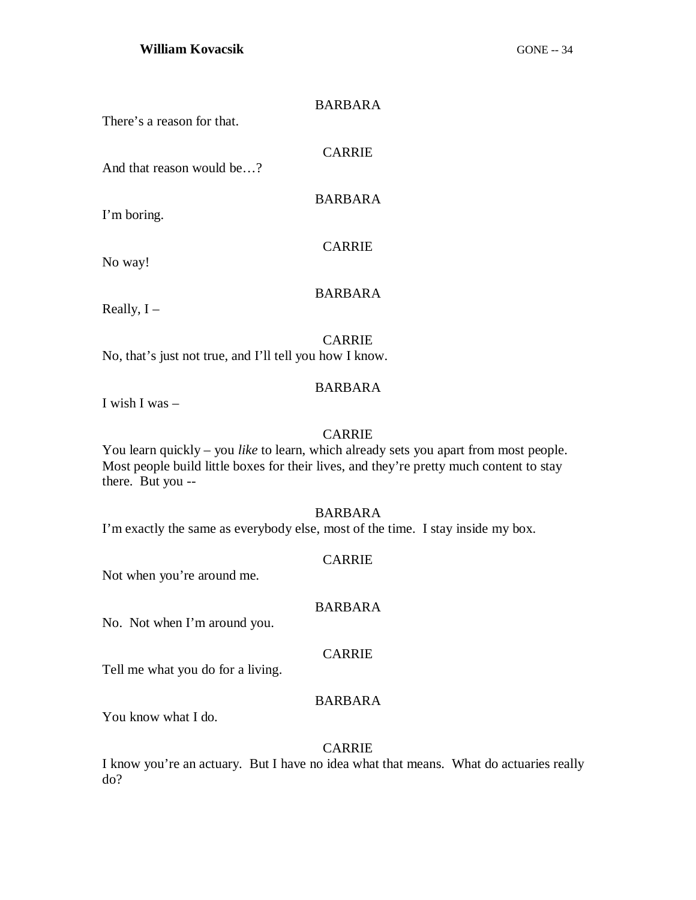BARBARA

There's a reason for that.

CARRIE

And that reason would be…?

BARBARA

I'm boring.

CARRIE

No way!

BARBARA

Really, I –

CARRIE

No, that's just not true, and I'll tell you how I know.

BARBARA

I wish I was –

CARRIE

You learn quickly – you *like* to learn, which already sets you apart from most people. Most people build little boxes for their lives, and they're pretty much content to stay there. But you --

BARBARA

I'm exactly the same as everybody else, most of the time. I stay inside my box.

CARRIE

Not when you're around me.

BARBARA

No. Not when I'm around you.

CARRIE

Tell me what you do for a living.

BARBARA

You know what I do.

CARRIE

I know you're an actuary. But I have no idea what that means. What do actuaries really do?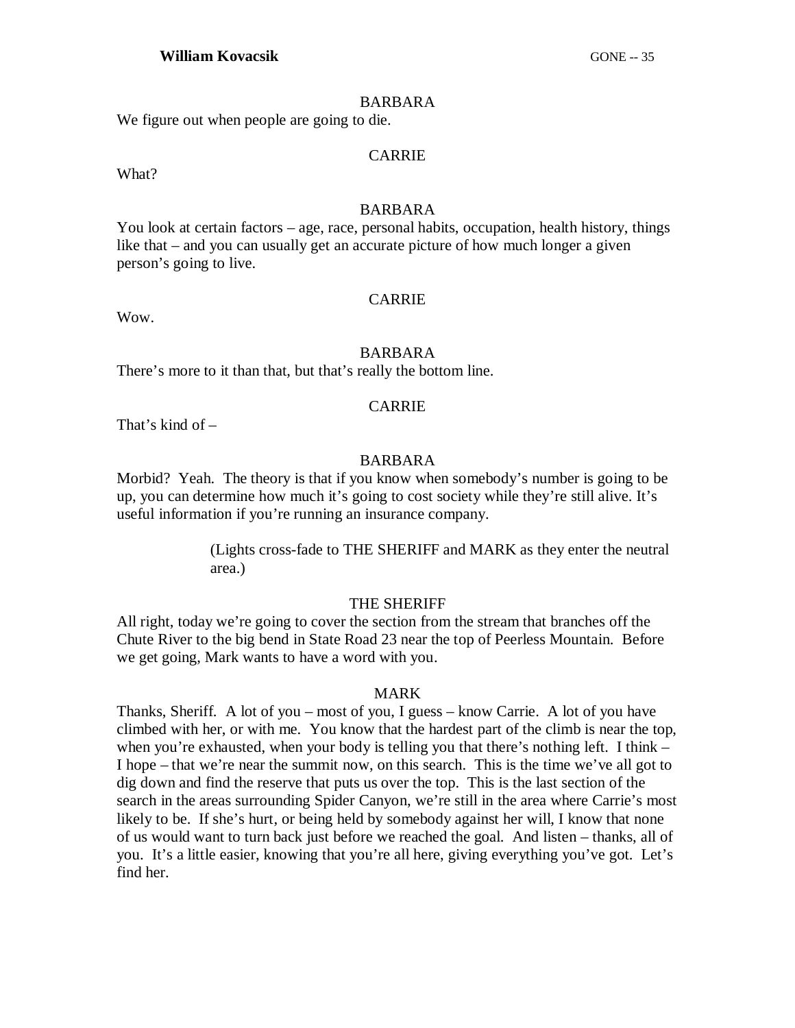BARBARA

We figure out when people are going to die.

CARRIE

What?

BARBARA

You look at certain factors – age, race, personal habits, occupation, health history, things like that – and you can usually get an accurate picture of how much longer a given person's going to live.

CARRIE

Wow.

BARBARA

There's more to it than that, but that's really the bottom line.

CARRIE

That's kind of –

BARBARA

Morbid? Yeah. The theory is that if you know when somebody's number is going to be up, you can determine how much it's going to cost society while they're still alive. It's useful information if you're running an insurance company.

(Lights cross-fade to THE SHERIFF and MARK as they enter the neutral area.)

THE SHERIFF

All right, today we're going to cover the section from the stream that branches off the Chute River to the big bend in State Road 23 near the top of Peerless Mountain. Before we get going, Mark wants to have a word with you.

MARK

Thanks, Sheriff. A lot of you – most of you, I guess – know Carrie. A lot of you have climbed with her, or with me. You know that the hardest part of the climb is near the top, when you're exhausted, when your body is telling you that there's nothing left. I think – I hope – that we're near the summit now, on this search. This is the time we've all got to dig down and find the reserve that puts us over the top. This is the last section of the search in the areas surrounding Spider Canyon, we're still in the area where Carrie's most likely to be. If she's hurt, or being held by somebody against her will, I know that none of us would want to turn back just before we reached the goal. And listen – thanks, all of you. It's a little easier, knowing that you're all here, giving everything you've got. Let's find her.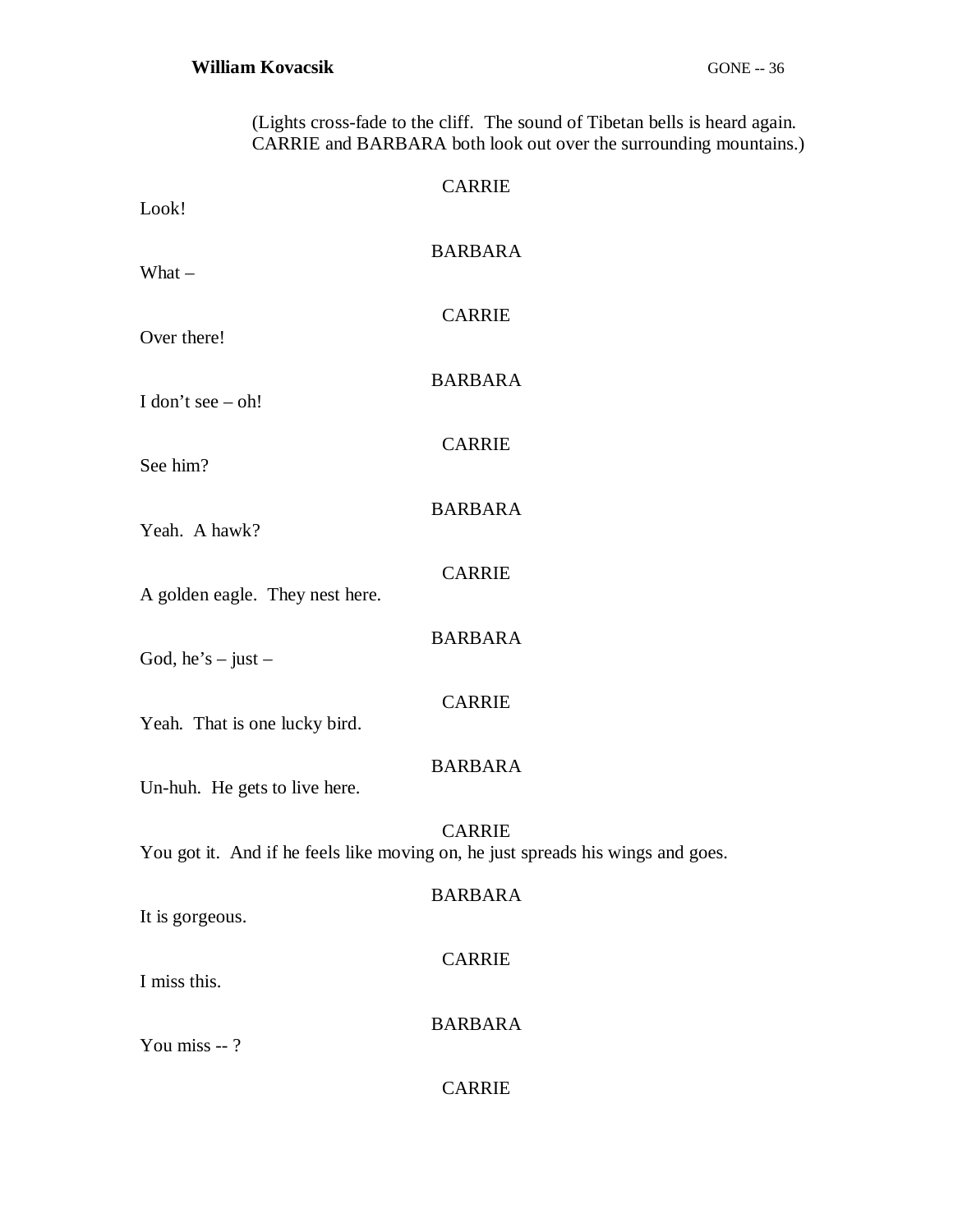(Lights cross-fade to the cliff. The sound of Tibetan bells is heard again. CARRIE and BARBARA both look out over the surrounding mountains.)

CARRIE

Look!

BARBARA

What –

CARRIE

Over there!

BARBARA

I don't see – oh!

CARRIE

See him?

BARBARA

Yeah. A hawk?

CARRIE

A golden eagle. They nest here.

BARBARA

God, he's – just –

CARRIE

Yeah. That is one lucky bird.

BARBARA

Un-huh. He gets to live here.

CARRIE

You got it. And if he feels like moving on, he just spreads his wings and goes.

BARBARA

It is gorgeous.

CARRIE

I miss this.

BARBARA

You miss -- ?

CARRIE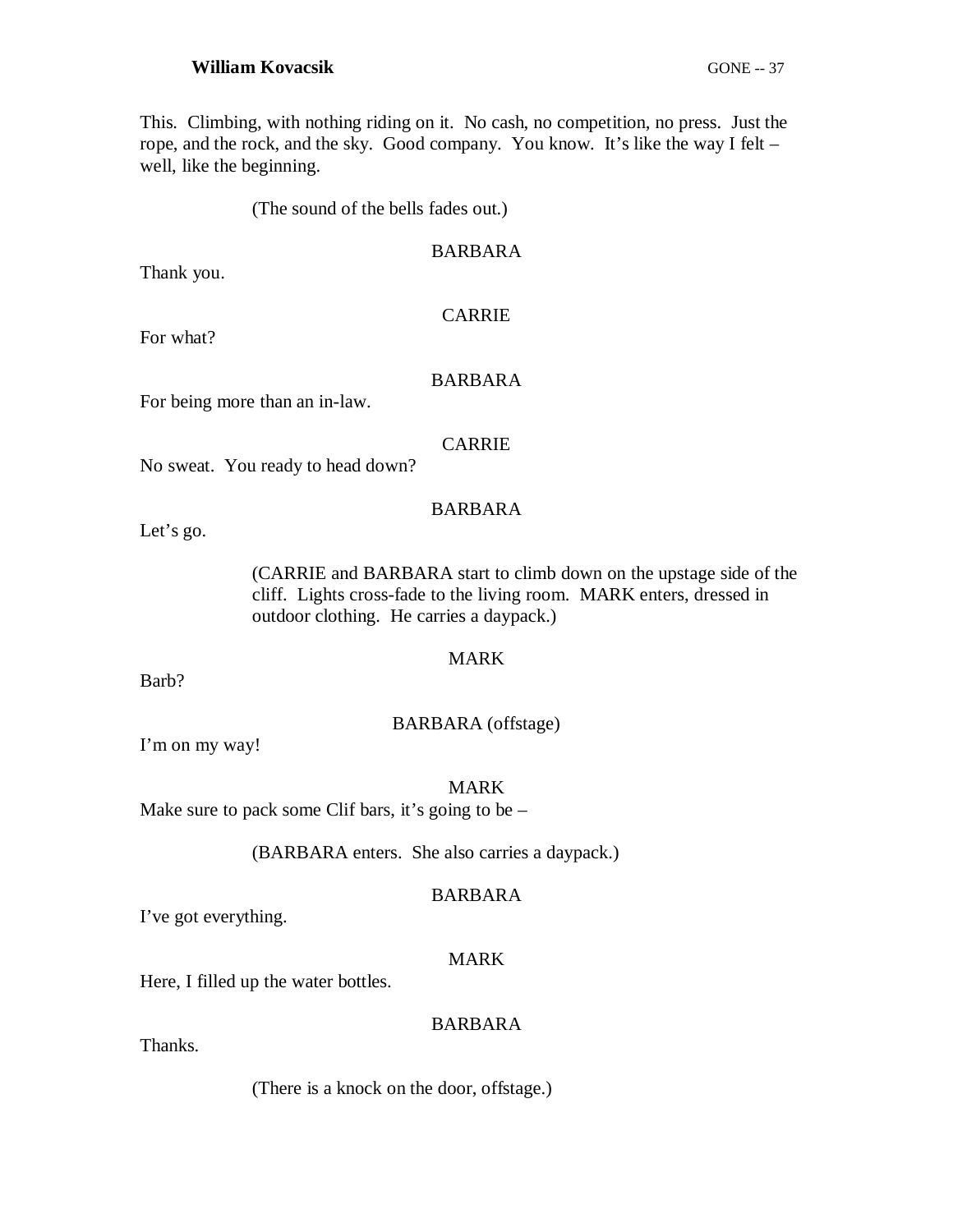This. Climbing, with nothing riding on it. No cash, no competition, no press. Just the rope, and the rock, and the sky. Good company. You know. It's like the way I felt – well, like the beginning.

(The sound of the bells fades out.)

BARBARA

Thank you.

CARRIE

For what?

BARBARA

For being more than an in-law.

CARRIE

No sweat. You ready to head down?

BARBARA

Let's go.

(CARRIE and BARBARA start to climb down on the upstage side of the cliff. Lights cross-fade to the living room. MARK enters, dressed in outdoor clothing. He carries a daypack.)

MARK

Barb?

BARBARA (offstage)

I'm on my way!

MARK

Make sure to pack some Clif bars, it's going to be –

(BARBARA enters. She also carries a daypack.)

BARBARA

I've got everything.

MARK

Here, I filled up the water bottles.

BARBARA

Thanks.

(There is a knock on the door, offstage.)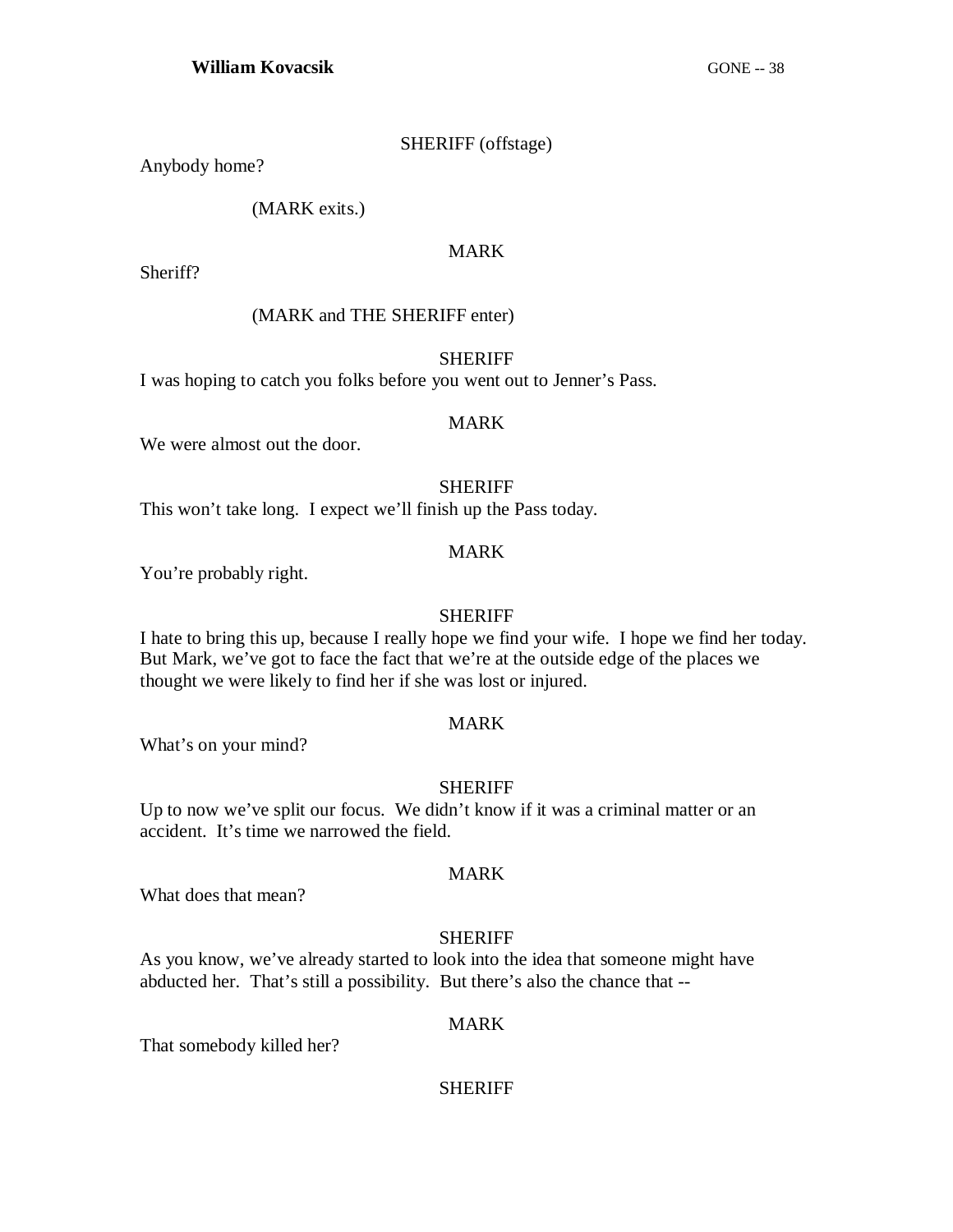SHERIFF (offstage)

Anybody home?

(MARK exits.)

MARK

Sheriff?

(MARK and THE SHERIFF enter)

SHERIFF

I was hoping to catch you folks before you went out to Jenner's Pass.

MARK

We were almost out the door.

SHERIFF

This won't take long. I expect we'll finish up the Pass today.

MARK

You're probably right.

SHERIFF

I hate to bring this up, because I really hope we find your wife. I hope we find her today. But Mark, we've got to face the fact that we're at the outside edge of the places we thought we were likely to find her if she was lost or injured.

MARK

What's on your mind?

SHERIFF

Up to now we've split our focus. We didn't know if it was a criminal matter or an accident. It's time we narrowed the field.

MARK

What does that mean?

SHERIFF

As you know, we've already started to look into the idea that someone might have abducted her. That's still a possibility. But there's also the chance that --

MARK

That somebody killed her?

SHERIFF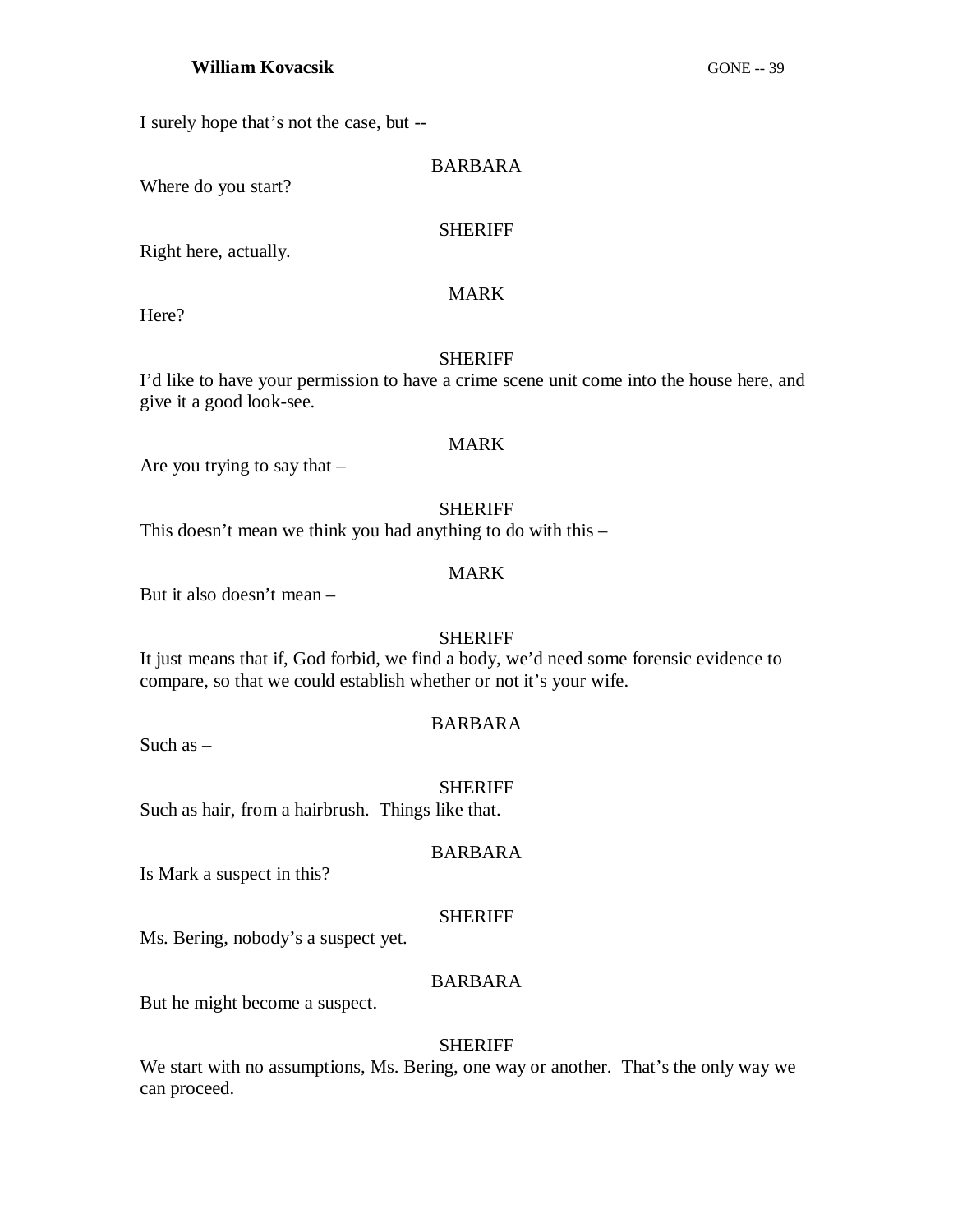I surely hope that's not the case, but --

BARBARA

Where do you start?

SHERIFF

Right here, actually.

MARK

Here?

SHERIFF

I'd like to have your permission to have a crime scene unit come into the house here, and give it a good look-see.

MARK

Are you trying to say that –

SHERIFF

This doesn't mean we think you had anything to do with this –

MARK

But it also doesn't mean –

SHERIFF

It just means that if, God forbid, we find a body, we'd need some forensic evidence to compare, so that we could establish whether or not it's your wife.

BARBARA

Such as –

SHERIFF

Such as hair, from a hairbrush.  Things like that.

BARBARA

Is Mark a suspect in this?

SHERIFF

Ms. Bering, nobody's a suspect yet.

BARBARA

But he might become a suspect.

SHERIFF

We start with no assumptions, Ms. Bering, one way or another.  That's the only way we can proceed.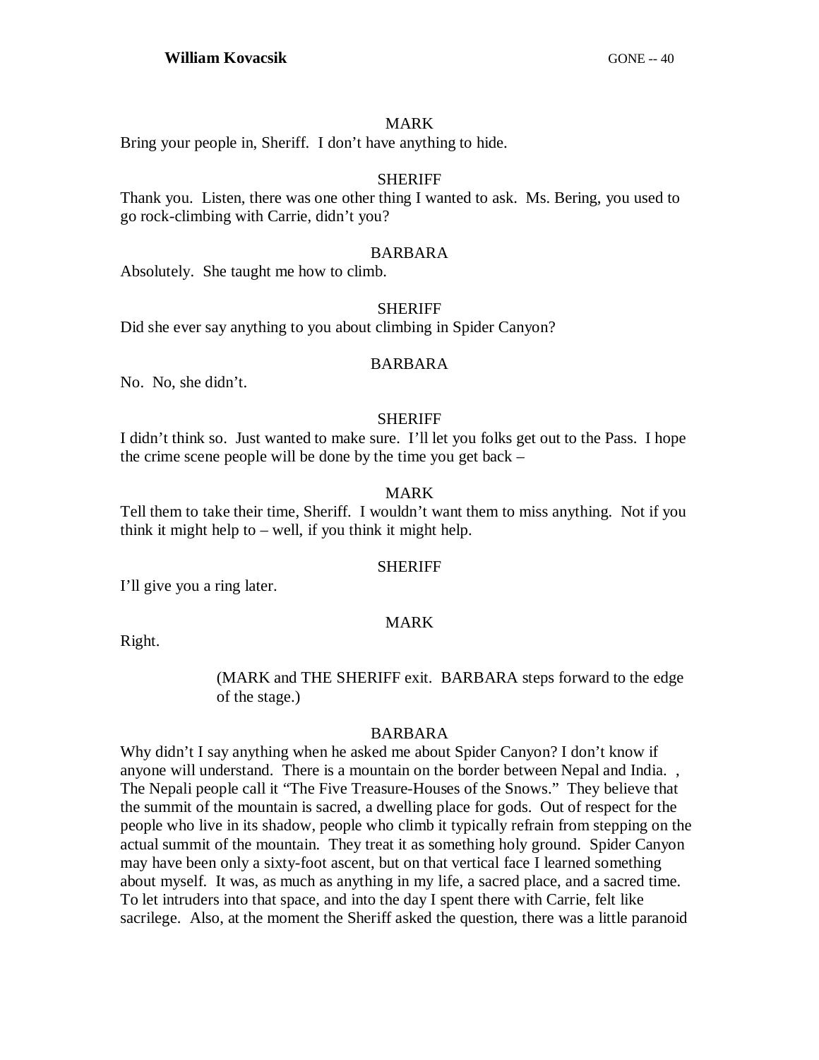MARK

Bring your people in, Sheriff. I don't have anything to hide.

SHERIFF

Thank you. Listen, there was one other thing I wanted to ask. Ms. Bering, you used to go rock-climbing with Carrie, didn't you?

BARBARA

Absolutely. She taught me how to climb.

SHERIFF

Did she ever say anything to you about climbing in Spider Canyon?

BARBARA

No. No, she didn't.

SHERIFF

I didn't think so. Just wanted to make sure. I'll let you folks get out to the Pass. I hope the crime scene people will be done by the time you get back –

MARK

Tell them to take their time, Sheriff. I wouldn't want them to miss anything. Not if you think it might help to – well, if you think it might help.

SHERIFF

I'll give you a ring later.

MARK

Right.

(MARK and THE SHERIFF exit. BARBARA steps forward to the edge of the stage.)

BARBARA

Why didn't I say anything when he asked me about Spider Canyon? I don't know if anyone will understand. There is a mountain on the border between Nepal and India. , The Nepali people call it "The Five Treasure-Houses of the Snows." They believe that the summit of the mountain is sacred, a dwelling place for gods. Out of respect for the people who live in its shadow, people who climb it typically refrain from stepping on the actual summit of the mountain. They treat it as something holy ground. Spider Canyon may have been only a sixty-foot ascent, but on that vertical face I learned something about myself. It was, as much as anything in my life, a sacred place, and a sacred time. To let intruders into that space, and into the day I spent there with Carrie, felt like sacrilege. Also, at the moment the Sheriff asked the question, there was a little paranoid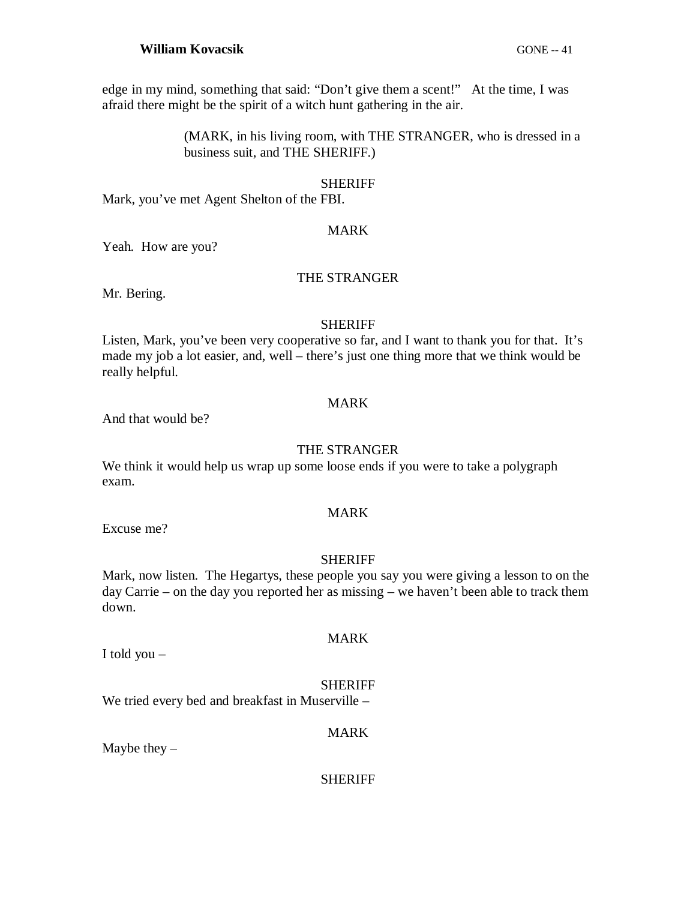edge in my mind, something that said: "Don't give them a scent!" At the time, I was afraid there might be the spirit of a witch hunt gathering in the air.

(MARK, in his living room, with THE STRANGER, who is dressed in a business suit, and THE SHERIFF.)

SHERIFF

Mark, you've met Agent Shelton of the FBI.

MARK

Yeah. How are you?

THE STRANGER

Mr. Bering.

SHERIFF

Listen, Mark, you've been very cooperative so far, and I want to thank you for that. It's made my job a lot easier, and, well – there's just one thing more that we think would be really helpful.

MARK

And that would be?

THE STRANGER

We think it would help us wrap up some loose ends if you were to take a polygraph exam.

MARK

Excuse me?

SHERIFF

Mark, now listen. The Hegartys, these people you say you were giving a lesson to on the day Carrie – on the day you reported her as missing – we haven't been able to track them down.

MARK

I told you –

SHERIFF

We tried every bed and breakfast in Muserville –

MARK

Maybe they –

SHERIFF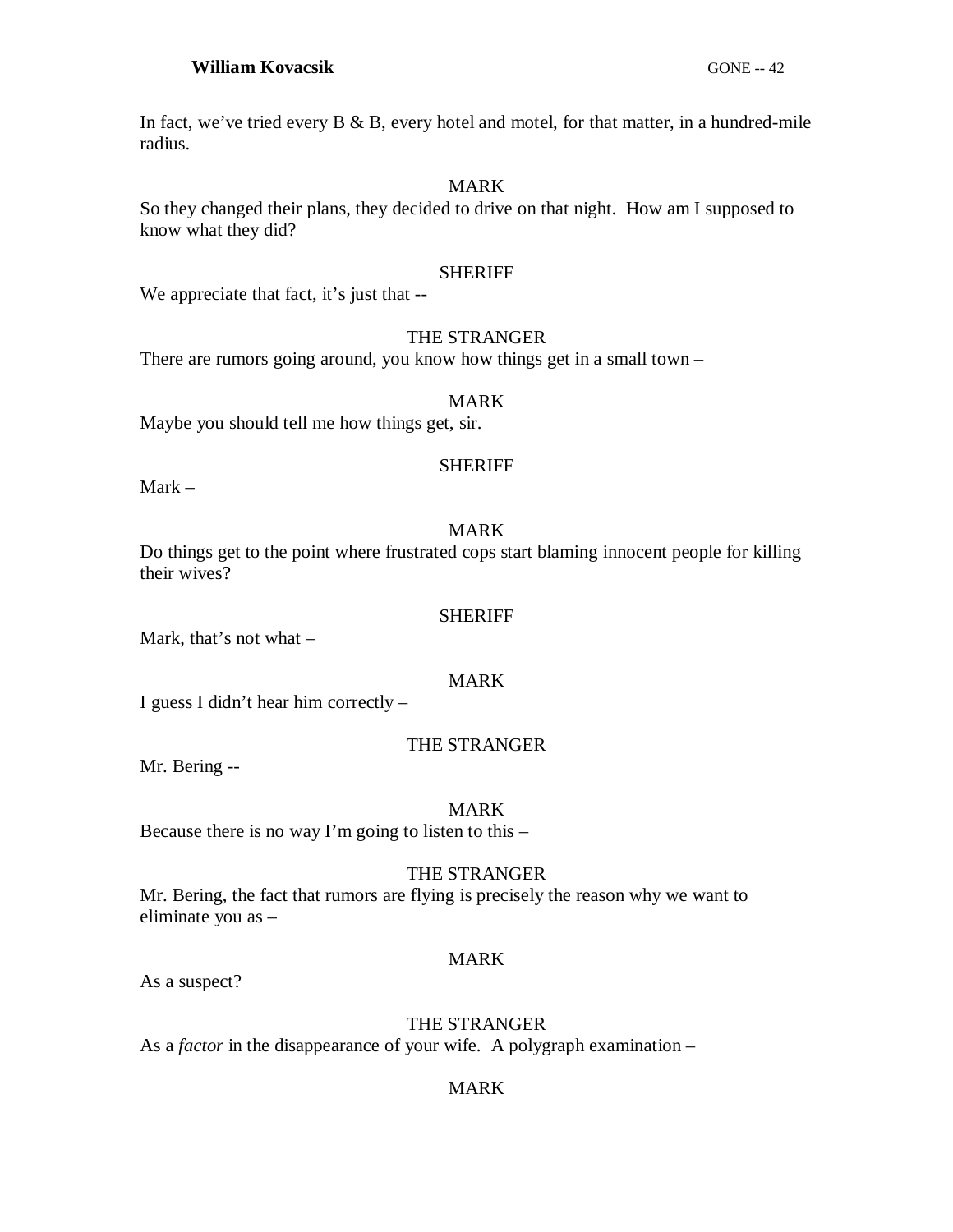In fact, we've tried every B & B, every hotel and motel, for that matter, in a hundred-mile radius.

MARK

So they changed their plans, they decided to drive on that night. How am I supposed to know what they did?

SHERIFF

We appreciate that fact, it's just that --

THE STRANGER

There are rumors going around, you know how things get in a small town –

MARK

Maybe you should tell me how things get, sir.

SHERIFF

Mark –

MARK

Do things get to the point where frustrated cops start blaming innocent people for killing their wives?

SHERIFF

Mark, that's not what –

MARK

I guess I didn't hear him correctly –

THE STRANGER

Mr. Bering --

MARK

Because there is no way I'm going to listen to this –

THE STRANGER

Mr. Bering, the fact that rumors are flying is precisely the reason why we want to eliminate you as –

MARK

As a suspect?

THE STRANGER

As a *factor* in the disappearance of your wife. A polygraph examination –

MARK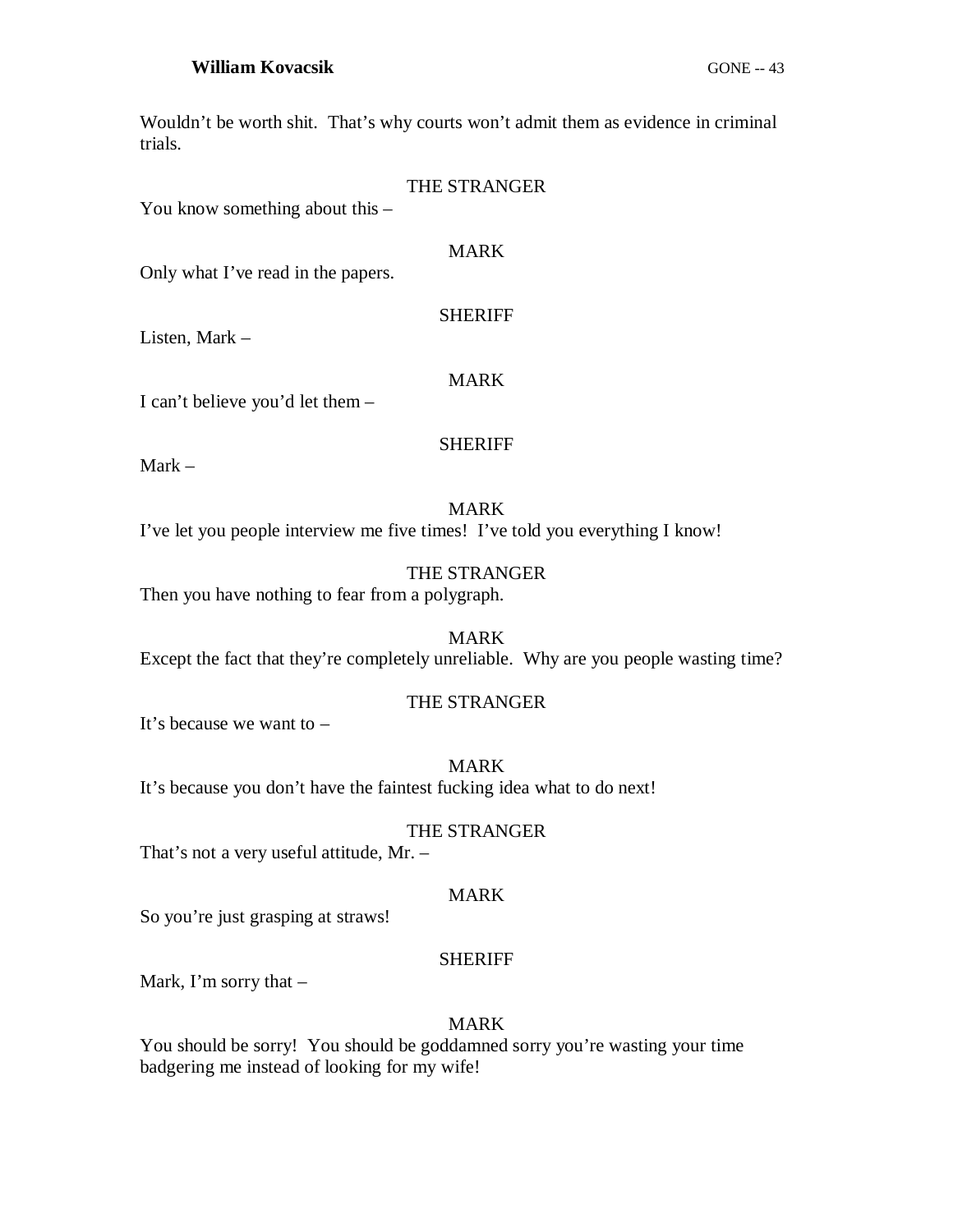Wouldn't be worth shit.  That's why courts won't admit them as evidence in criminal trials.

THE STRANGER

You know something about this –

MARK

Only what I've read in the papers.

SHERIFF

Listen, Mark –

MARK

I can't believe you'd let them –

SHERIFF

Mark –

MARK

I've let you people interview me five times!  I've told you everything I know!

THE STRANGER

Then you have nothing to fear from a polygraph.

MARK

Except the fact that they're completely unreliable.  Why are you people wasting time?

THE STRANGER

It's because we want to –

MARK

It's because you don't have the faintest fucking idea what to do next!

THE STRANGER

That's not a very useful attitude, Mr. –

MARK

So you're just grasping at straws!

SHERIFF

Mark, I'm sorry that –

MARK

You should be sorry!  You should be goddamned sorry you're wasting your time badgering me instead of looking for my wife!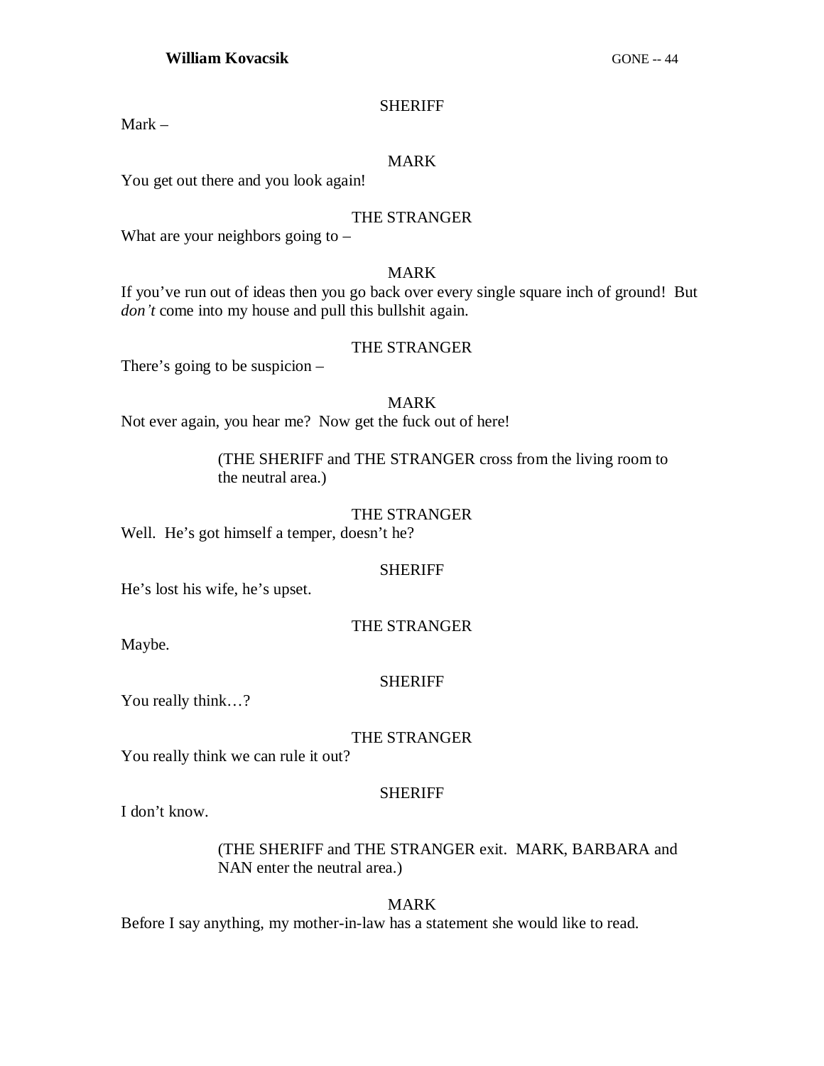SHERIFF

Mark –

MARK

You get out there and you look again!

THE STRANGER

What are your neighbors going to –

MARK

If you've run out of ideas then you go back over every single square inch of ground! But *don't* come into my house and pull this bullshit again.

THE STRANGER

There's going to be suspicion –

MARK

Not ever again, you hear me? Now get the fuck out of here!

(THE SHERIFF and THE STRANGER cross from the living room to the neutral area.)

THE STRANGER

Well. He's got himself a temper, doesn't he?

SHERIFF

He's lost his wife, he's upset.

THE STRANGER

Maybe.

SHERIFF

You really think…?

THE STRANGER

You really think we can rule it out?

SHERIFF

I don't know.

(THE SHERIFF and THE STRANGER exit. MARK, BARBARA and NAN enter the neutral area.)

MARK

Before I say anything, my mother-in-law has a statement she would like to read.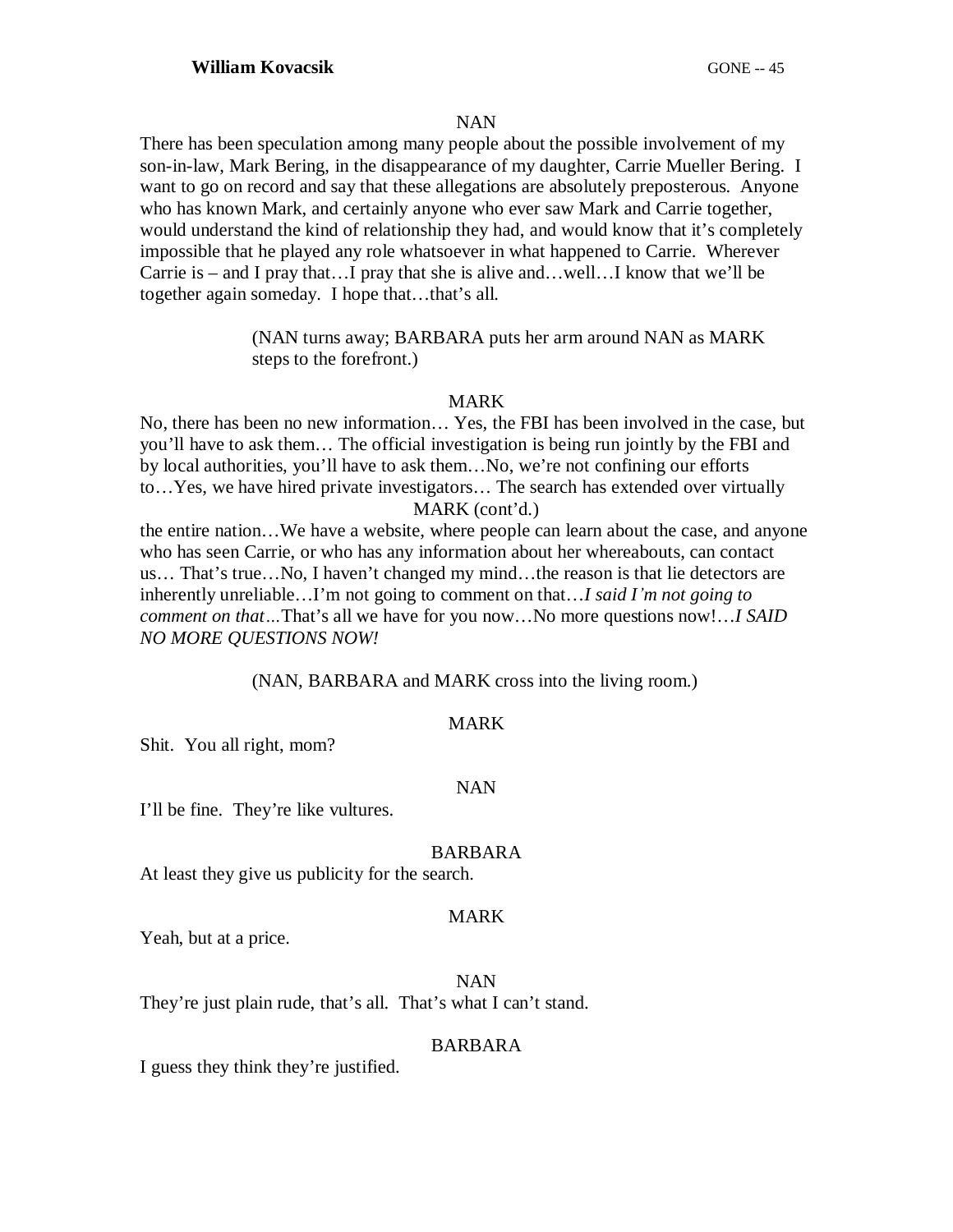NAN

There has been speculation among many people about the possible involvement of my son-in-law, Mark Bering, in the disappearance of my daughter, Carrie Mueller Bering. I want to go on record and say that these allegations are absolutely preposterous. Anyone who has known Mark, and certainly anyone who ever saw Mark and Carrie together, would understand the kind of relationship they had, and would know that it's completely impossible that he played any role whatsoever in what happened to Carrie. Wherever Carrie is – and I pray that…I pray that she is alive and…well…I know that we'll be together again someday. I hope that…that's all.

(NAN turns away; BARBARA puts her arm around NAN as MARK steps to the forefront.)

MARK

No, there has been no new information… Yes, the FBI has been involved in the case, but you'll have to ask them… The official investigation is being run jointly by the FBI and by local authorities, you'll have to ask them…No, we're not confining our efforts to…Yes, we have hired private investigators… The search has extended over virtually

MARK (cont'd.)

the entire nation…We have a website, where people can learn about the case, and anyone who has seen Carrie, or who has any information about her whereabouts, can contact us… That's true…No, I haven't changed my mind…the reason is that lie detectors are inherently unreliable…I'm not going to comment on that…*I said I'm not going to comment on that*…That's all we have for you now…No more questions now!…*I SAID NO MORE QUESTIONS NOW!*

(NAN, BARBARA and MARK cross into the living room.)

MARK

Shit. You all right, mom?

NAN

I'll be fine. They're like vultures.

BARBARA

At least they give us publicity for the search.

MARK

Yeah, but at a price.

NAN

They're just plain rude, that's all. That's what I can't stand.

BARBARA

I guess they think they're justified.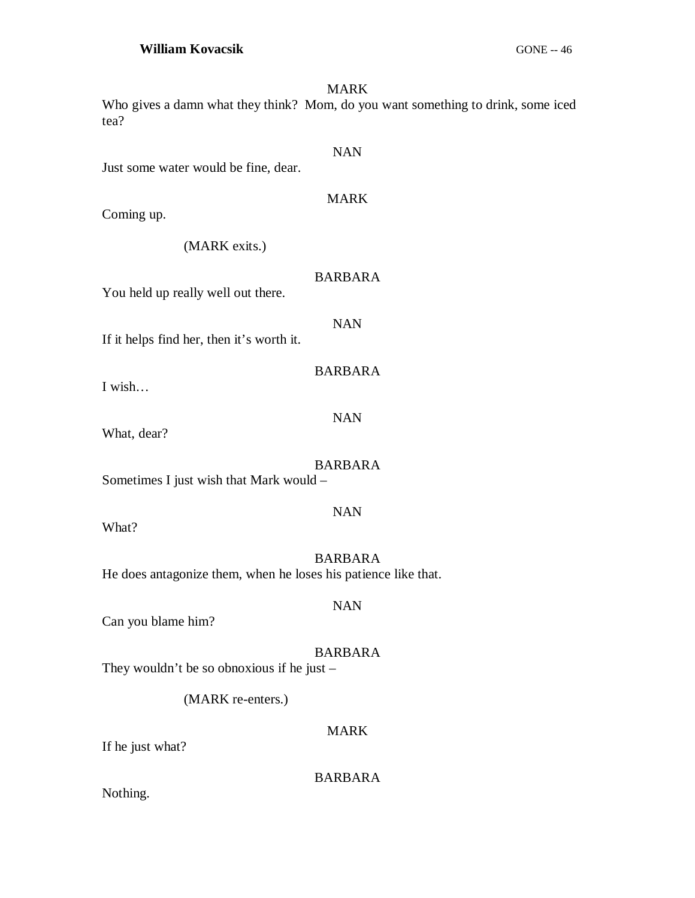MARK

Who gives a damn what they think? Mom, do you want something to drink, some iced tea?

NAN

Just some water would be fine, dear.

MARK

Coming up.

(MARK exits.)

BARBARA

You held up really well out there.

NAN

If it helps find her, then it's worth it.

BARBARA

I wish…

NAN

What, dear?

BARBARA

Sometimes I just wish that Mark would –

NAN

What?

BARBARA

He does antagonize them, when he loses his patience like that.

NAN

Can you blame him?

BARBARA

They wouldn't be so obnoxious if he just –

(MARK re-enters.)

MARK

If he just what?

BARBARA

Nothing.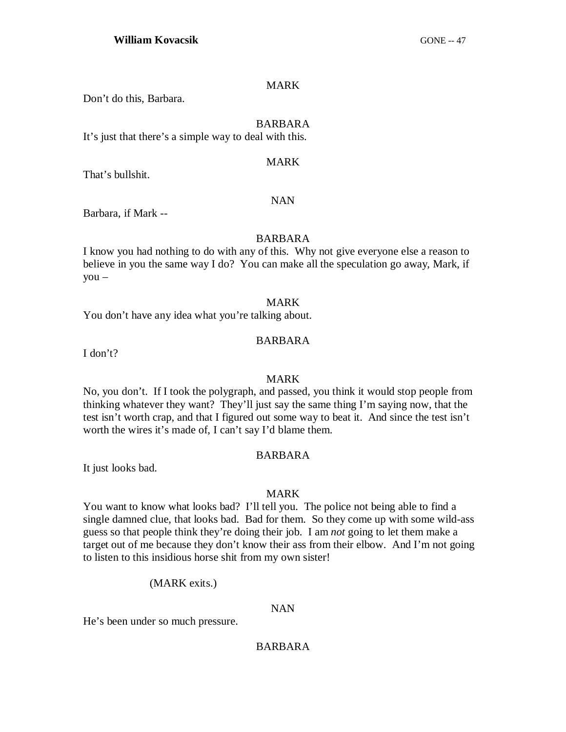MARK

Don't do this, Barbara.

BARBARA

It's just that there's a simple way to deal with this.

MARK

That's bullshit.

NAN

Barbara, if Mark --

BARBARA

I know you had nothing to do with any of this. Why not give everyone else a reason to believe in you the same way I do? You can make all the speculation go away, Mark, if you –

MARK

You don't have any idea what you're talking about.

BARBARA

I don't?

MARK

No, you don't. If I took the polygraph, and passed, you think it would stop people from thinking whatever they want? They'll just say the same thing I'm saying now, that the test isn't worth crap, and that I figured out some way to beat it. And since the test isn't worth the wires it's made of, I can't say I'd blame them.

BARBARA

It just looks bad.

MARK

You want to know what looks bad? I'll tell you. The police not being able to find a single damned clue, that looks bad. Bad for them. So they come up with some wild-ass guess so that people think they're doing their job. I am *not* going to let them make a target out of me because they don't know their ass from their elbow. And I'm not going to listen to this insidious horse shit from my own sister!

(MARK exits.)

NAN

He's been under so much pressure.

BARBARA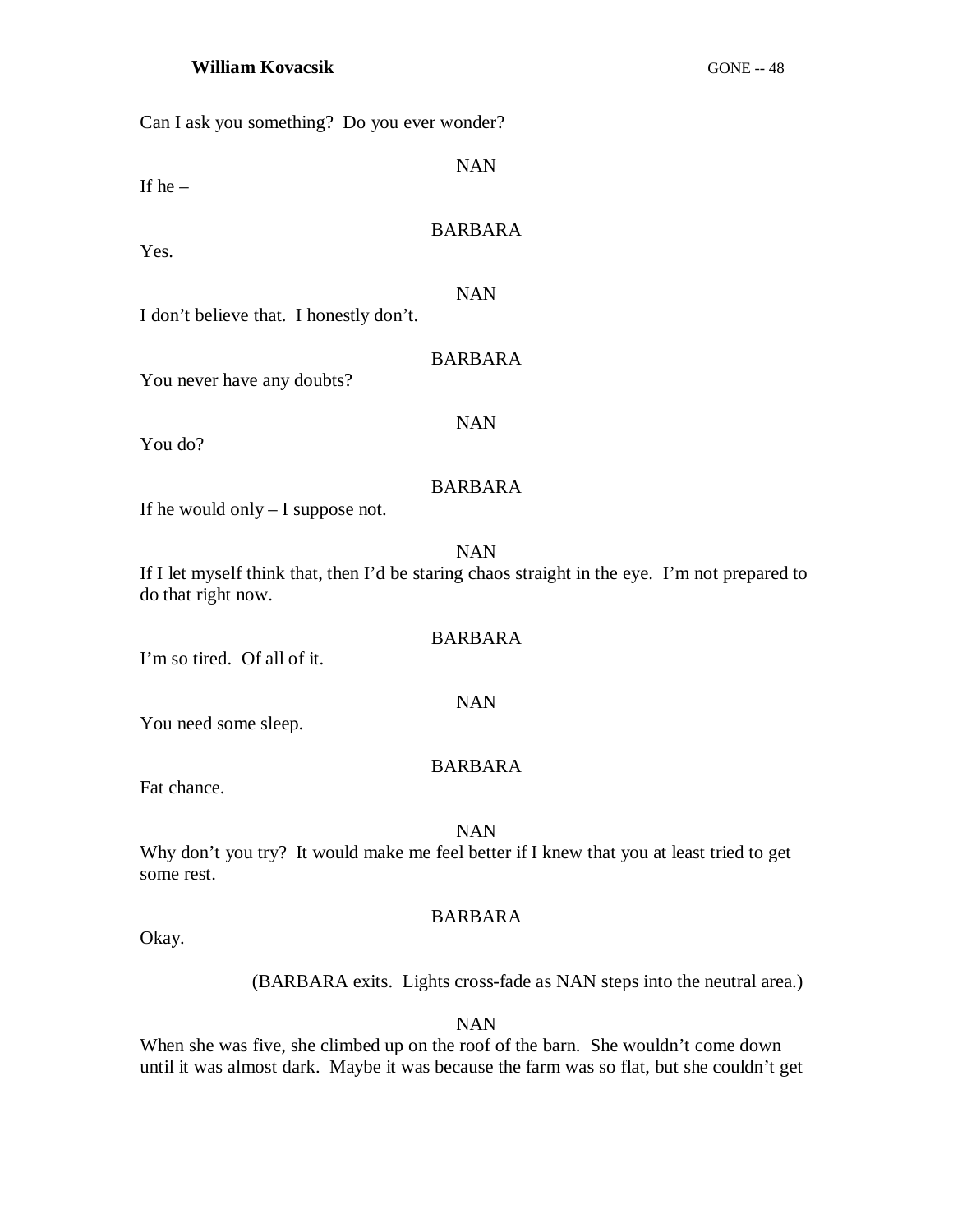Can I ask you something? Do you ever wonder?

NAN

If he –

BARBARA

Yes.

NAN

I don't believe that. I honestly don't.

BARBARA

You never have any doubts?

NAN

You do?

BARBARA

If he would only – I suppose not.

NAN

If I let myself think that, then I'd be staring chaos straight in the eye. I'm not prepared to do that right now.

BARBARA

I'm so tired. Of all of it.

NAN

You need some sleep.

BARBARA

Fat chance.

NAN

Why don't you try? It would make me feel better if I knew that you at least tried to get some rest.

BARBARA

Okay.

(BARBARA exits. Lights cross-fade as NAN steps into the neutral area.)

NAN

When she was five, she climbed up on the roof of the barn. She wouldn't come down until it was almost dark. Maybe it was because the farm was so flat, but she couldn't get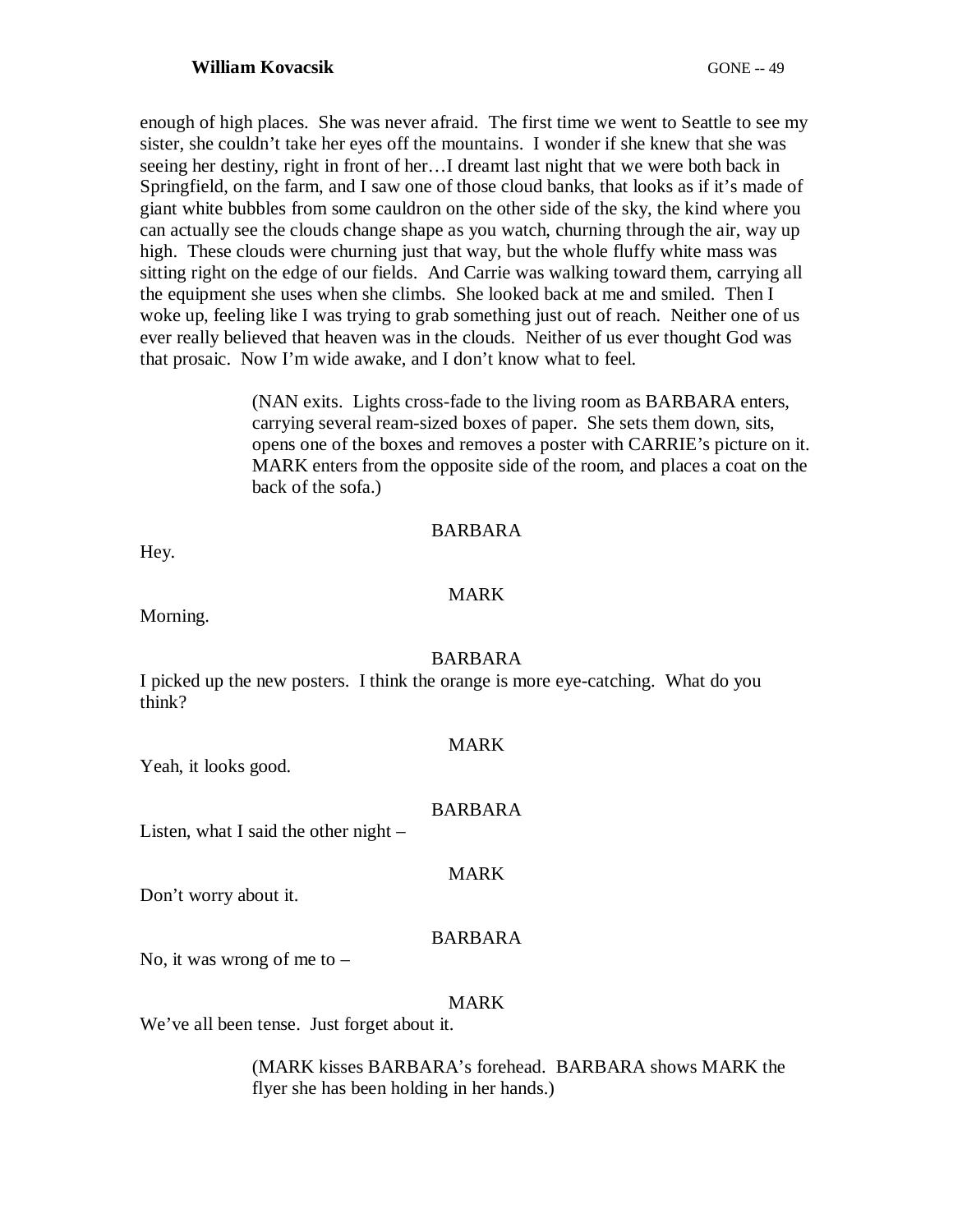enough of high places. She was never afraid. The first time we went to Seattle to see my sister, she couldn't take her eyes off the mountains. I wonder if she knew that she was seeing her destiny, right in front of her…I dreamt last night that we were both back in Springfield, on the farm, and I saw one of those cloud banks, that looks as if it's made of giant white bubbles from some cauldron on the other side of the sky, the kind where you can actually see the clouds change shape as you watch, churning through the air, way up high. These clouds were churning just that way, but the whole fluffy white mass was sitting right on the edge of our fields. And Carrie was walking toward them, carrying all the equipment she uses when she climbs. She looked back at me and smiled. Then I woke up, feeling like I was trying to grab something just out of reach. Neither one of us ever really believed that heaven was in the clouds. Neither of us ever thought God was that prosaic. Now I'm wide awake, and I don't know what to feel.

> (NAN exits. Lights cross-fade to the living room as BARBARA enters, carrying several ream-sized boxes of paper. She sets them down, sits, opens one of the boxes and removes a poster with CARRIE's picture on it. MARK enters from the opposite side of the room, and places a coat on the back of the sofa.)

BARBARA

Hey.

MARK

Morning.

BARBARA

I picked up the new posters. I think the orange is more eye-catching. What do you think?

MARK

Yeah, it looks good.

BARBARA

Listen, what I said the other night –

MARK

Don't worry about it.

BARBARA

No, it was wrong of me to –

MARK

We've all been tense. Just forget about it.

> (MARK kisses BARBARA's forehead. BARBARA shows MARK the flyer she has been holding in her hands.)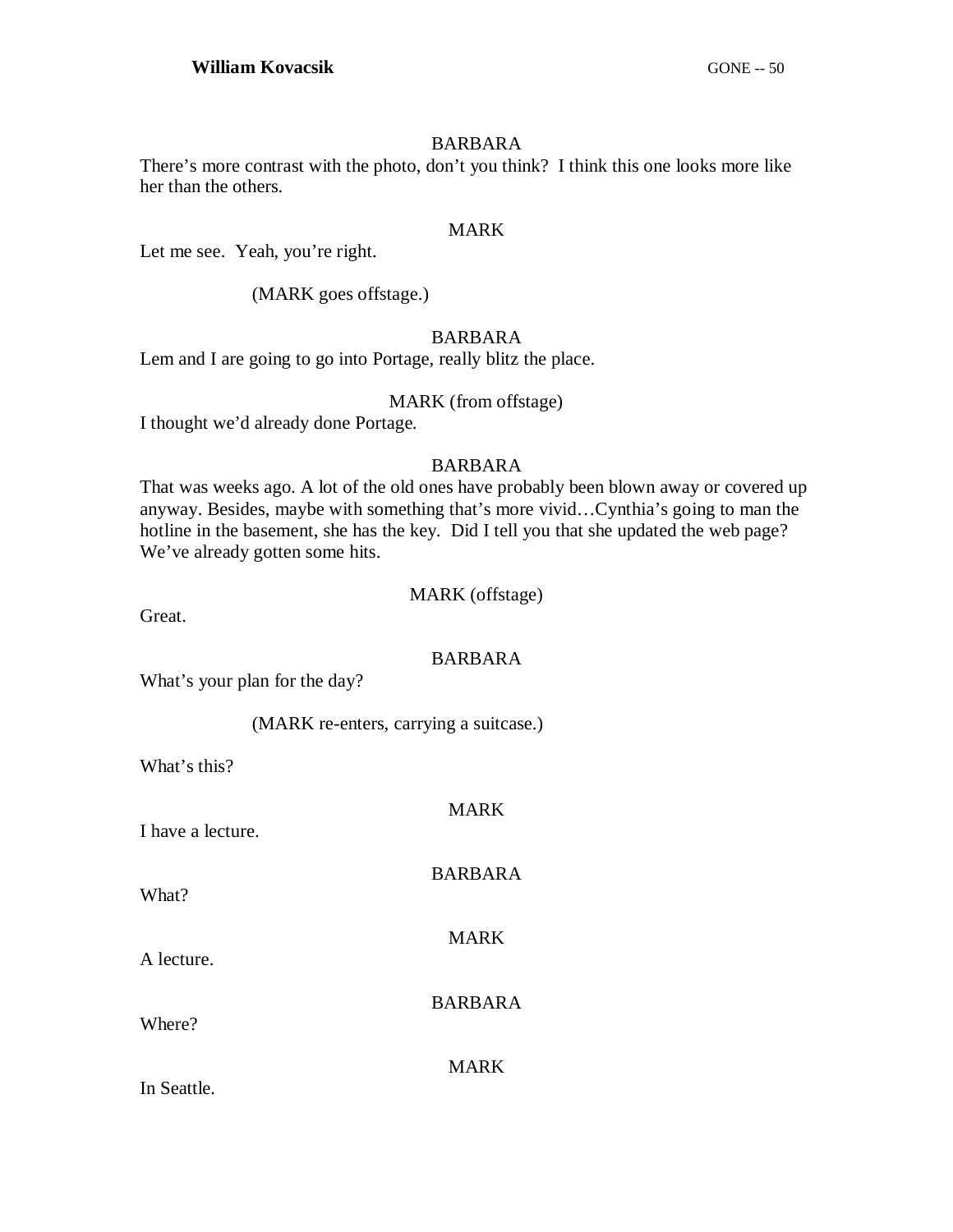BARBARA

There's more contrast with the photo, don't you think? I think this one looks more like her than the others.

MARK

Let me see. Yeah, you're right.

(MARK goes offstage.)

BARBARA

Lem and I are going to go into Portage, really blitz the place.

MARK (from offstage)

I thought we'd already done Portage.

BARBARA

That was weeks ago. A lot of the old ones have probably been blown away or covered up anyway. Besides, maybe with something that's more vivid…Cynthia's going to man the hotline in the basement, she has the key. Did I tell you that she updated the web page? We've already gotten some hits.

MARK (offstage)

Great.

BARBARA

What's your plan for the day?

(MARK re-enters, carrying a suitcase.)

What's this?

MARK

I have a lecture.

BARBARA

What?

MARK

A lecture.

BARBARA

Where?

MARK

In Seattle.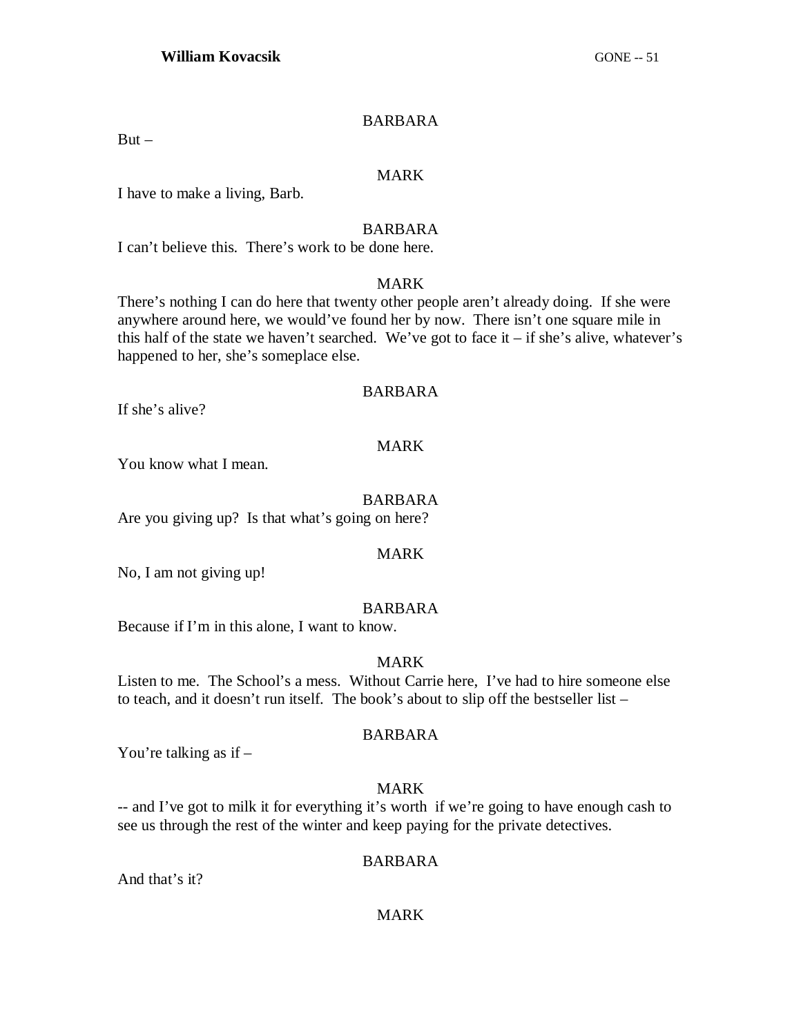BARBARA

But –

MARK

I have to make a living, Barb.

BARBARA

I can't believe this. There's work to be done here.

MARK

There's nothing I can do here that twenty other people aren't already doing. If she were anywhere around here, we would've found her by now. There isn't one square mile in this half of the state we haven't searched. We've got to face it – if she's alive, whatever's happened to her, she's someplace else.

BARBARA

If she's alive?

MARK

You know what I mean.

BARBARA

Are you giving up? Is that what's going on here?

MARK

No, I am not giving up!

BARBARA

Because if I'm in this alone, I want to know.

MARK

Listen to me. The School's a mess. Without Carrie here, I've had to hire someone else to teach, and it doesn't run itself. The book's about to slip off the bestseller list –

BARBARA

You're talking as if –

MARK

-- and I've got to milk it for everything it's worth if we're going to have enough cash to see us through the rest of the winter and keep paying for the private detectives.

BARBARA

And that's it?

MARK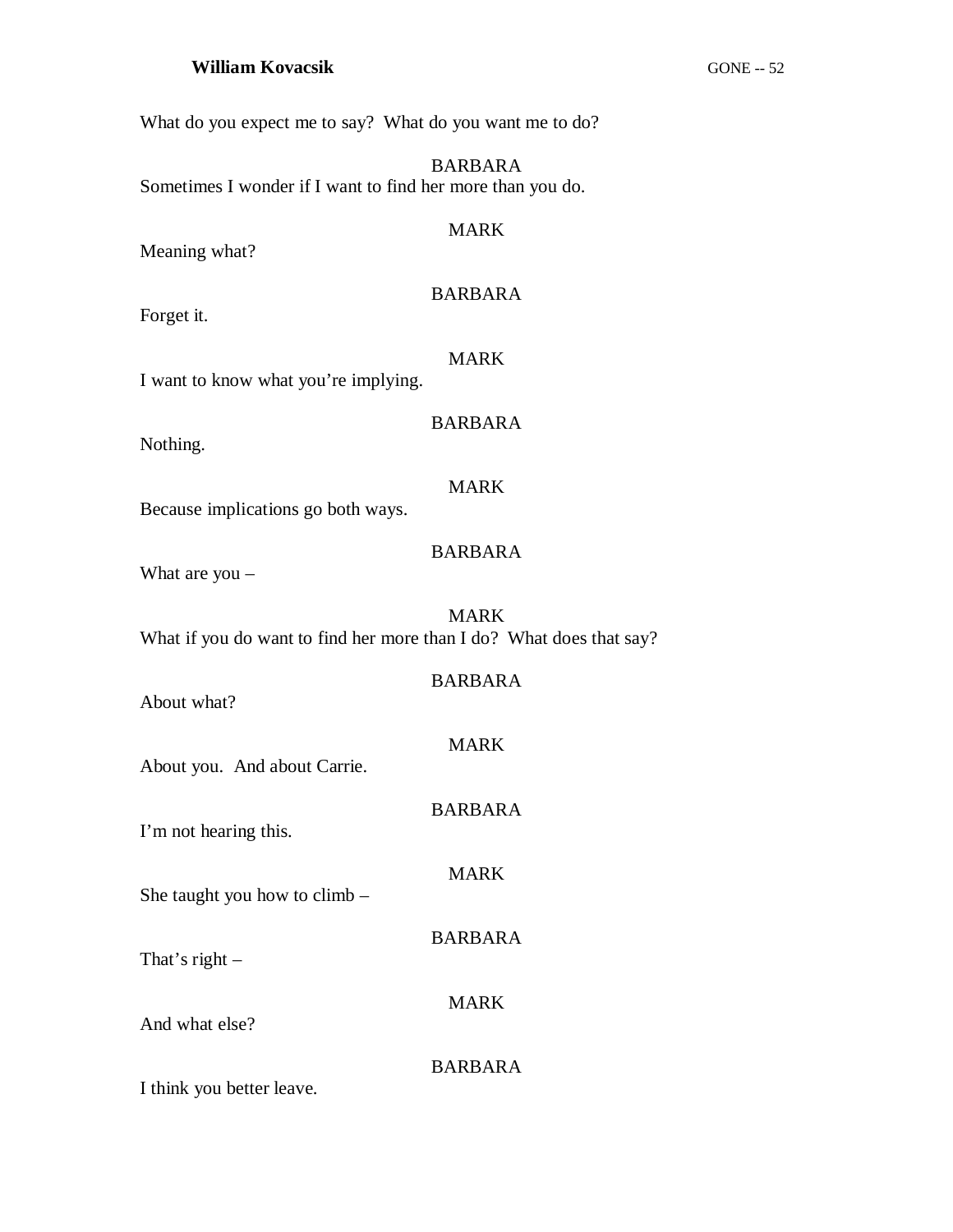What do you expect me to say? What do you want me to do?

BARBARA

Sometimes I wonder if I want to find her more than you do.

MARK

Meaning what?

BARBARA

Forget it.

MARK

I want to know what you're implying.

BARBARA

Nothing.

MARK

Because implications go both ways.

BARBARA

What are you –

MARK

What if you do want to find her more than I do? What does that say?

BARBARA

About what?

MARK

About you. And about Carrie.

BARBARA

I'm not hearing this.

MARK

She taught you how to climb –

BARBARA

That's right –

MARK

And what else?

BARBARA

I think you better leave.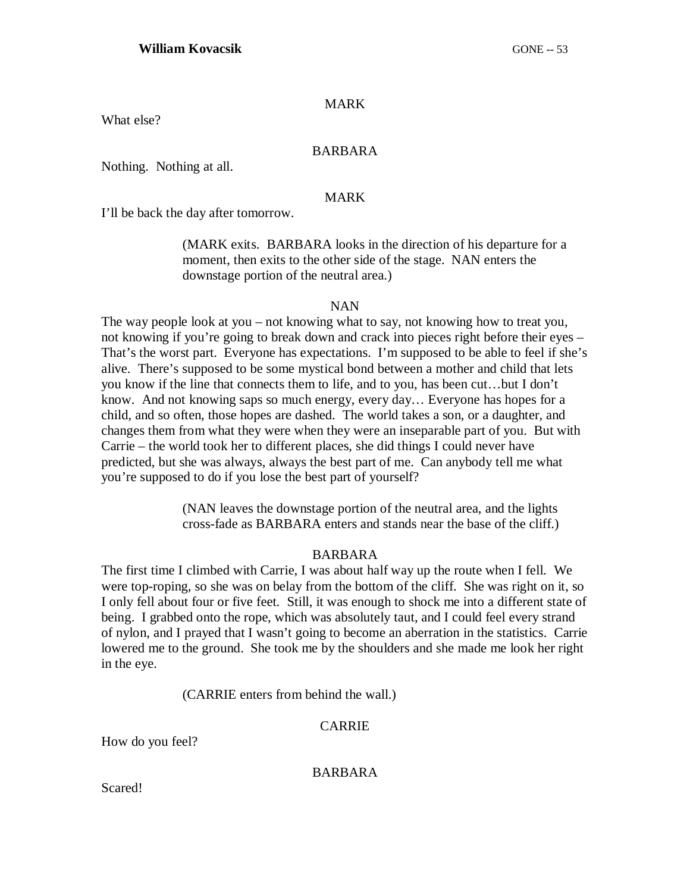MARK

What else?

BARBARA

Nothing. Nothing at all.

MARK

I'll be back the day after tomorrow.

(MARK exits. BARBARA looks in the direction of his departure for a moment, then exits to the other side of the stage. NAN enters the downstage portion of the neutral area.)

NAN

The way people look at you – not knowing what to say, not knowing how to treat you, not knowing if you're going to break down and crack into pieces right before their eyes – That's the worst part. Everyone has expectations. I'm supposed to be able to feel if she's alive. There's supposed to be some mystical bond between a mother and child that lets you know if the line that connects them to life, and to you, has been cut…but I don't know. And not knowing saps so much energy, every day… Everyone has hopes for a child, and so often, those hopes are dashed. The world takes a son, or a daughter, and changes them from what they were when they were an inseparable part of you. But with Carrie – the world took her to different places, she did things I could never have predicted, but she was always, always the best part of me. Can anybody tell me what you're supposed to do if you lose the best part of yourself?

(NAN leaves the downstage portion of the neutral area, and the lights cross-fade as BARBARA enters and stands near the base of the cliff.)

BARBARA

The first time I climbed with Carrie, I was about half way up the route when I fell. We were top-roping, so she was on belay from the bottom of the cliff. She was right on it, so I only fell about four or five feet. Still, it was enough to shock me into a different state of being. I grabbed onto the rope, which was absolutely taut, and I could feel every strand of nylon, and I prayed that I wasn't going to become an aberration in the statistics. Carrie lowered me to the ground. She took me by the shoulders and she made me look her right in the eye.

(CARRIE enters from behind the wall.)

CARRIE

How do you feel?

BARBARA

Scared!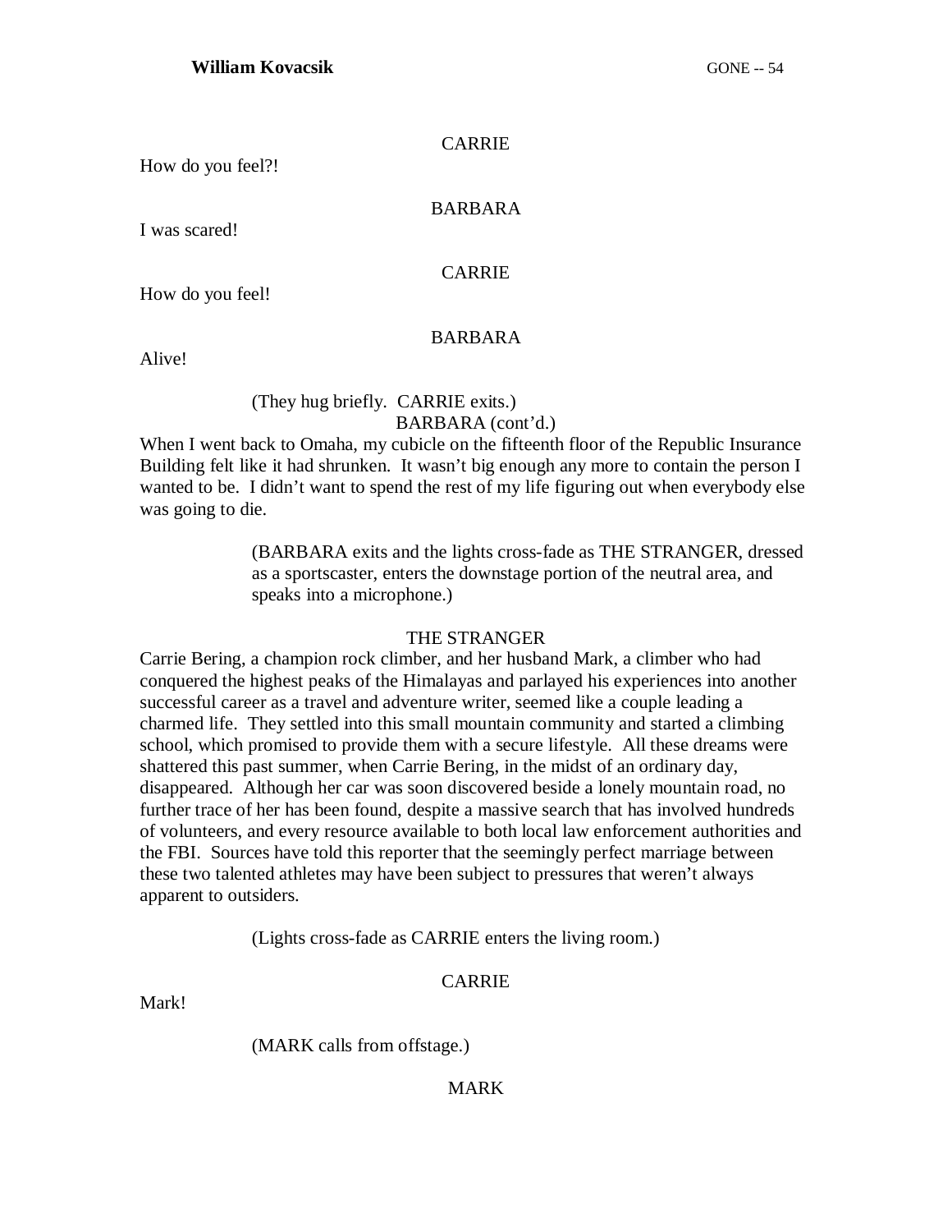CARRIE

How do you feel?!

BARBARA

I was scared!

CARRIE

How do you feel!

BARBARA

Alive!

(They hug briefly. CARRIE exits.)

BARBARA (cont'd.)

When I went back to Omaha, my cubicle on the fifteenth floor of the Republic Insurance Building felt like it had shrunken. It wasn't big enough any more to contain the person I wanted to be. I didn't want to spend the rest of my life figuring out when everybody else was going to die.

(BARBARA exits and the lights cross-fade as THE STRANGER, dressed as a sportscaster, enters the downstage portion of the neutral area, and speaks into a microphone.)

THE STRANGER

Carrie Bering, a champion rock climber, and her husband Mark, a climber who had conquered the highest peaks of the Himalayas and parlayed his experiences into another successful career as a travel and adventure writer, seemed like a couple leading a charmed life. They settled into this small mountain community and started a climbing school, which promised to provide them with a secure lifestyle. All these dreams were shattered this past summer, when Carrie Bering, in the midst of an ordinary day, disappeared. Although her car was soon discovered beside a lonely mountain road, no further trace of her has been found, despite a massive search that has involved hundreds of volunteers, and every resource available to both local law enforcement authorities and the FBI. Sources have told this reporter that the seemingly perfect marriage between these two talented athletes may have been subject to pressures that weren't always apparent to outsiders.

(Lights cross-fade as CARRIE enters the living room.)

CARRIE

Mark!

(MARK calls from offstage.)

MARK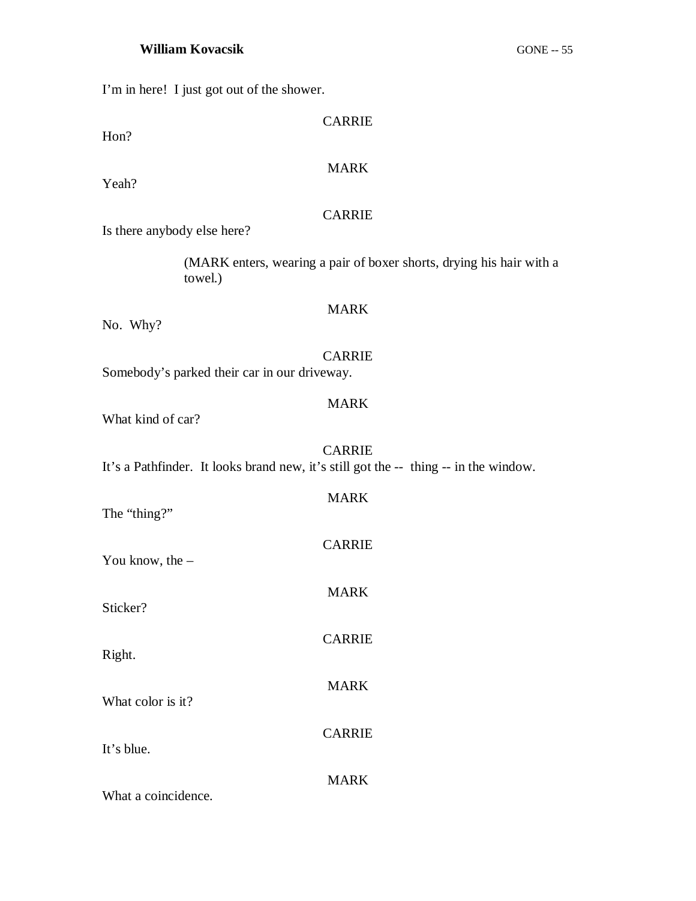I'm in here!  I just got out of the shower.

CARRIE

Hon?

MARK

Yeah?

CARRIE

Is there anybody else here?

(MARK enters, wearing a pair of boxer shorts, drying his hair with a towel.)

MARK

No.  Why?

CARRIE

Somebody's parked their car in our driveway.

MARK

What kind of car?

CARRIE

It's a Pathfinder.  It looks brand new, it's still got the --  thing -- in the window.

MARK

The "thing?"

CARRIE

You know, the –

MARK

Sticker?

CARRIE

Right.

MARK

What color is it?

CARRIE

It's blue.

MARK

What a coincidence.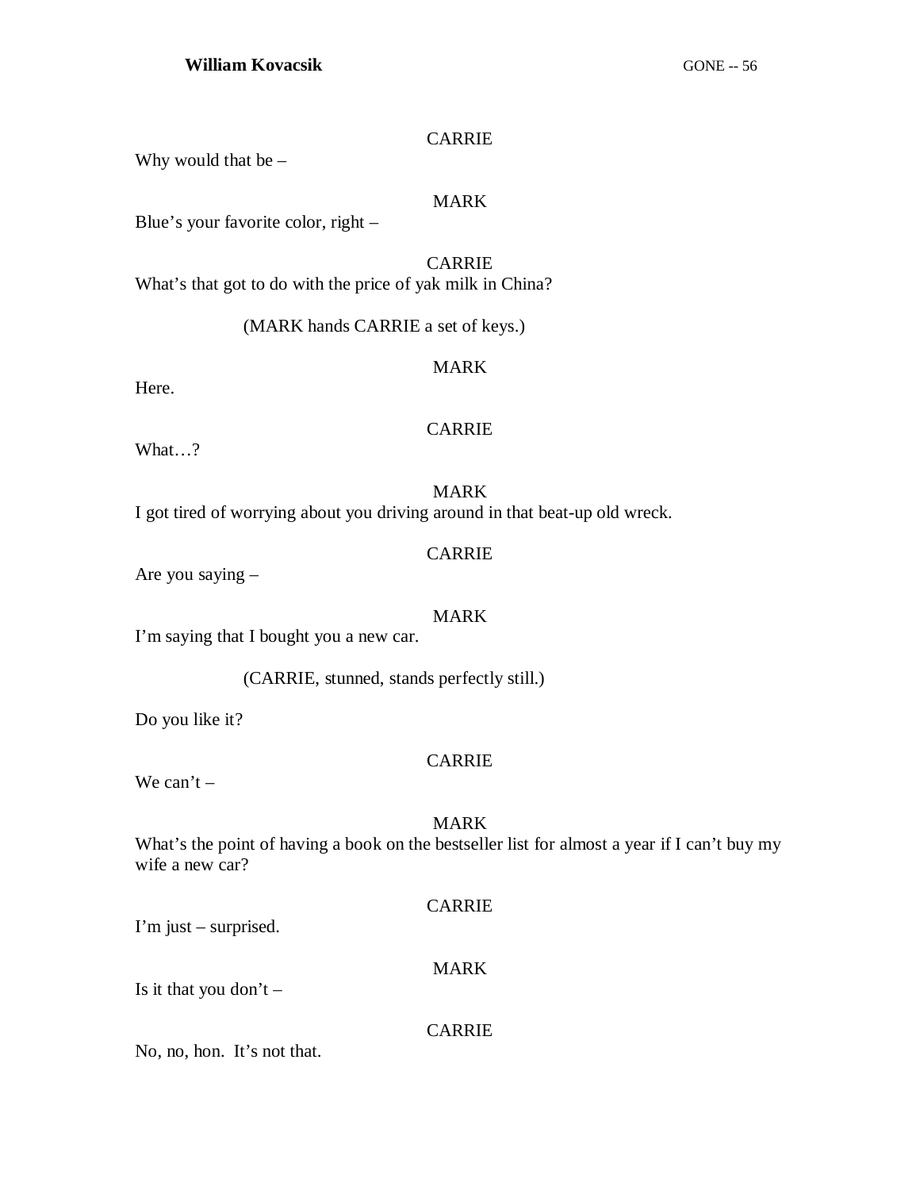CARRIE

Why would that be –

MARK

Blue's your favorite color, right –

CARRIE

What's that got to do with the price of yak milk in China?

(MARK hands CARRIE a set of keys.)

MARK

Here.

CARRIE

What…?

MARK

I got tired of worrying about you driving around in that beat-up old wreck.

CARRIE

Are you saying –

MARK

I'm saying that I bought you a new car.

(CARRIE, stunned, stands perfectly still.)

Do you like it?

CARRIE

We can't –

MARK

What's the point of having a book on the bestseller list for almost a year if I can't buy my wife a new car?

CARRIE

I'm just – surprised.

MARK

Is it that you don't –

CARRIE

No, no, hon. It's not that.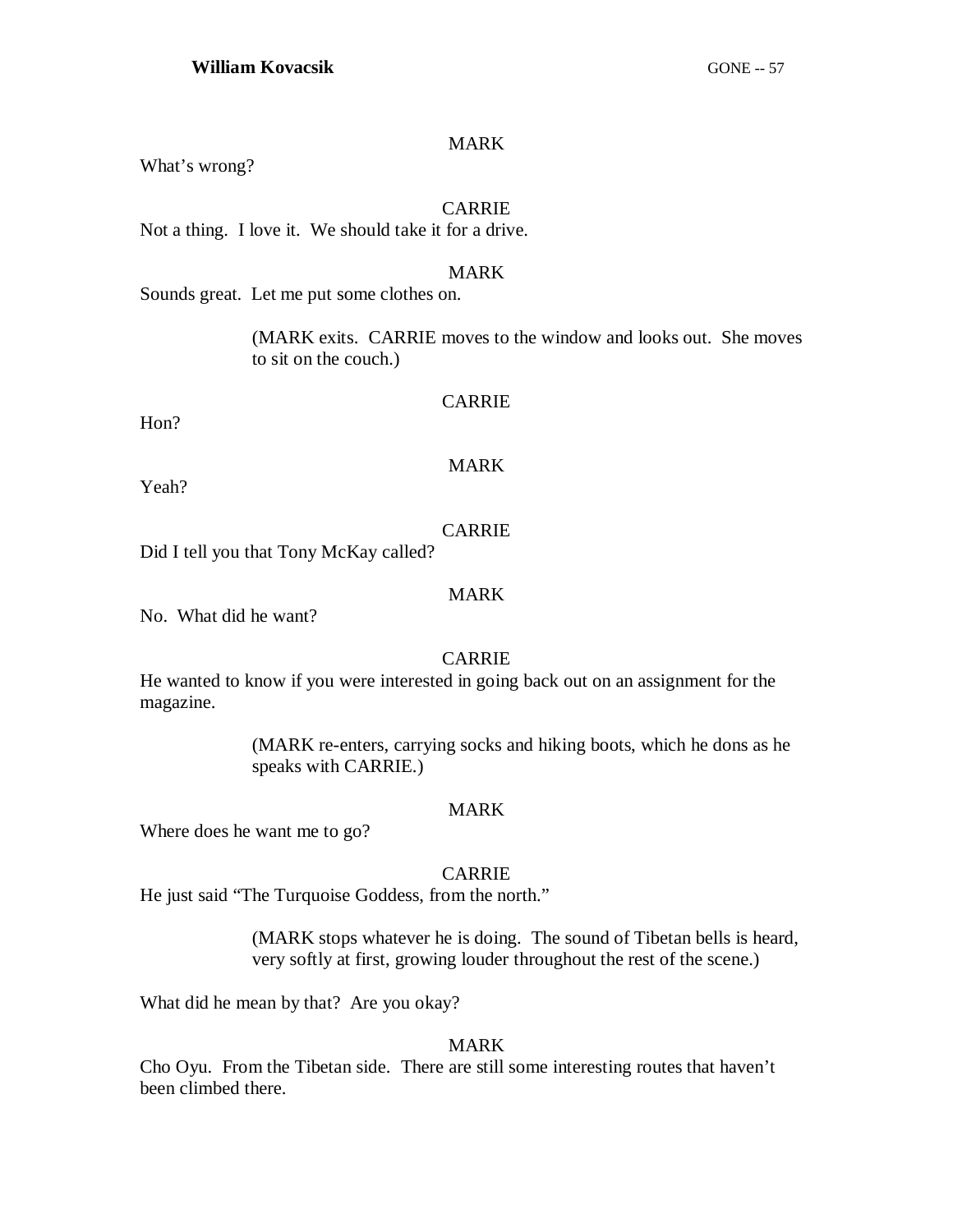MARK

What's wrong?

CARRIE

Not a thing. I love it. We should take it for a drive.

MARK

Sounds great. Let me put some clothes on.

(MARK exits. CARRIE moves to the window and looks out. She moves to sit on the couch.)

CARRIE

Hon?

MARK

Yeah?

CARRIE

Did I tell you that Tony McKay called?

MARK

No. What did he want?

CARRIE

He wanted to know if you were interested in going back out on an assignment for the magazine.

(MARK re-enters, carrying socks and hiking boots, which he dons as he speaks with CARRIE.)

MARK

Where does he want me to go?

CARRIE

He just said "The Turquoise Goddess, from the north."

(MARK stops whatever he is doing. The sound of Tibetan bells is heard, very softly at first, growing louder throughout the rest of the scene.)

What did he mean by that? Are you okay?

MARK

Cho Oyu. From the Tibetan side. There are still some interesting routes that haven't been climbed there.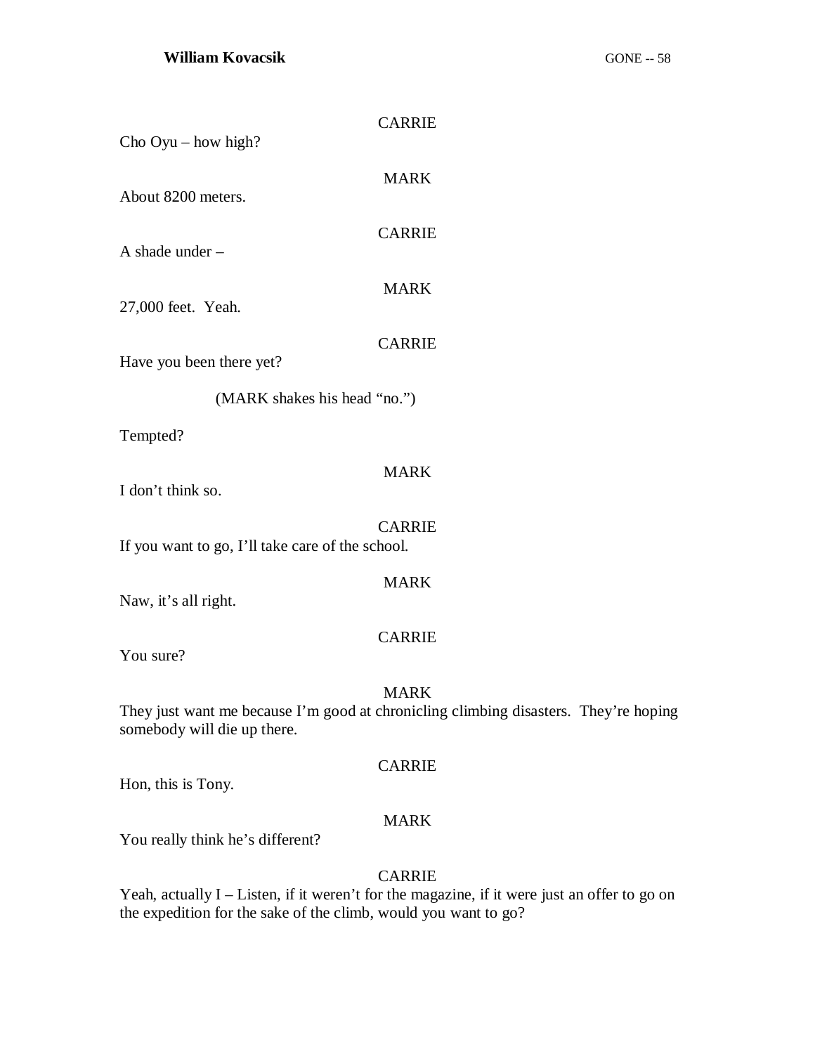CARRIE

Cho Oyu – how high?

MARK

About 8200 meters.

CARRIE

A shade under –

MARK

27,000 feet. Yeah.

CARRIE

Have you been there yet?

(MARK shakes his head "no.")

Tempted?

MARK

I don't think so.

CARRIE

If you want to go, I'll take care of the school.

MARK

Naw, it's all right.

CARRIE

You sure?

MARK

They just want me because I'm good at chronicling climbing disasters. They're hoping somebody will die up there.

CARRIE

Hon, this is Tony.

MARK

You really think he's different?

CARRIE

Yeah, actually I – Listen, if it weren't for the magazine, if it were just an offer to go on the expedition for the sake of the climb, would you want to go?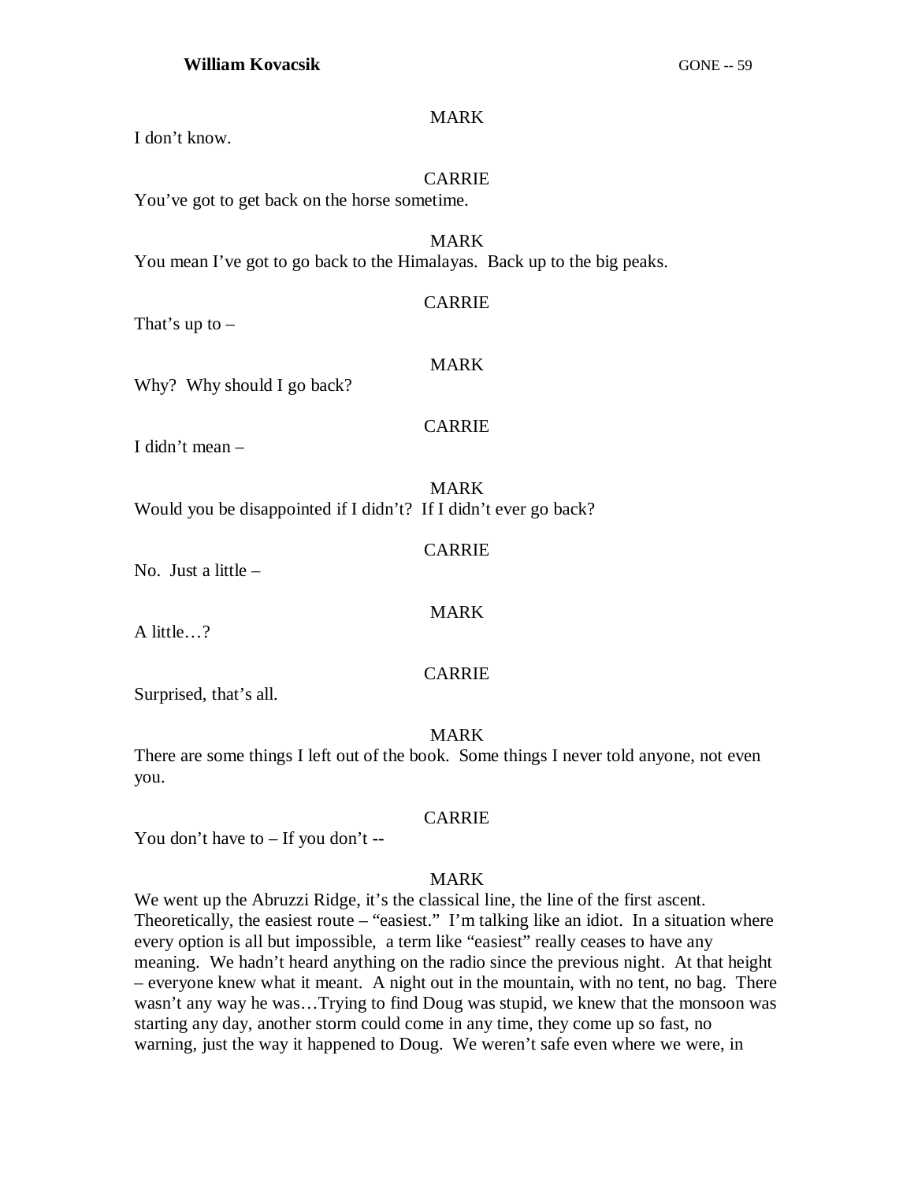MARK

I don't know.

CARRIE

You've got to get back on the horse sometime.

MARK

You mean I've got to go back to the Himalayas. Back up to the big peaks.

CARRIE

That's up to –

MARK

Why? Why should I go back?

CARRIE

I didn't mean –

MARK

Would you be disappointed if I didn't? If I didn't ever go back?

CARRIE

No. Just a little –

MARK

A little…?

CARRIE

Surprised, that's all.

MARK

There are some things I left out of the book. Some things I never told anyone, not even you.

CARRIE

You don't have to – If you don't --

MARK

We went up the Abruzzi Ridge, it's the classical line, the line of the first ascent. Theoretically, the easiest route – "easiest." I'm talking like an idiot. In a situation where every option is all but impossible, a term like "easiest" really ceases to have any meaning. We hadn't heard anything on the radio since the previous night. At that height – everyone knew what it meant. A night out in the mountain, with no tent, no bag. There wasn't any way he was…Trying to find Doug was stupid, we knew that the monsoon was starting any day, another storm could come in any time, they come up so fast, no warning, just the way it happened to Doug. We weren't safe even where we were, in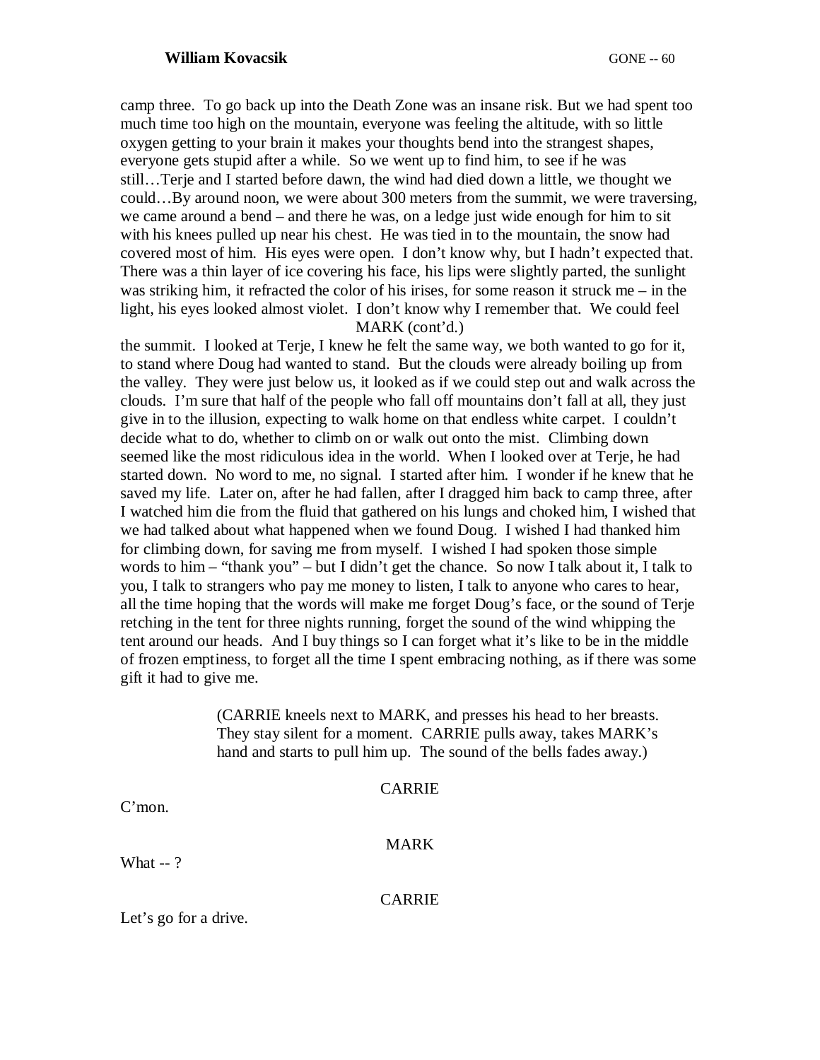camp three. To go back up into the Death Zone was an insane risk. But we had spent too much time too high on the mountain, everyone was feeling the altitude, with so little oxygen getting to your brain it makes your thoughts bend into the strangest shapes, everyone gets stupid after a while. So we went up to find him, to see if he was still…Terje and I started before dawn, the wind had died down a little, we thought we could…By around noon, we were about 300 meters from the summit, we were traversing, we came around a bend – and there he was, on a ledge just wide enough for him to sit with his knees pulled up near his chest. He was tied in to the mountain, the snow had covered most of him. His eyes were open. I don't know why, but I hadn't expected that. There was a thin layer of ice covering his face, his lips were slightly parted, the sunlight was striking him, it refracted the color of his irises, for some reason it struck me – in the light, his eyes looked almost violet. I don't know why I remember that. We could feel

MARK (cont'd.)

the summit. I looked at Terje, I knew he felt the same way, we both wanted to go for it, to stand where Doug had wanted to stand. But the clouds were already boiling up from the valley. They were just below us, it looked as if we could step out and walk across the clouds. I'm sure that half of the people who fall off mountains don't fall at all, they just give in to the illusion, expecting to walk home on that endless white carpet. I couldn't decide what to do, whether to climb on or walk out onto the mist. Climbing down seemed like the most ridiculous idea in the world. When I looked over at Terje, he had started down. No word to me, no signal. I started after him. I wonder if he knew that he saved my life. Later on, after he had fallen, after I dragged him back to camp three, after I watched him die from the fluid that gathered on his lungs and choked him, I wished that we had talked about what happened when we found Doug. I wished I had thanked him for climbing down, for saving me from myself. I wished I had spoken those simple words to him – "thank you" – but I didn't get the chance. So now I talk about it, I talk to you, I talk to strangers who pay me money to listen, I talk to anyone who cares to hear, all the time hoping that the words will make me forget Doug's face, or the sound of Terje retching in the tent for three nights running, forget the sound of the wind whipping the tent around our heads. And I buy things so I can forget what it's like to be in the middle of frozen emptiness, to forget all the time I spent embracing nothing, as if there was some gift it had to give me.

(CARRIE kneels next to MARK, and presses his head to her breasts. They stay silent for a moment. CARRIE pulls away, takes MARK's hand and starts to pull him up. The sound of the bells fades away.)

CARRIE

C'mon.

MARK

What -- ?

CARRIE

Let's go for a drive.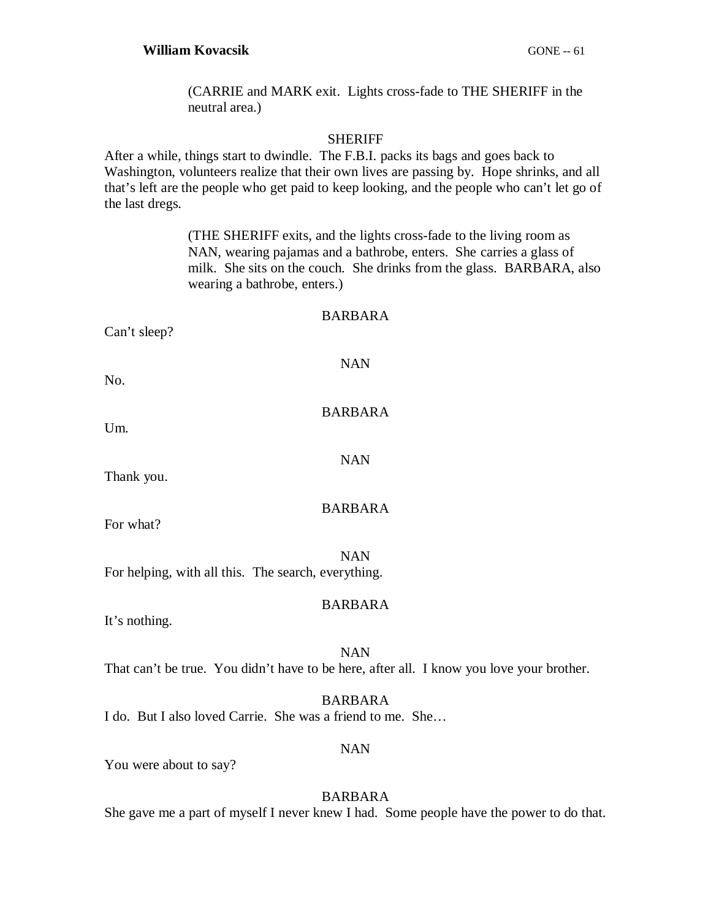(CARRIE and MARK exit. Lights cross-fade to THE SHERIFF in the neutral area.)

SHERIFF

After a while, things start to dwindle. The F.B.I. packs its bags and goes back to Washington, volunteers realize that their own lives are passing by. Hope shrinks, and all that's left are the people who get paid to keep looking, and the people who can't let go of the last dregs.

(THE SHERIFF exits, and the lights cross-fade to the living room as NAN, wearing pajamas and a bathrobe, enters. She carries a glass of milk. She sits on the couch. She drinks from the glass. BARBARA, also wearing a bathrobe, enters.)

BARBARA

Can't sleep?

NAN

No.

BARBARA

Um.

NAN

Thank you.

BARBARA

For what?

NAN

For helping, with all this. The search, everything.

BARBARA

It's nothing.

NAN

That can't be true. You didn't have to be here, after all. I know you love your brother.

BARBARA

I do. But I also loved Carrie. She was a friend to me. She…

NAN

You were about to say?

BARBARA

She gave me a part of myself I never knew I had. Some people have the power to do that.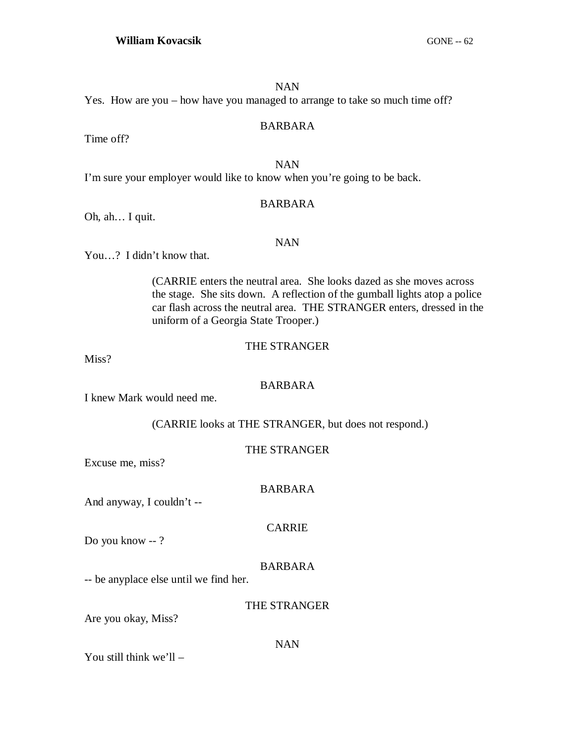NAN

Yes. How are you – how have you managed to arrange to take so much time off?

BARBARA

Time off?

NAN

I'm sure your employer would like to know when you're going to be back.

BARBARA

Oh, ah… I quit.

NAN

You…? I didn't know that.

(CARRIE enters the neutral area. She looks dazed as she moves across the stage. She sits down. A reflection of the gumball lights atop a police car flash across the neutral area. THE STRANGER enters, dressed in the uniform of a Georgia State Trooper.)

THE STRANGER

Miss?

BARBARA

I knew Mark would need me.

(CARRIE looks at THE STRANGER, but does not respond.)

THE STRANGER

Excuse me, miss?

BARBARA

And anyway, I couldn't --

CARRIE

Do you know -- ?

BARBARA

-- be anyplace else until we find her.

THE STRANGER

Are you okay, Miss?

NAN

You still think we'll –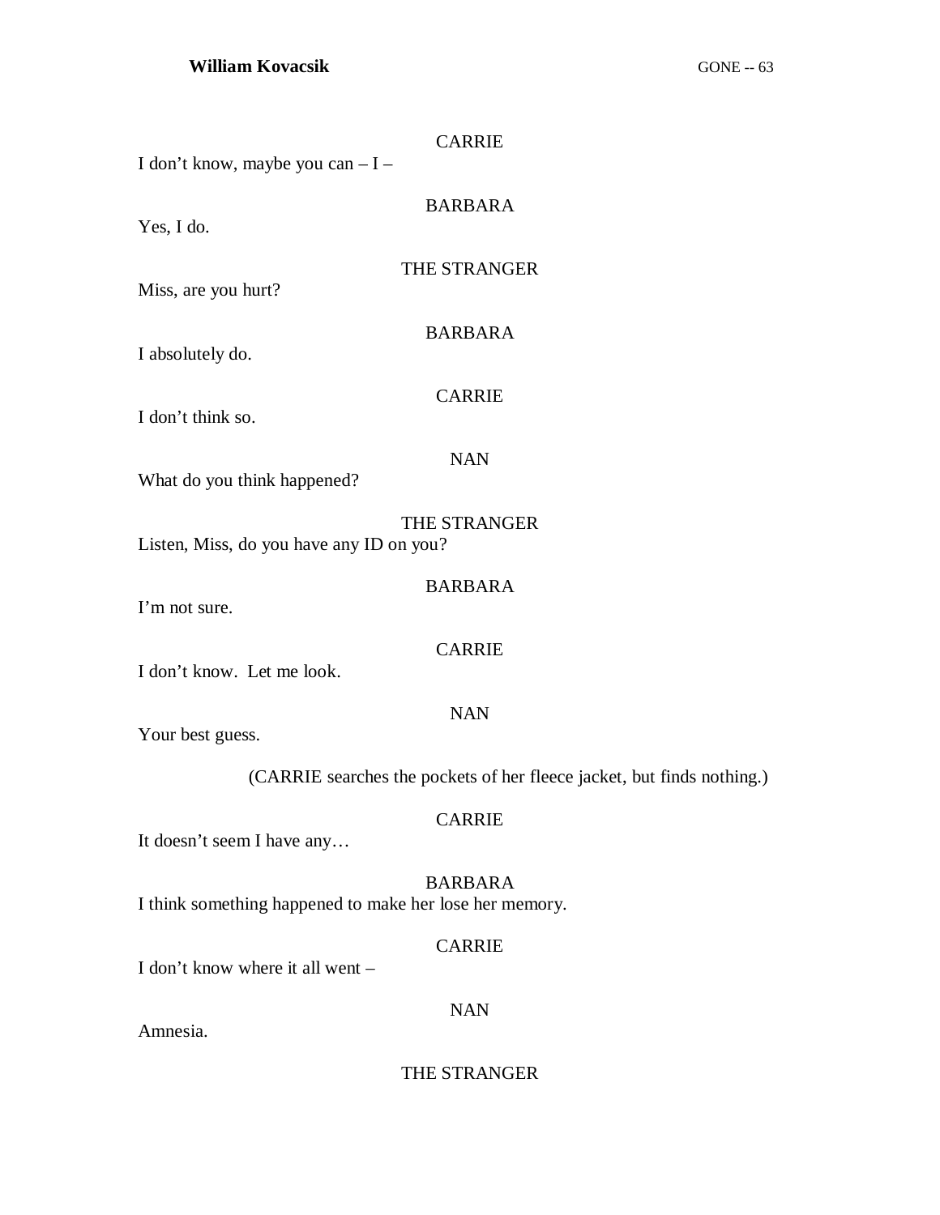CARRIE

I don't know, maybe you can – I –

BARBARA

Yes, I do.

THE STRANGER

Miss, are you hurt?

BARBARA

I absolutely do.

CARRIE

I don't think so.

NAN

What do you think happened?

THE STRANGER

Listen, Miss, do you have any ID on you?

BARBARA

I'm not sure.

CARRIE

I don't know. Let me look.

NAN

Your best guess.

(CARRIE searches the pockets of her fleece jacket, but finds nothing.)

CARRIE

It doesn't seem I have any…

BARBARA

I think something happened to make her lose her memory.

CARRIE

I don't know where it all went –

NAN

Amnesia.

THE STRANGER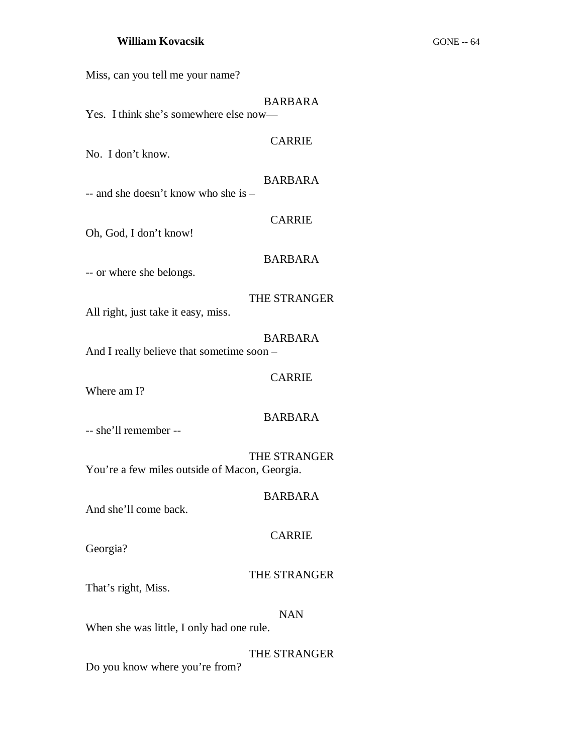Miss, can you tell me your name?

BARBARA

Yes. I think she's somewhere else now—

CARRIE

No. I don't know.

BARBARA

-- and she doesn't know who she is –

CARRIE

Oh, God, I don't know!

BARBARA

-- or where she belongs.

THE STRANGER

All right, just take it easy, miss.

BARBARA

And I really believe that sometime soon –

CARRIE

Where am I?

BARBARA

-- she'll remember --

THE STRANGER

You're a few miles outside of Macon, Georgia.

BARBARA

And she'll come back.

CARRIE

Georgia?

THE STRANGER

That's right, Miss.

NAN

When she was little, I only had one rule.

THE STRANGER

Do you know where you're from?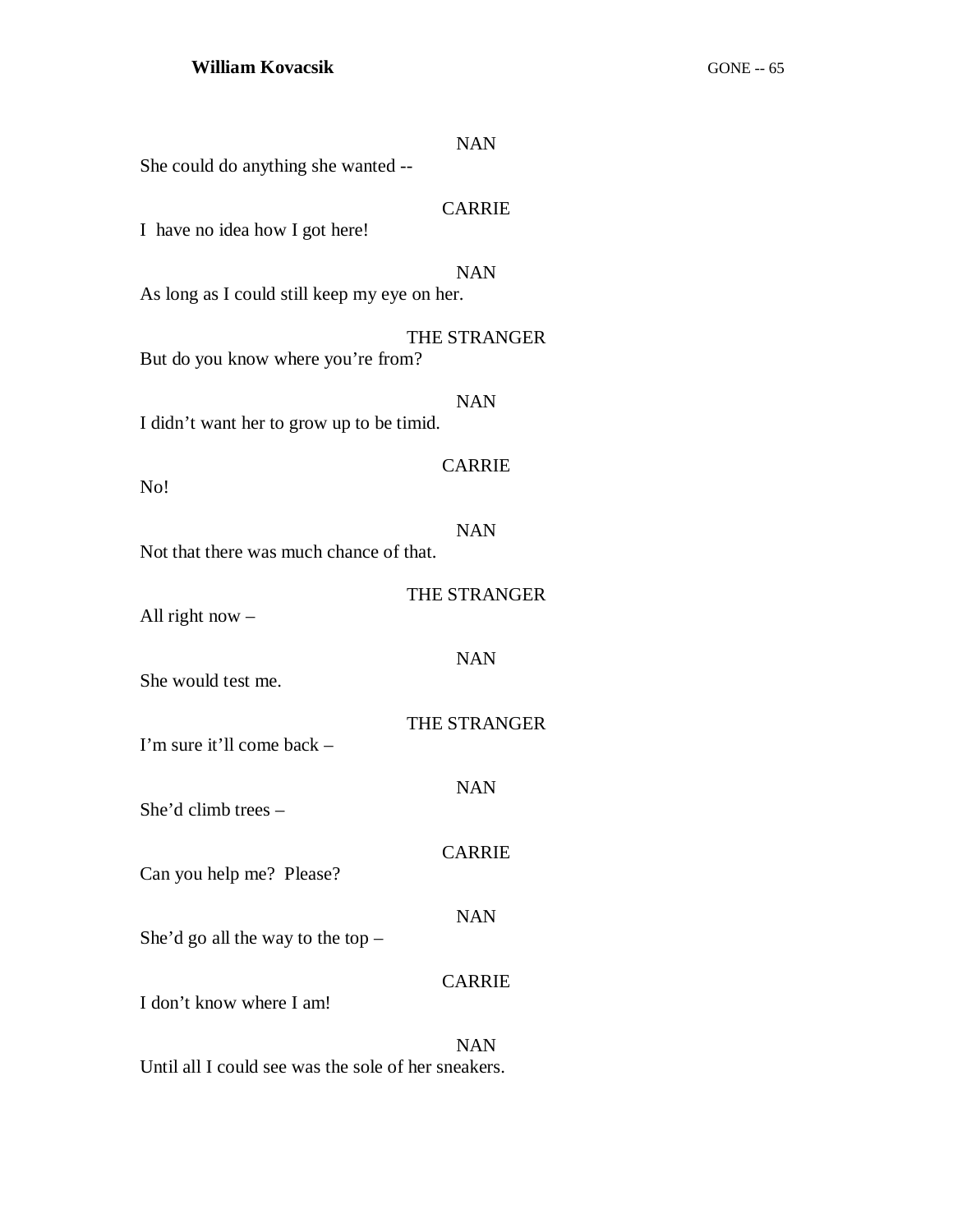NAN
She could do anything she wanted --

CARRIE
I have no idea how I got here!

NAN
As long as I could still keep my eye on her.

THE STRANGER
But do you know where you're from?

NAN
I didn't want her to grow up to be timid.

CARRIE
No!

NAN
Not that there was much chance of that.

THE STRANGER
All right now –

NAN
She would test me.

THE STRANGER
I'm sure it'll come back –

NAN
She'd climb trees –

CARRIE
Can you help me? Please?

NAN
She'd go all the way to the top –

CARRIE
I don't know where I am!

NAN
Until all I could see was the sole of her sneakers.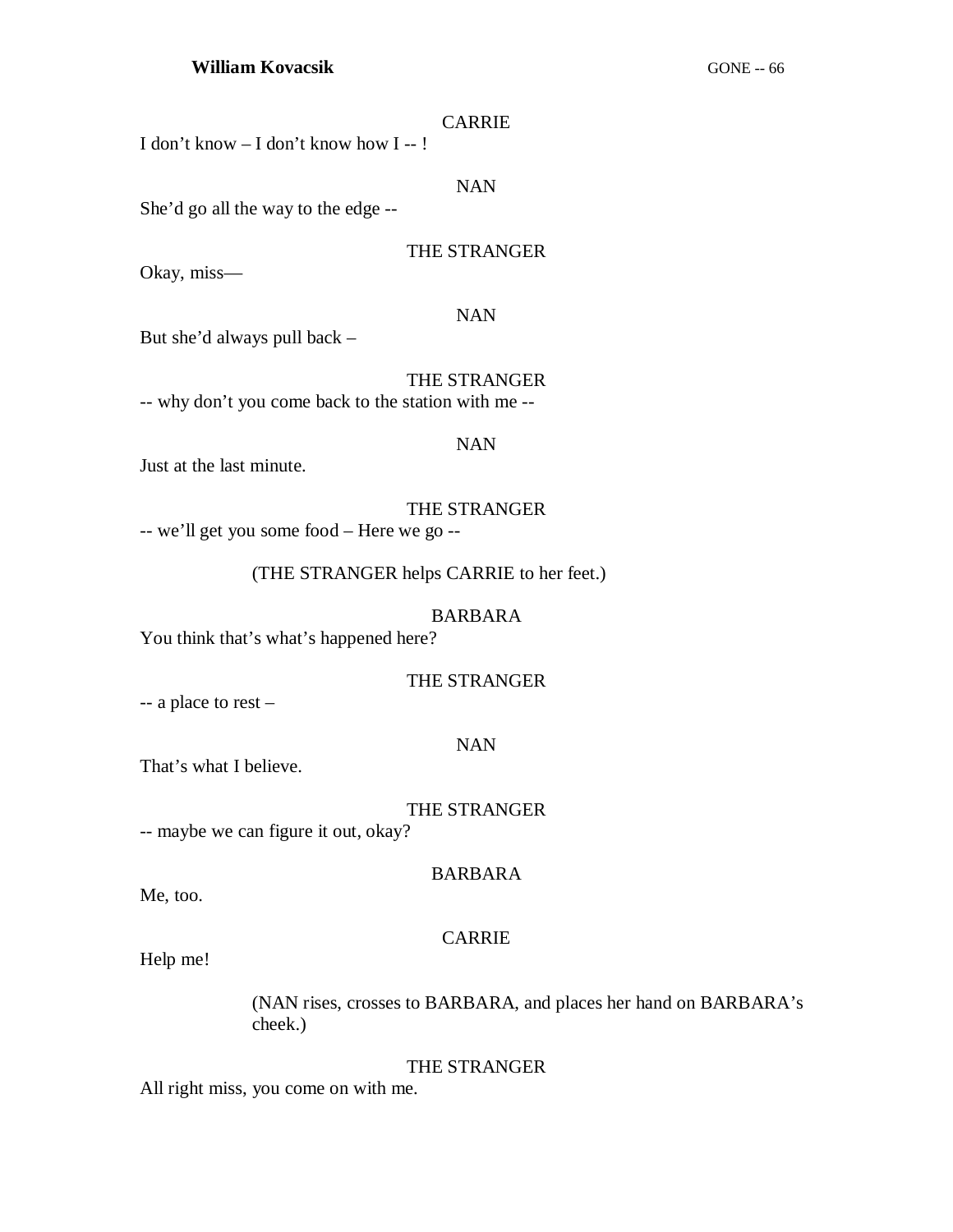CARRIE

I don’t know – I don’t know how I -- !

NAN

She’d go all the way to the edge --

THE STRANGER

Okay, miss—

NAN

But she’d always pull back –

THE STRANGER

-- why don’t you come back to the station with me --

NAN

Just at the last minute.

THE STRANGER

-- we’ll get you some food – Here we go --

(THE STRANGER helps CARRIE to her feet.)

BARBARA

You think that’s what’s happened here?

THE STRANGER

-- a place to rest –

NAN

That’s what I believe.

THE STRANGER

-- maybe we can figure it out, okay?

BARBARA

Me, too.

CARRIE

Help me!

(NAN rises, crosses to BARBARA, and places her hand on BARBARA’s cheek.)

THE STRANGER

All right miss, you come on with me.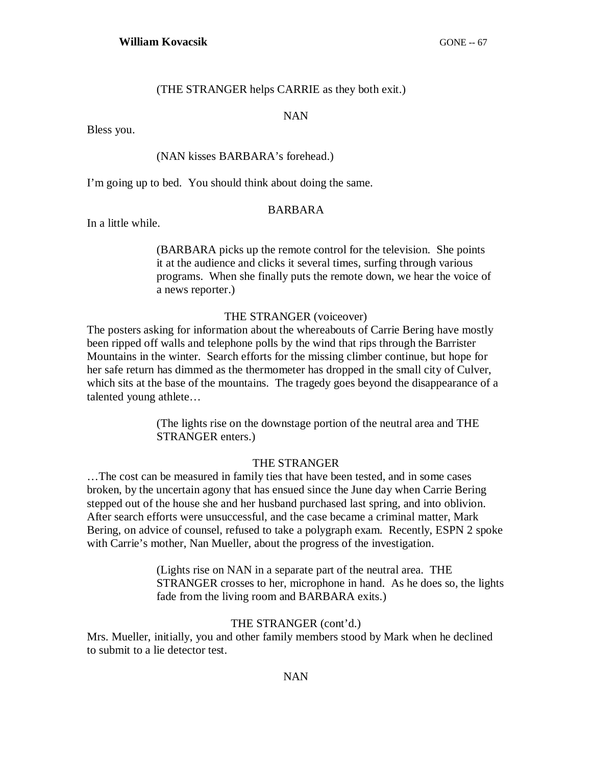(THE STRANGER helps CARRIE as they both exit.)

NAN

Bless you.

(NAN kisses BARBARA's forehead.)

I'm going up to bed. You should think about doing the same.

BARBARA

In a little while.

(BARBARA picks up the remote control for the television. She points it at the audience and clicks it several times, surfing through various programs. When she finally puts the remote down, we hear the voice of a news reporter.)

THE STRANGER (voiceover)

The posters asking for information about the whereabouts of Carrie Bering have mostly been ripped off walls and telephone polls by the wind that rips through the Barrister Mountains in the winter. Search efforts for the missing climber continue, but hope for her safe return has dimmed as the thermometer has dropped in the small city of Culver, which sits at the base of the mountains. The tragedy goes beyond the disappearance of a talented young athlete…

(The lights rise on the downstage portion of the neutral area and THE STRANGER enters.)

THE STRANGER

…The cost can be measured in family ties that have been tested, and in some cases broken, by the uncertain agony that has ensued since the June day when Carrie Bering stepped out of the house she and her husband purchased last spring, and into oblivion. After search efforts were unsuccessful, and the case became a criminal matter, Mark Bering, on advice of counsel, refused to take a polygraph exam. Recently, ESPN 2 spoke with Carrie's mother, Nan Mueller, about the progress of the investigation.

(Lights rise on NAN in a separate part of the neutral area. THE STRANGER crosses to her, microphone in hand. As he does so, the lights fade from the living room and BARBARA exits.)

THE STRANGER (cont'd.)

Mrs. Mueller, initially, you and other family members stood by Mark when he declined to submit to a lie detector test.

NAN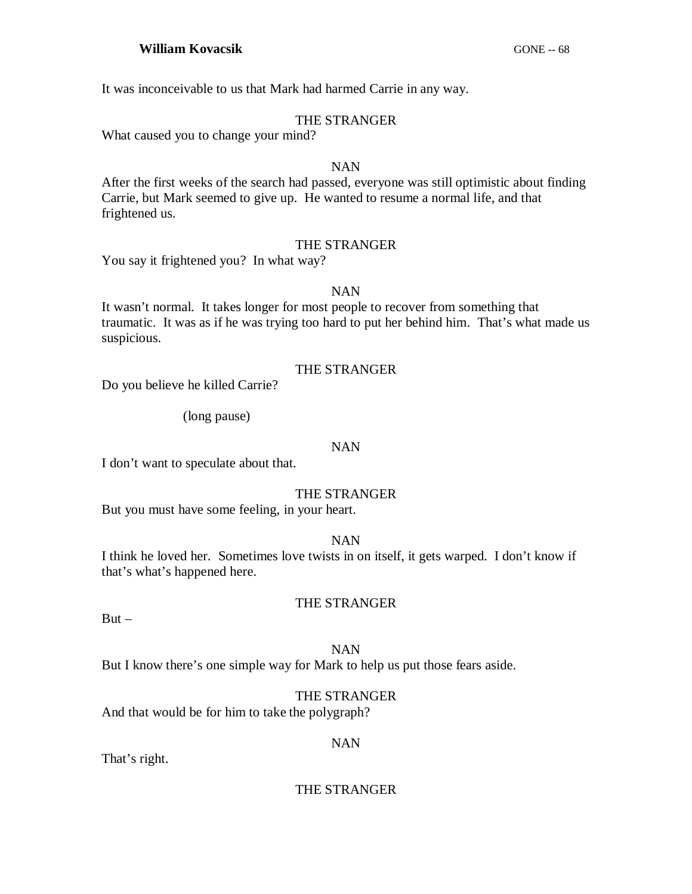It was inconceivable to us that Mark had harmed Carrie in any way.

THE STRANGER

What caused you to change your mind?

NAN

After the first weeks of the search had passed, everyone was still optimistic about finding Carrie, but Mark seemed to give up. He wanted to resume a normal life, and that frightened us.

THE STRANGER

You say it frightened you? In what way?

NAN

It wasn't normal. It takes longer for most people to recover from something that traumatic. It was as if he was trying too hard to put her behind him. That's what made us suspicious.

THE STRANGER

Do you believe he killed Carrie?

(long pause)

NAN

I don't want to speculate about that.

THE STRANGER

But you must have some feeling, in your heart.

NAN

I think he loved her. Sometimes love twists in on itself, it gets warped. I don't know if that's what's happened here.

THE STRANGER

But –

NAN

But I know there's one simple way for Mark to help us put those fears aside.

THE STRANGER

And that would be for him to take the polygraph?

NAN

That's right.

THE STRANGER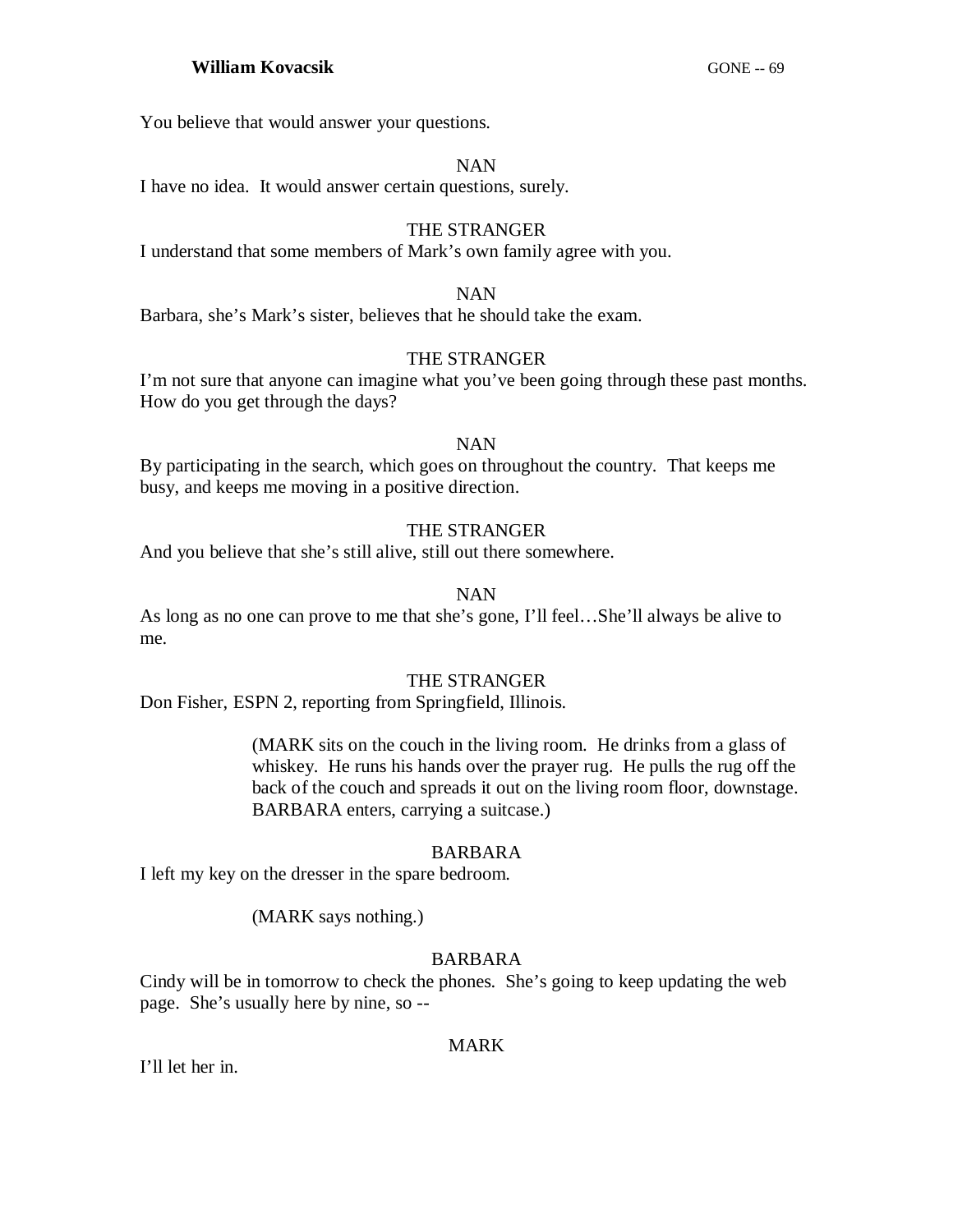You believe that would answer your questions.

NAN

I have no idea. It would answer certain questions, surely.

THE STRANGER

I understand that some members of Mark's own family agree with you.

NAN

Barbara, she's Mark's sister, believes that he should take the exam.

THE STRANGER

I'm not sure that anyone can imagine what you've been going through these past months. How do you get through the days?

NAN

By participating in the search, which goes on throughout the country. That keeps me busy, and keeps me moving in a positive direction.

THE STRANGER

And you believe that she's still alive, still out there somewhere.

NAN

As long as no one can prove to me that she's gone, I'll feel…She'll always be alive to me.

THE STRANGER

Don Fisher, ESPN 2, reporting from Springfield, Illinois.

(MARK sits on the couch in the living room. He drinks from a glass of whiskey. He runs his hands over the prayer rug. He pulls the rug off the back of the couch and spreads it out on the living room floor, downstage. BARBARA enters, carrying a suitcase.)

BARBARA

I left my key on the dresser in the spare bedroom.

(MARK says nothing.)

BARBARA

Cindy will be in tomorrow to check the phones. She's going to keep updating the web page. She's usually here by nine, so --

MARK

I'll let her in.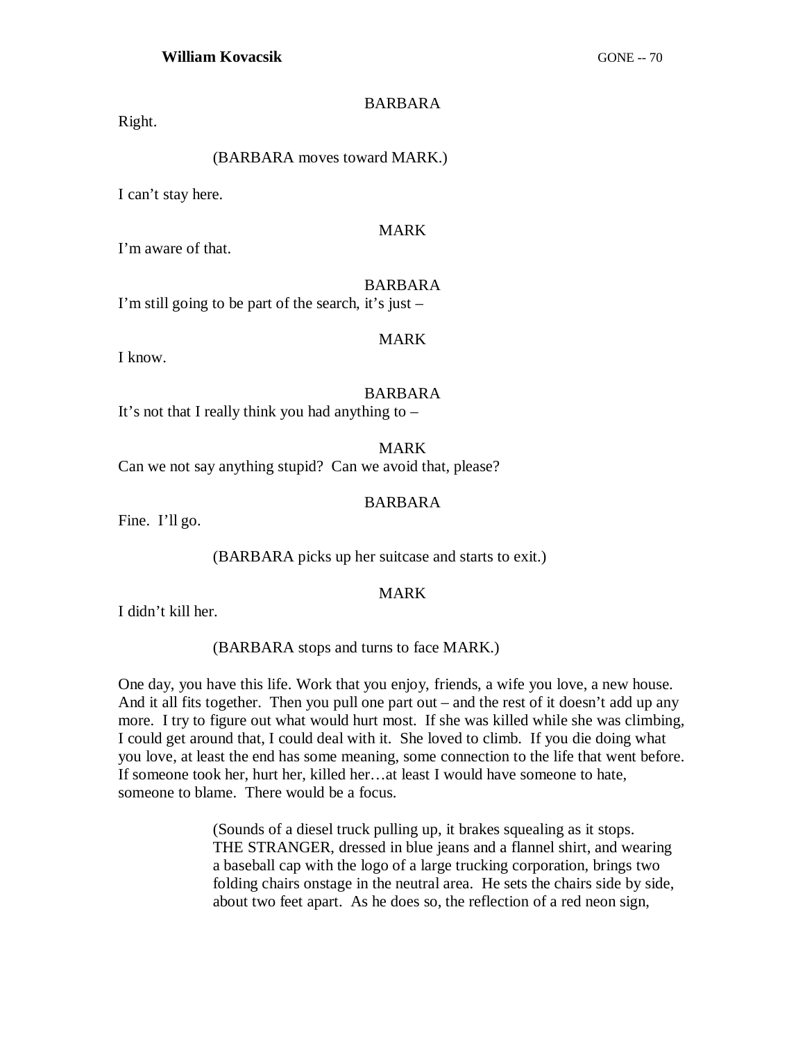BARBARA

Right.

(BARBARA moves toward MARK.)

I can't stay here.

MARK

I'm aware of that.

BARBARA

I'm still going to be part of the search, it's just –

MARK

I know.

BARBARA

It's not that I really think you had anything to –

MARK

Can we not say anything stupid? Can we avoid that, please?

BARBARA

Fine. I'll go.

(BARBARA picks up her suitcase and starts to exit.)

MARK

I didn't kill her.

(BARBARA stops and turns to face MARK.)

One day, you have this life. Work that you enjoy, friends, a wife you love, a new house. And it all fits together. Then you pull one part out – and the rest of it doesn't add up any more. I try to figure out what would hurt most. If she was killed while she was climbing, I could get around that, I could deal with it. She loved to climb. If you die doing what you love, at least the end has some meaning, some connection to the life that went before. If someone took her, hurt her, killed her…at least I would have someone to hate, someone to blame. There would be a focus.

(Sounds of a diesel truck pulling up, it brakes squealing as it stops. THE STRANGER, dressed in blue jeans and a flannel shirt, and wearing a baseball cap with the logo of a large trucking corporation, brings two folding chairs onstage in the neutral area. He sets the chairs side by side, about two feet apart. As he does so, the reflection of a red neon sign,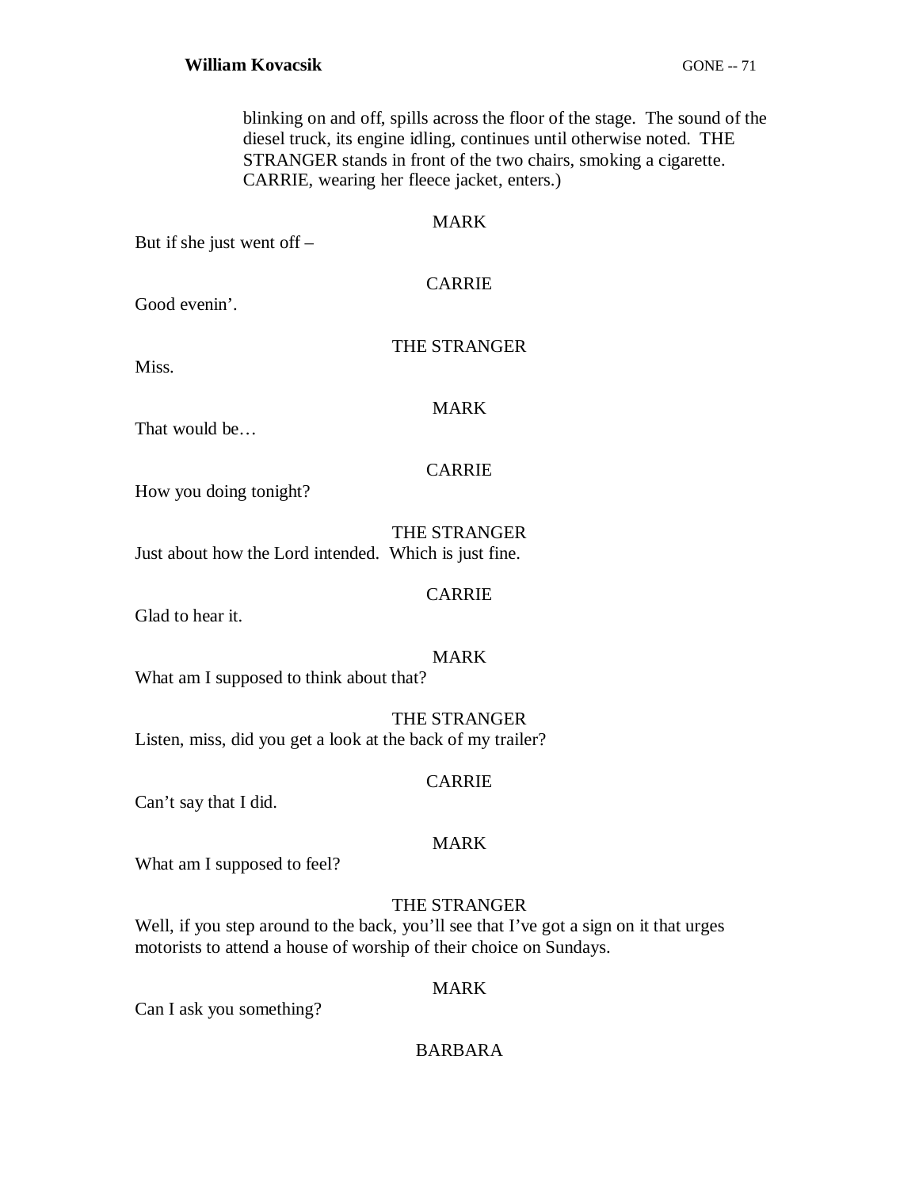blinking on and off, spills across the floor of the stage. The sound of the diesel truck, its engine idling, continues until otherwise noted. THE STRANGER stands in front of the two chairs, smoking a cigarette. CARRIE, wearing her fleece jacket, enters.)

MARK

But if she just went off –

CARRIE

Good evenin'.

THE STRANGER

Miss.

MARK

That would be…

CARRIE

How you doing tonight?

THE STRANGER

Just about how the Lord intended. Which is just fine.

CARRIE

Glad to hear it.

MARK

What am I supposed to think about that?

THE STRANGER

Listen, miss, did you get a look at the back of my trailer?

CARRIE

Can't say that I did.

MARK

What am I supposed to feel?

THE STRANGER

Well, if you step around to the back, you'll see that I've got a sign on it that urges motorists to attend a house of worship of their choice on Sundays.

MARK

Can I ask you something?

BARBARA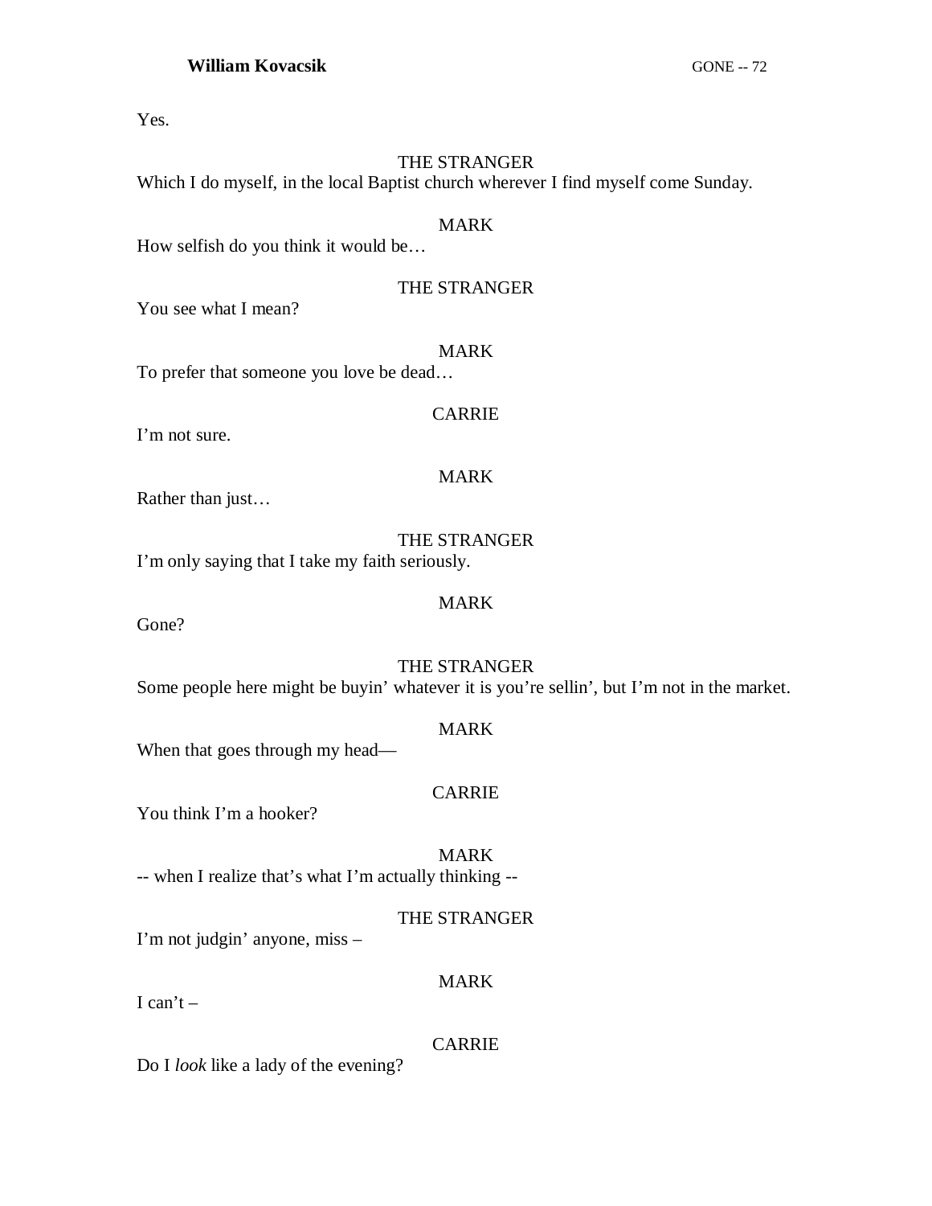Yes.

THE STRANGER

Which I do myself, in the local Baptist church wherever I find myself come Sunday.

MARK

How selfish do you think it would be…

THE STRANGER

You see what I mean?

MARK

To prefer that someone you love be dead…

CARRIE

I'm not sure.

MARK

Rather than just…

THE STRANGER

I'm only saying that I take my faith seriously.

MARK

Gone?

THE STRANGER

Some people here might be buyin' whatever it is you're sellin', but I'm not in the market.

MARK

When that goes through my head—

CARRIE

You think I'm a hooker?

MARK

-- when I realize that's what I'm actually thinking --

THE STRANGER

I'm not judgin' anyone, miss –

MARK

I can't –

CARRIE

Do I *look* like a lady of the evening?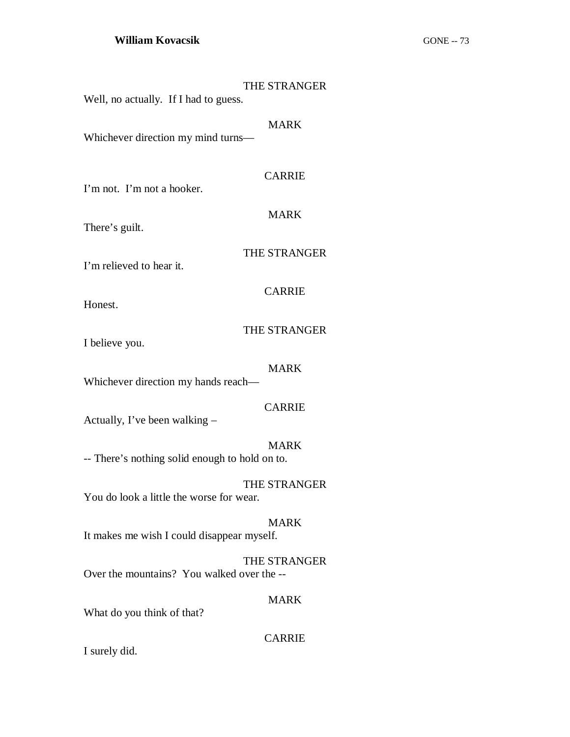THE STRANGER

Well, no actually. If I had to guess.

MARK

Whichever direction my mind turns—

CARRIE

I'm not. I'm not a hooker.

MARK

There's guilt.

THE STRANGER

I'm relieved to hear it.

CARRIE

Honest.

THE STRANGER

I believe you.

MARK

Whichever direction my hands reach—

CARRIE

Actually, I've been walking –

MARK

-- There's nothing solid enough to hold on to.

THE STRANGER

You do look a little the worse for wear.

MARK

It makes me wish I could disappear myself.

THE STRANGER

Over the mountains? You walked over the --

MARK

What do you think of that?

CARRIE

I surely did.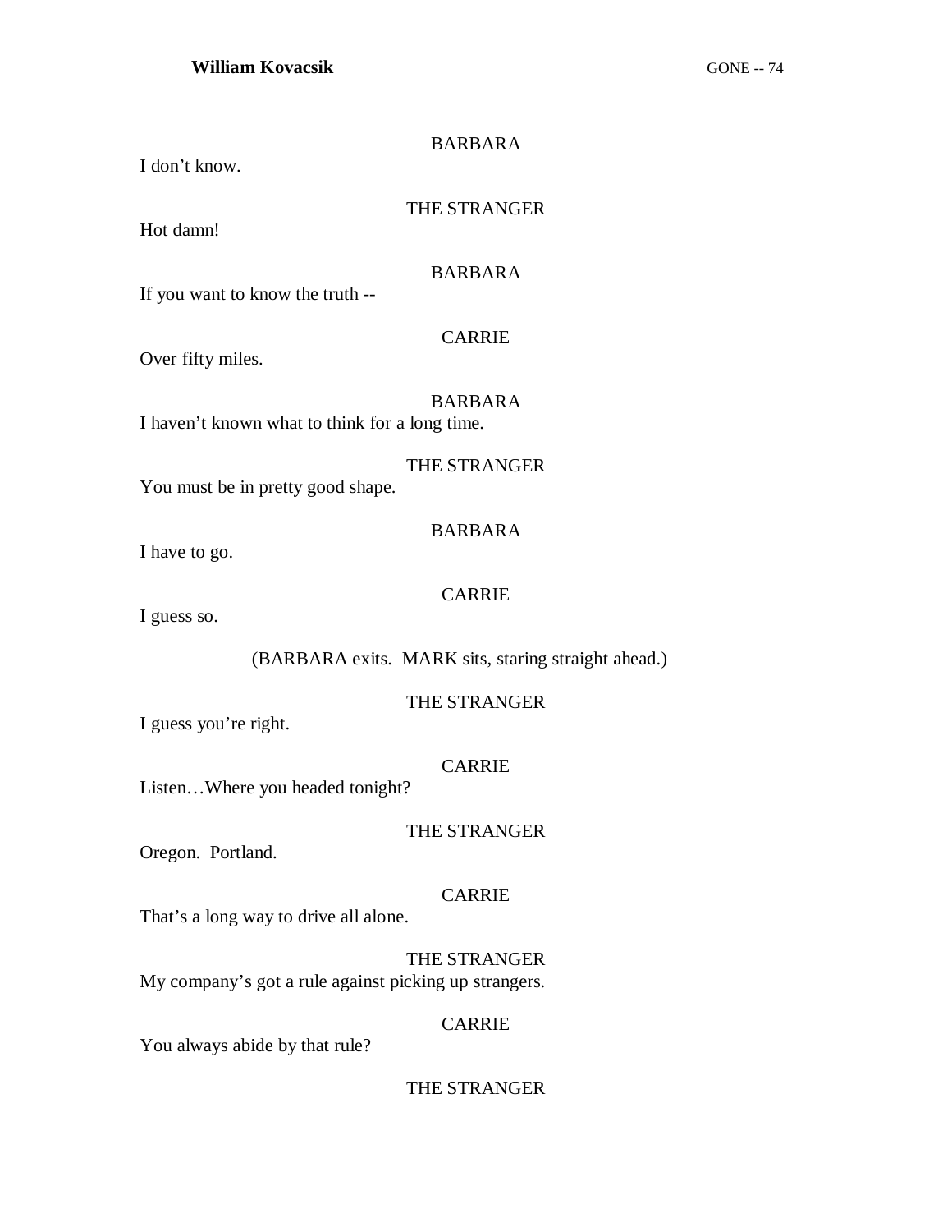BARBARA

I don't know.

THE STRANGER

Hot damn!

BARBARA

If you want to know the truth --

CARRIE

Over fifty miles.

BARBARA

I haven't known what to think for a long time.

THE STRANGER

You must be in pretty good shape.

BARBARA

I have to go.

CARRIE

I guess so.

(BARBARA exits. MARK sits, staring straight ahead.)

THE STRANGER

I guess you're right.

CARRIE

Listen…Where you headed tonight?

THE STRANGER

Oregon. Portland.

CARRIE

That's a long way to drive all alone.

THE STRANGER

My company's got a rule against picking up strangers.

CARRIE

You always abide by that rule?

THE STRANGER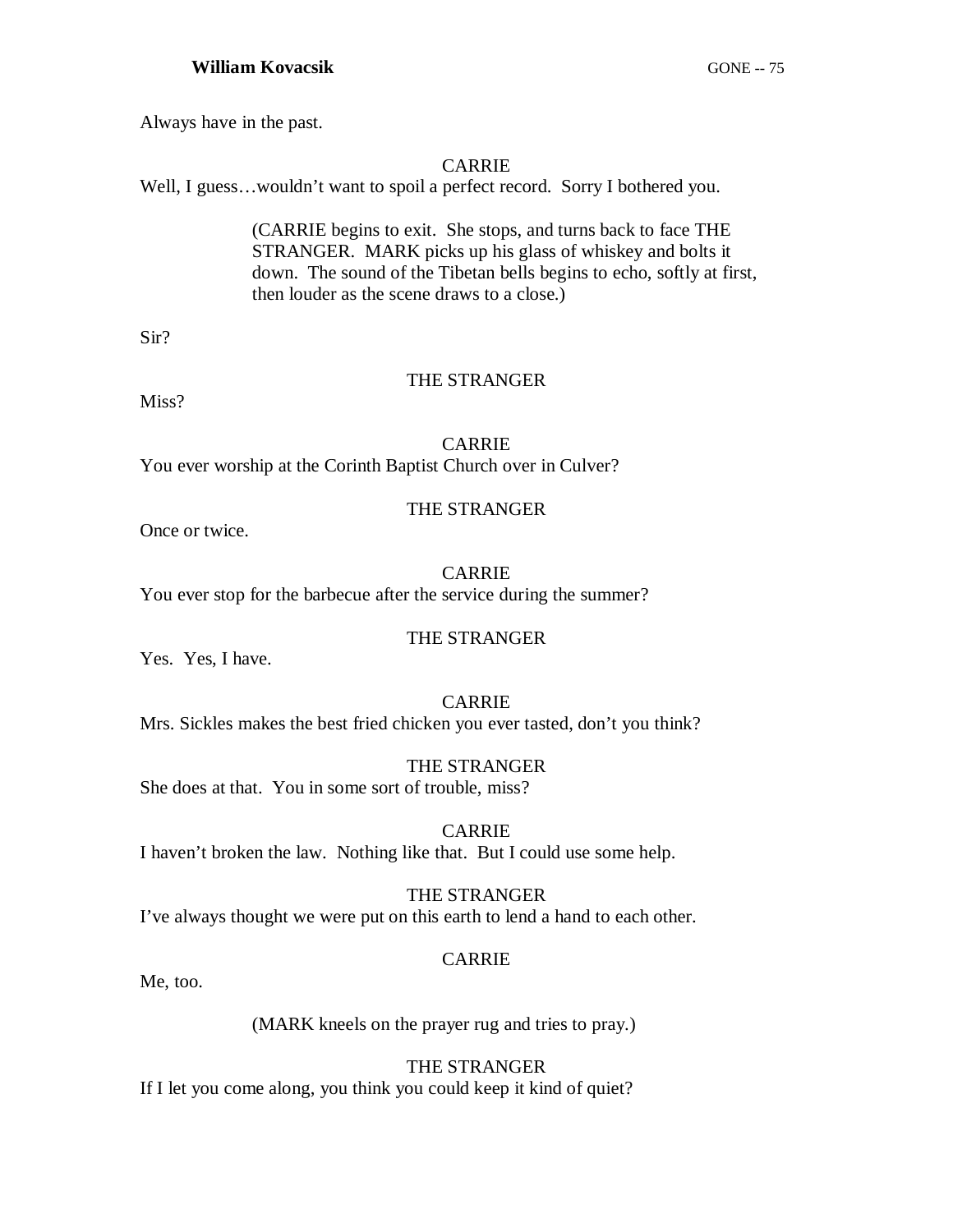Always have in the past.

CARRIE

Well, I guess…wouldn't want to spoil a perfect record. Sorry I bothered you.

(CARRIE begins to exit. She stops, and turns back to face THE STRANGER. MARK picks up his glass of whiskey and bolts it down. The sound of the Tibetan bells begins to echo, softly at first, then louder as the scene draws to a close.)

Sir?

THE STRANGER

Miss?

CARRIE

You ever worship at the Corinth Baptist Church over in Culver?

THE STRANGER

Once or twice.

CARRIE

You ever stop for the barbecue after the service during the summer?

THE STRANGER

Yes. Yes, I have.

CARRIE

Mrs. Sickles makes the best fried chicken you ever tasted, don't you think?

THE STRANGER

She does at that. You in some sort of trouble, miss?

CARRIE

I haven't broken the law. Nothing like that. But I could use some help.

THE STRANGER

I've always thought we were put on this earth to lend a hand to each other.

CARRIE

Me, too.

(MARK kneels on the prayer rug and tries to pray.)

THE STRANGER

If I let you come along, you think you could keep it kind of quiet?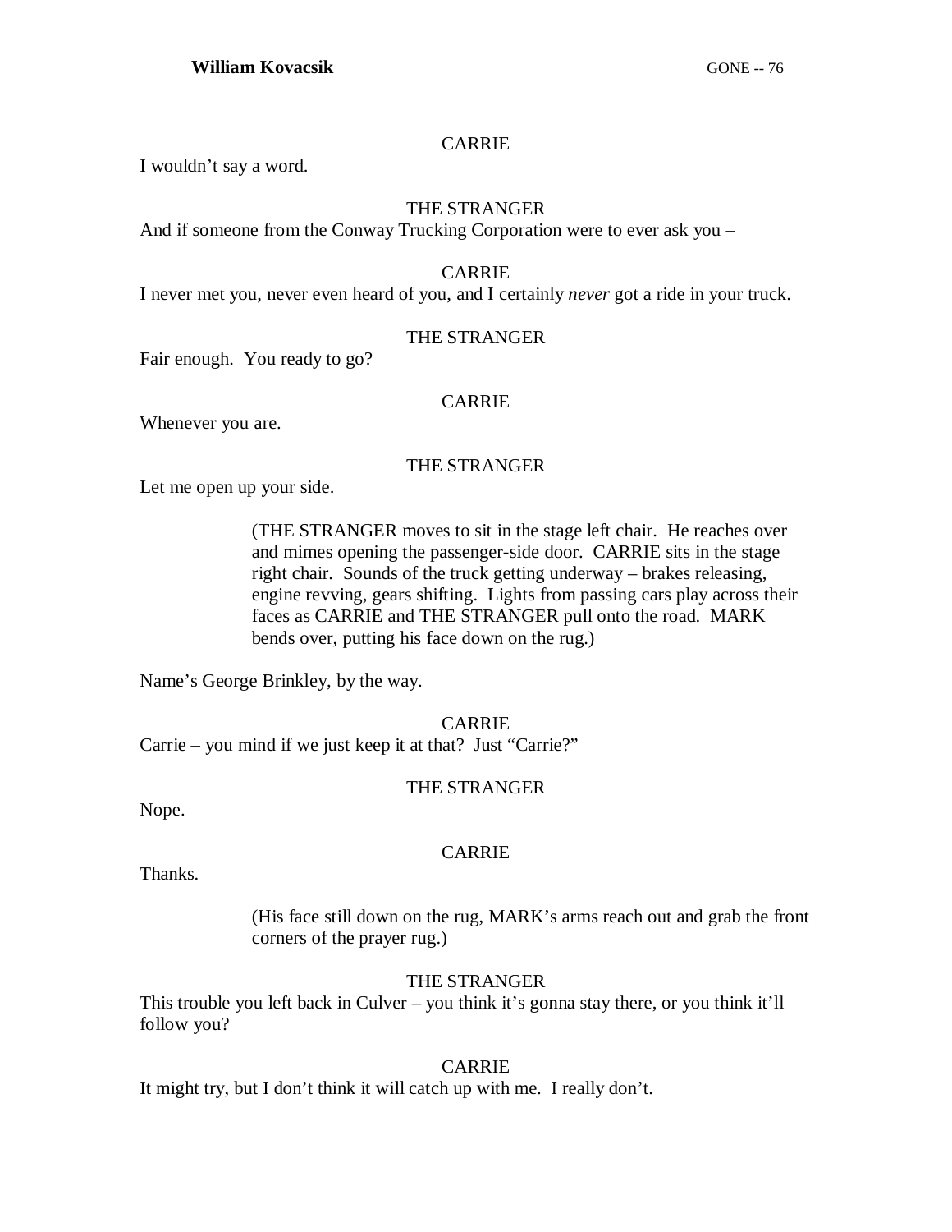CARRIE

I wouldn't say a word.

THE STRANGER

And if someone from the Conway Trucking Corporation were to ever ask you –

CARRIE

I never met you, never even heard of you, and I certainly *never* got a ride in your truck.

THE STRANGER

Fair enough. You ready to go?

CARRIE

Whenever you are.

THE STRANGER

Let me open up your side.

> (THE STRANGER moves to sit in the stage left chair. He reaches over and mimes opening the passenger-side door. CARRIE sits in the stage right chair. Sounds of the truck getting underway – brakes releasing, engine revving, gears shifting. Lights from passing cars play across their faces as CARRIE and THE STRANGER pull onto the road. MARK bends over, putting his face down on the rug.)

Name's George Brinkley, by the way.

CARRIE

Carrie – you mind if we just keep it at that? Just "Carrie?"

THE STRANGER

Nope.

CARRIE

Thanks.

> (His face still down on the rug, MARK's arms reach out and grab the front corners of the prayer rug.)

THE STRANGER

This trouble you left back in Culver – you think it's gonna stay there, or you think it'll follow you?

CARRIE

It might try, but I don't think it will catch up with me. I really don't.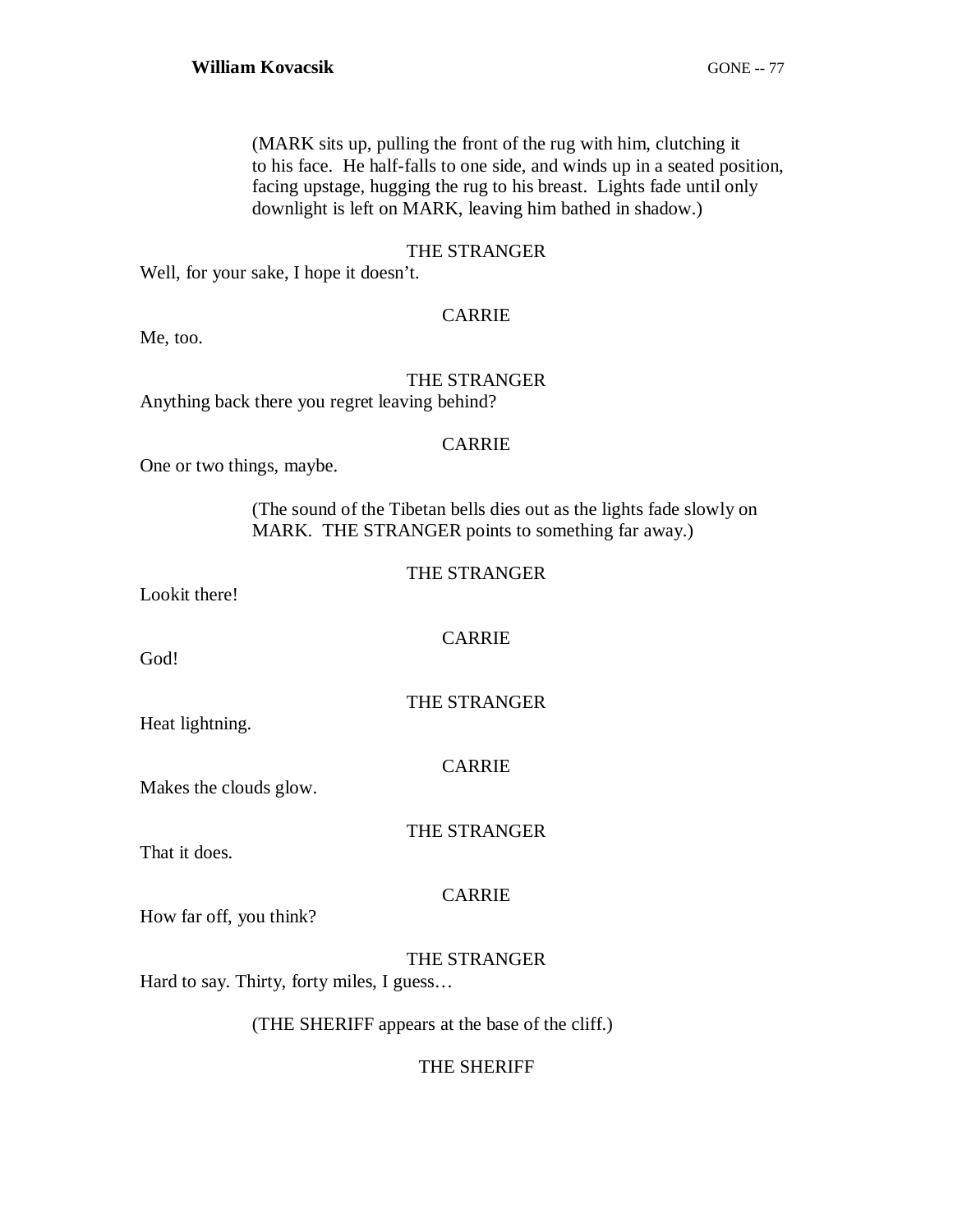(MARK sits up, pulling the front of the rug with him, clutching it to his face. He half-falls to one side, and winds up in a seated position, facing upstage, hugging the rug to his breast. Lights fade until only downlight is left on MARK, leaving him bathed in shadow.)

THE STRANGER

Well, for your sake, I hope it doesn't.

CARRIE

Me, too.

THE STRANGER

Anything back there you regret leaving behind?

CARRIE

One or two things, maybe.

(The sound of the Tibetan bells dies out as the lights fade slowly on MARK. THE STRANGER points to something far away.)

THE STRANGER

Lookit there!

CARRIE

God!

THE STRANGER

Heat lightning.

CARRIE

Makes the clouds glow.

THE STRANGER

That it does.

CARRIE

How far off, you think?

THE STRANGER

Hard to say. Thirty, forty miles, I guess…

(THE SHERIFF appears at the base of the cliff.)

THE SHERIFF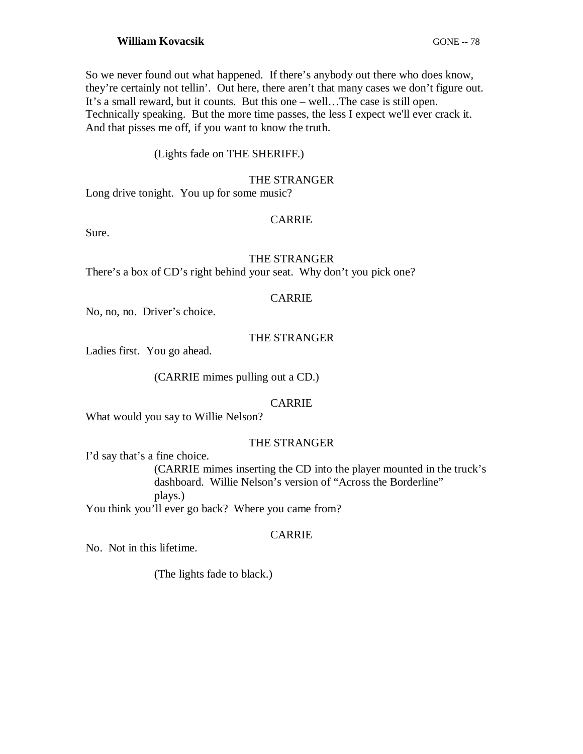So we never found out what happened. If there's anybody out there who does know, they're certainly not tellin'. Out here, there aren't that many cases we don't figure out. It's a small reward, but it counts. But this one – well…The case is still open. Technically speaking. But the more time passes, the less I expect we'll ever crack it. And that pisses me off, if you want to know the truth.

(Lights fade on THE SHERIFF.)

THE STRANGER

Long drive tonight. You up for some music?

CARRIE

Sure.

THE STRANGER

There's a box of CD's right behind your seat. Why don't you pick one?

CARRIE

No, no, no. Driver's choice.

THE STRANGER

Ladies first. You go ahead.

(CARRIE mimes pulling out a CD.)

CARRIE

What would you say to Willie Nelson?

THE STRANGER

I'd say that's a fine choice.

(CARRIE mimes inserting the CD into the player mounted in the truck's dashboard. Willie Nelson's version of "Across the Borderline" plays.)

You think you'll ever go back? Where you came from?

CARRIE

No. Not in this lifetime.

(The lights fade to black.)